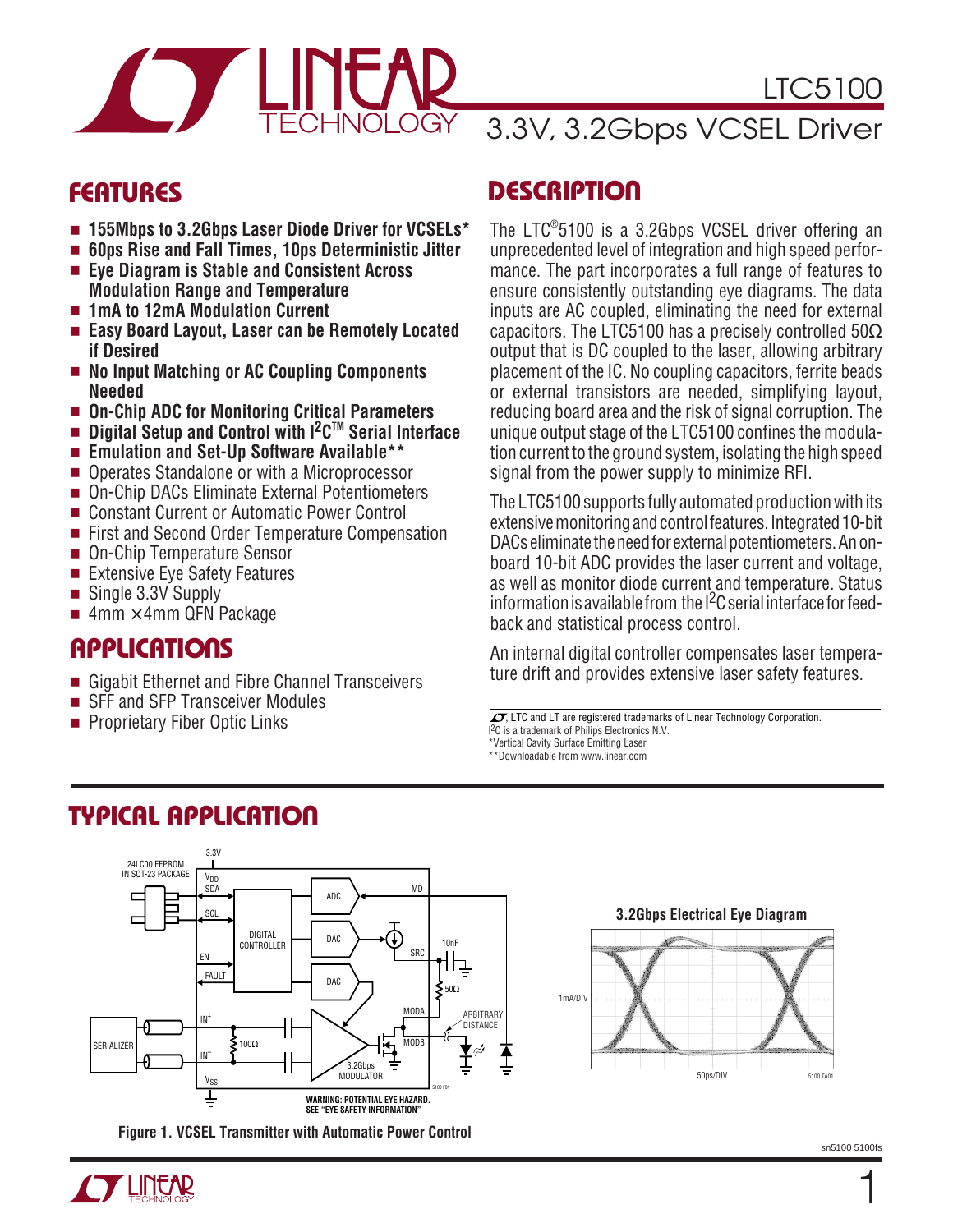# LTC5100

## 3.3V, 3.2Gbps VCSEL Driver

## FEATURES

- **155Mbps to 3.2Gbps Laser Diode Driver for VCSELs***
- **60ps Rise and Fall Times, 10ps Deterministic Jitter**
- **Eye Diagram is Stable and Consistent Across Modulation Range and Temperature**
- **1mA to 12mA Modulation Current**
- **Easy Board Layout, Laser can be Remotely Located if Desired**
- **No Input Matching or AC Coupling Components Needed**
- **On-Chip ADC for Monitoring Critical Parameters**
- **Digital Setup and Control with I²C™ Serial Interface**
- **Emulation and Set-Up Software Available****
- Operates Standalone or with a Microprocessor
- On-Chip DACs Eliminate External Potentiometers
- Constant Current or Automatic Power Control
- First and Second Order Temperature Compensation
- On-Chip Temperature Sensor
- Extensive Eye Safety Features
- Single 3.3V Supply
- 4mm × 4mm QFN Package

## APPLICATIONS

- Gigabit Ethernet and Fibre Channel Transceivers
- SFF and SFP Transceiver Modules
- Proprietary Fiber Optic Links

## DESCRIPTION

The LTC®5100 is a 3.2Gbps VCSEL driver offering an unprecedented level of integration and high speed performance. The part incorporates a full range of features to ensure consistently outstanding eye diagrams. The data inputs are AC coupled, eliminating the need for external capacitors. The LTC5100 has a precisely controlled 50Ω output that is DC coupled to the laser, allowing arbitrary placement of the IC. No coupling capacitors, ferrite beads or external transistors are needed, simplifying layout, reducing board area and the risk of signal corruption. The unique output stage of the LTC5100 confines the modulation current to the ground system, isolating the high speed signal from the power supply to minimize RFI.

The LTC5100 supports fully automated production with its extensive monitoring and control features. Integrated 10-bit DACs eliminate the need for external potentiometers. An on-board 10-bit ADC provides the laser current and voltage, as well as monitor diode current and temperature. Status information is available from the I²C serial interface for feedback and statistical process control.

An internal digital controller compensates laser temperature drift and provides extensive laser safety features.

LTC and LT are registered trademarks of Linear Technology Corporation.
I²C is a trademark of Philips Electronics N.V.
*Vertical Cavity Surface Emitting Laser
**Downloadable from www.linear.com

## TYPICAL APPLICATION

Figure 1. VCSEL Transmitter with Automatic Power Control

WARNING: POTENTIAL EYE HAZARD. SEE "EYE SAFETY INFORMATION"

3.2Gbps Electrical Eye Diagram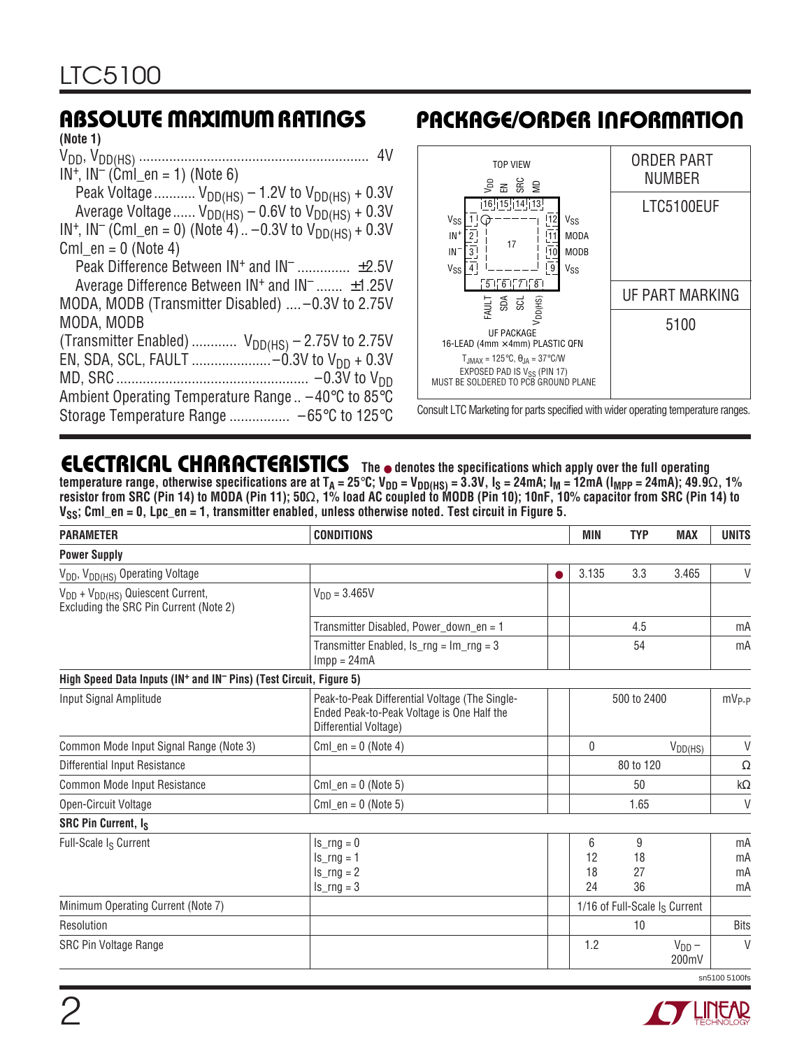## ABSOLUTE MAXIMUM RATINGS

**(Note 1)**

$V_{DD}$, $V_{DD(HS)}$ ............................................................ 4V
$IN^+$, $IN^-$ (Cml_en = 1) (Note 6)
  Peak Voltage ........... $V_{DD(HS)}$ – 1.2V to $V_{DD(HS)}$ + 0.3V
  Average Voltage ...... $V_{DD(HS)}$ – 0.6V to $V_{DD(HS)}$ + 0.3V
$IN^+$, $IN^-$ (Cml_en = 0) (Note 4) .. –0.3V to $V_{DD(HS)}$ + 0.3V
Cml_en = 0 (Note 4)
  Peak Difference Between $IN^+$ and $IN^-$ .............. ±2.5V
  Average Difference Between $IN^+$ and $IN^-$ ....... ±1.25V
MODA, MODB (Transmitter Disabled) .... –0.3V to 2.75V
MODA, MODB
(Transmitter Enabled) ............ $V_{DD(HS)}$ – 2.75V to 2.75V
EN, SDA, SCL, FAULT ..................... –0.3V to $V_{DD}$ + 0.3V
MD, SRC .................................................. –0.3V to $V_{DD}$
Ambient Operating Temperature Range .. –40°C to 85°C
Storage Temperature Range ................ –65°C to 125°C

## PACKAGE/ORDER INFORMATION

| TOP VIEW | ORDER PART NUMBER |
|---|---|
| Pins: 1 $V_{SS}$, 2 $IN^+$, 3 $IN^-$, 4 $V_{SS}$, 5 FAULT, 6 SDA, 7 SCL, 8 $V_{DD(HS)}$, 9 $V_{SS}$, 10 MODB, 11 MODA, 12 $V_{SS}$, 13 MD, 14 SRC, 15 EN, 16 $V_{DD}$, 17 (exposed pad) | LTC5100EUF |
| UF PACKAGE 16-LEAD (4mm × 4mm) PLASTIC QFN | **UF PART MARKING** |
| $T_{JMAX}$ = 125°C, $\theta_{JA}$ = 37°C/W EXPOSED PAD IS $V_{SS}$ (PIN 17) MUST BE SOLDERED TO PCB GROUND PLANE | 5100 |

Consult LTC Marketing for parts specified with wider operating temperature ranges.

## ELECTRICAL CHARACTERISTICS

**The ● denotes the specifications which apply over the full operating temperature range, otherwise specifications are at $T_A$ = 25°C; $V_{DD}$ = $V_{DD(HS)}$ = 3.3V, $I_S$ = 24mA; $I_M$ = 12mA ($I_{MPP}$ = 24mA); 49.9Ω, 1% resistor from SRC (Pin 14) to MODA (Pin 11); 50Ω, 1% load AC coupled to MODB (Pin 10); 10nF, 10% capacitor from SRC (Pin 14) to $V_{SS}$; Cml_en = 0, Lpc_en = 1, transmitter enabled, unless otherwise noted. Test circuit in Figure 5.**

| PARAMETER | CONDITIONS | | MIN | TYP | MAX | UNITS |
|---|---|---|---|---|---|---|
| **Power Supply** | | | | | | |
| $V_{DD}$, $V_{DD(HS)}$ Operating Voltage | | ● | 3.135 | 3.3 | 3.465 | V |
| $V_{DD}$ + $V_{DD(HS)}$ Quiescent Current, Excluding the SRC Pin Current (Note 2) | $V_{DD}$ = 3.465V | | | | | |
| | Transmitter Disabled, Power_down_en = 1 | | | 4.5 | | mA |
| | Transmitter Enabled, Is_rng = Im_rng = 3, Impp = 24mA | | | 54 | | mA |
| **High Speed Data Inputs ($IN^+$ and $IN^-$ Pins) (Test Circuit, Figure 5)** | | | | | | |
| Input Signal Amplitude | Peak-to-Peak Differential Voltage (The Single-Ended Peak-to-Peak Voltage is One Half the Differential Voltage) | | | 500 to 2400 | | $mV_{P-P}$ |
| Common Mode Input Signal Range (Note 3) | Cml_en = 0 (Note 4) | | 0 | | $V_{DD(HS)}$ | V |
| Differential Input Resistance | | | | 80 to 120 | | Ω |
| Common Mode Input Resistance | Cml_en = 0 (Note 5) | | | 50 | | kΩ |
| Open-Circuit Voltage | Cml_en = 0 (Note 5) | | | 1.65 | | V |
| **SRC Pin Current, $I_S$** | | | | | | |
| Full-Scale $I_S$ Current | Is_rng = 0<br>Is_rng = 1<br>Is_rng = 2<br>Is_rng = 3 | | 6<br>12<br>18<br>24 | 9<br>18<br>27<br>36 | | mA<br>mA<br>mA<br>mA |
| Minimum Operating Current (Note 7) | | | | 1/16 of Full-Scale $I_S$ Current | | |
| Resolution | | | | 10 | | Bits |
| SRC Pin Voltage Range | | | 1.2 | | $V_{DD}$ – 200mV | V |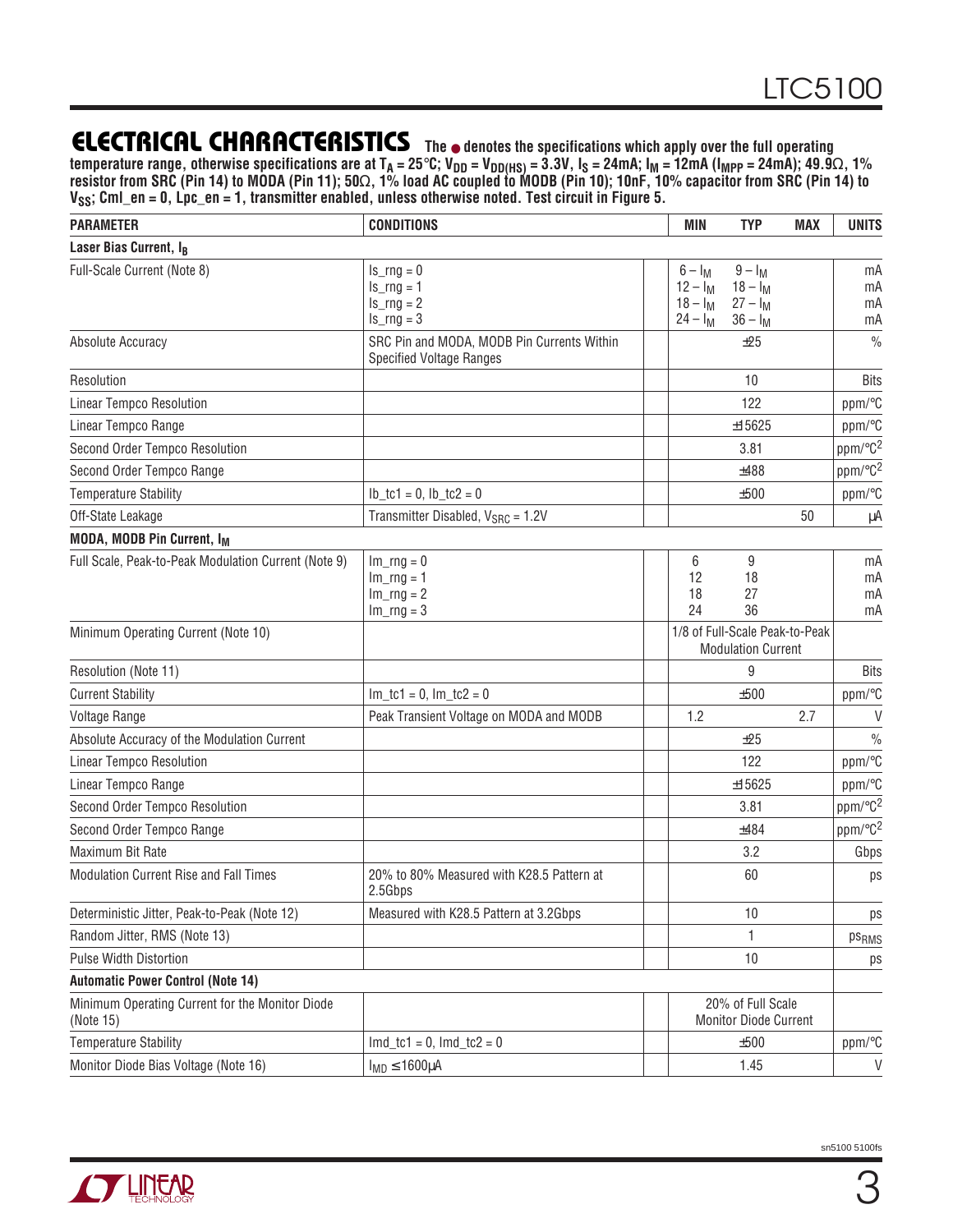## ELECTRICAL CHARACTERISTICS

The ● denotes the specifications which apply over the full operating temperature range, otherwise specifications are at $T_A = 25°C$; $V_{DD} = V_{DD(HS)} = 3.3V$, $I_S = 24mA$; $I_M = 12mA$ ($I_{MPP} = 24mA$); 49.9Ω, 1% resistor from SRC (Pin 14) to MODA (Pin 11); 50Ω, 1% load AC coupled to MODB (Pin 10); 10nF, 10% capacitor from SRC (Pin 14) to $V_{SS}$; Cml_en = 0, Lpc_en = 1, transmitter enabled, unless otherwise noted. Test circuit in Figure 5.

| PARAMETER | CONDITIONS | | MIN | TYP | MAX | UNITS |
|---|---|---|---|---|---|---|
| **Laser Bias Current, $I_B$** | | | | | | |
| Full-Scale Current (Note 8) | Is_rng = 0<br>Is_rng = 1<br>Is_rng = 2<br>Is_rng = 3 | | $6 – I_M$<br>$12 – I_M$<br>$18 – I_M$<br>$24 – I_M$ | $9 – I_M$<br>$18 – I_M$<br>$27 – I_M$<br>$36 – I_M$ | | mA<br>mA<br>mA<br>mA |
| Absolute Accuracy | SRC Pin and MODA, MODB Pin Currents Within Specified Voltage Ranges | | | ±25 | | % |
| Resolution | | | | 10 | | Bits |
| Linear Tempco Resolution | | | | 122 | | ppm/°C |
| Linear Tempco Range | | | | ±15625 | | ppm/°C |
| Second Order Tempco Resolution | | | | 3.81 | | ppm/°C$^2$ |
| Second Order Tempco Range | | | | ±488 | | ppm/°C$^2$ |
| Temperature Stability | Ib_tc1 = 0, Ib_tc2 = 0 | | | ±500 | | ppm/°C |
| Off-State Leakage | Transmitter Disabled, $V_{SRC}$ = 1.2V | | | | 50 | µA |
| **MODA, MODB Pin Current, $I_M$** | | | | | | |
| Full Scale, Peak-to-Peak Modulation Current (Note 9) | Im_rng = 0<br>Im_rng = 1<br>Im_rng = 2<br>Im_rng = 3 | | 6<br>12<br>18<br>24 | 9<br>18<br>27<br>36 | | mA<br>mA<br>mA<br>mA |
| Minimum Operating Current (Note 10) | | | | 1/8 of Full-Scale Peak-to-Peak Modulation Current | | |
| Resolution (Note 11) | | | | 9 | | Bits |
| Current Stability | Im_tc1 = 0, Im_tc2 = 0 | | | ±500 | | ppm/°C |
| Voltage Range | Peak Transient Voltage on MODA and MODB | | 1.2 | | 2.7 | V |
| Absolute Accuracy of the Modulation Current | | | | ±25 | | % |
| Linear Tempco Resolution | | | | 122 | | ppm/°C |
| Linear Tempco Range | | | | ±15625 | | ppm/°C |
| Second Order Tempco Resolution | | | | 3.81 | | ppm/°C$^2$ |
| Second Order Tempco Range | | | | ±484 | | ppm/°C$^2$ |
| Maximum Bit Rate | | | | 3.2 | | Gbps |
| Modulation Current Rise and Fall Times | 20% to 80% Measured with K28.5 Pattern at 2.5Gbps | | | 60 | | ps |
| Deterministic Jitter, Peak-to-Peak (Note 12) | Measured with K28.5 Pattern at 3.2Gbps | | | 10 | | ps |
| Random Jitter, RMS (Note 13) | | | | 1 | | $ps_{RMS}$ |
| Pulse Width Distortion | | | | 10 | | ps |
| **Automatic Power Control (Note 14)** | | | | | | |
| Minimum Operating Current for the Monitor Diode (Note 15) | | | | 20% of Full Scale Monitor Diode Current | | |
| Temperature Stability | Imd_tc1 = 0, Imd_tc2 = 0 | | | ±500 | | ppm/°C |
| Monitor Diode Bias Voltage (Note 16) | $I_{MD}$ ≤ 1600µA | | | 1.45 | | V |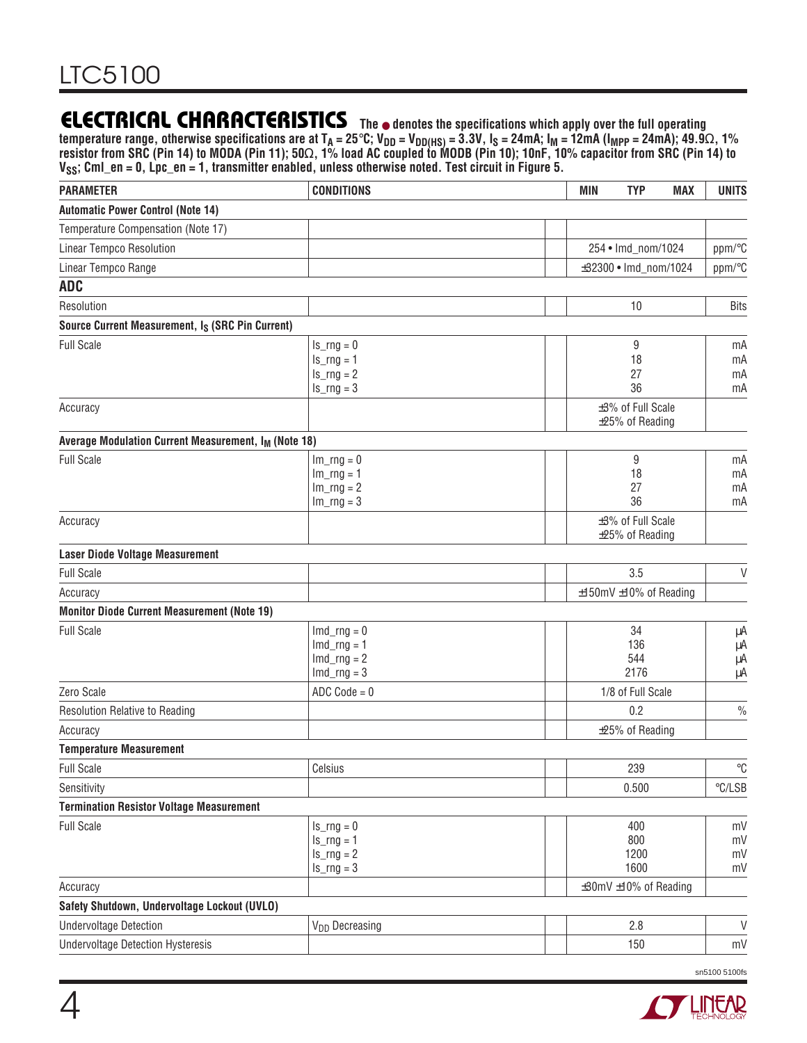## ELECTRICAL CHARACTERISTICS

The ● denotes the specifications which apply over the full operating temperature range, otherwise specifications are at $T_A$ = 25°C; $V_{DD}$ = $V_{DD(HS)}$ = 3.3V, $I_S$ = 24mA; $I_M$ = 12mA ($I_{MPP}$ = 24mA); 49.9Ω, 1% resistor from SRC (Pin 14) to MODA (Pin 11); 50Ω, 1% load AC coupled to MODB (Pin 10); 10nF, 10% capacitor from SRC (Pin 14) to $V_{SS}$; Cml_en = 0, Lpc_en = 1, transmitter enabled, unless otherwise noted. Test circuit in Figure 5.

| PARAMETER | CONDITIONS | | MIN | TYP | MAX | UNITS |
|---|---|---|---|---|---|---|
| **Automatic Power Control (Note 14)** | | | | | | |
| Temperature Compensation (Note 17) | | | | | | |
| Linear Tempco Resolution | | | | 254 • Imd_nom/1024 | | ppm/°C |
| Linear Tempco Range | | | | ±32300 • Imd_nom/1024 | | ppm/°C |
| **ADC** | | | | | | |
| Resolution | | | | 10 | | Bits |
| **Source Current Measurement, $I_S$ (SRC Pin Current)** | | | | | | |
| Full Scale | Is_rng = 0<br>Is_rng = 1<br>Is_rng = 2<br>Is_rng = 3 | | | 9<br>18<br>27<br>36 | | mA<br>mA<br>mA<br>mA |
| Accuracy | | | | ±3% of Full Scale<br>±25% of Reading | | |
| **Average Modulation Current Measurement, $I_M$ (Note 18)** | | | | | | |
| Full Scale | Im_rng = 0<br>Im_rng = 1<br>Im_rng = 2<br>Im_rng = 3 | | | 9<br>18<br>27<br>36 | | mA<br>mA<br>mA<br>mA |
| Accuracy | | | | ±3% of Full Scale<br>±25% of Reading | | |
| **Laser Diode Voltage Measurement** | | | | | | |
| Full Scale | | | | 3.5 | | V |
| Accuracy | | | | ±150mV ±10% of Reading | | |
| **Monitor Diode Current Measurement (Note 19)** | | | | | | |
| Full Scale | Imd_rng = 0<br>Imd_rng = 1<br>Imd_rng = 2<br>Imd_rng = 3 | | | 34<br>136<br>544<br>2176 | | µA<br>µA<br>µA<br>µA |
| Zero Scale | ADC Code = 0 | | | 1/8 of Full Scale | | |
| Resolution Relative to Reading | | | | 0.2 | | % |
| Accuracy | | | | ±25% of Reading | | |
| **Temperature Measurement** | | | | | | |
| Full Scale | Celsius | | | 239 | | °C |
| Sensitivity | | | | 0.500 | | °C/LSB |
| **Termination Resistor Voltage Measurement** | | | | | | |
| Full Scale | Is_rng = 0<br>Is_rng = 1<br>Is_rng = 2<br>Is_rng = 3 | | | 400<br>800<br>1200<br>1600 | | mV<br>mV<br>mV<br>mV |
| Accuracy | | | | ±30mV ±10% of Reading | | |
| **Safety Shutdown, Undervoltage Lockout (UVLO)** | | | | | | |
| Undervoltage Detection | $V_{DD}$ Decreasing | | | 2.8 | | V |
| Undervoltage Detection Hysteresis | | | | 150 | | mV |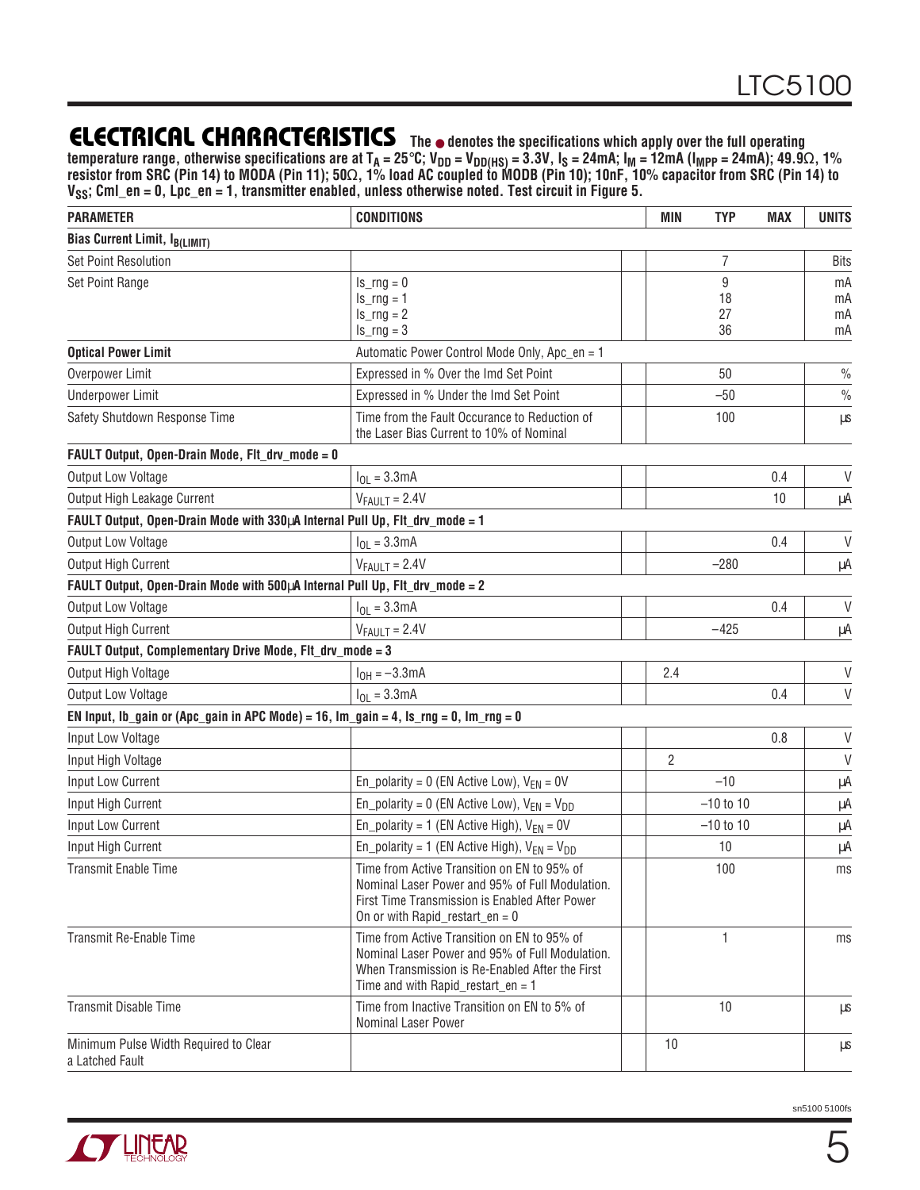## ELECTRICAL CHARACTERISTICS

The ● denotes the specifications which apply over the full operating temperature range, otherwise specifications are at $T_A = 25°C$; $V_{DD} = V_{DD(HS)} = 3.3V$, $I_S = 24mA$; $I_M = 12mA$ ($I_{MPP} = 24mA$); 49.9Ω, 1% resistor from SRC (Pin 14) to MODA (Pin 11); 50Ω, 1% load AC coupled to MODB (Pin 10); 10nF, 10% capacitor from SRC (Pin 14) to $V_{SS}$; Cml_en = 0, Lpc_en = 1, transmitter enabled, unless otherwise noted. Test circuit in Figure 5.

| PARAMETER | CONDITIONS | | MIN | TYP | MAX | UNITS |
|---|---|---|---|---|---|---|
| **Bias Current Limit, $I_{B(LIMIT)}$** | | | | | | |
| Set Point Resolution | | | | 7 | | Bits |
| Set Point Range | Is_rng = 0<br>Is_rng = 1<br>Is_rng = 2<br>Is_rng = 3 | | | 9<br>18<br>27<br>36 | | mA<br>mA<br>mA<br>mA |
| **Optical Power Limit** | Automatic Power Control Mode Only, Apc_en = 1 | | | | | |
| Overpower Limit | Expressed in % Over the Imd Set Point | | | 50 | | % |
| Underpower Limit | Expressed in % Under the Imd Set Point | | | –50 | | % |
| Safety Shutdown Response Time | Time from the Fault Occurance to Reduction of the Laser Bias Current to 10% of Nominal | | | 100 | | µs |
| **FAULT Output, Open-Drain Mode, Flt_drv_mode = 0** | | | | | | |
| Output Low Voltage | $I_{OL} = 3.3mA$ | | | | 0.4 | V |
| Output High Leakage Current | $V_{FAULT} = 2.4V$ | | | | 10 | µA |
| **FAULT Output, Open-Drain Mode with 330µA Internal Pull Up, Flt_drv_mode = 1** | | | | | | |
| Output Low Voltage | $I_{OL} = 3.3mA$ | | | | 0.4 | V |
| Output High Current | $V_{FAULT} = 2.4V$ | | | –280 | | µA |
| **FAULT Output, Open-Drain Mode with 500µA Internal Pull Up, Flt_drv_mode = 2** | | | | | | |
| Output Low Voltage | $I_{OL} = 3.3mA$ | | | | 0.4 | V |
| Output High Current | $V_{FAULT} = 2.4V$ | | | –425 | | µA |
| **FAULT Output, Complementary Drive Mode, Flt_drv_mode = 3** | | | | | | |
| Output High Voltage | $I_{OH} = –3.3mA$ | | 2.4 | | | V |
| Output Low Voltage | $I_{OL} = 3.3mA$ | | | | 0.4 | V |
| **EN Input, Ib_gain or (Apc_gain in APC Mode) = 16, Im_gain = 4, Is_rng = 0, Im_rng = 0** | | | | | | |
| Input Low Voltage | | | | | 0.8 | V |
| Input High Voltage | | | 2 | | | V |
| Input Low Current | En_polarity = 0 (EN Active Low), $V_{EN} = 0V$ | | | –10 | | µA |
| Input High Current | En_polarity = 0 (EN Active Low), $V_{EN} = V_{DD}$ | | | –10 to 10 | | µA |
| Input Low Current | En_polarity = 1 (EN Active High), $V_{EN} = 0V$ | | | –10 to 10 | | µA |
| Input High Current | En_polarity = 1 (EN Active High), $V_{EN} = V_{DD}$ | | | 10 | | µA |
| Transmit Enable Time | Time from Active Transition on EN to 95% of Nominal Laser Power and 95% of Full Modulation. First Time Transmission is Enabled After Power On or with Rapid_restart_en = 0 | | | 100 | | ms |
| Transmit Re-Enable Time | Time from Active Transition on EN to 95% of Nominal Laser Power and 95% of Full Modulation. When Transmission is Re-Enabled After the First Time and with Rapid_restart_en = 1 | | | 1 | | ms |
| Transmit Disable Time | Time from Inactive Transition on EN to 5% of Nominal Laser Power | | | 10 | | µs |
| Minimum Pulse Width Required to Clear a Latched Fault | | | 10 | | | µs |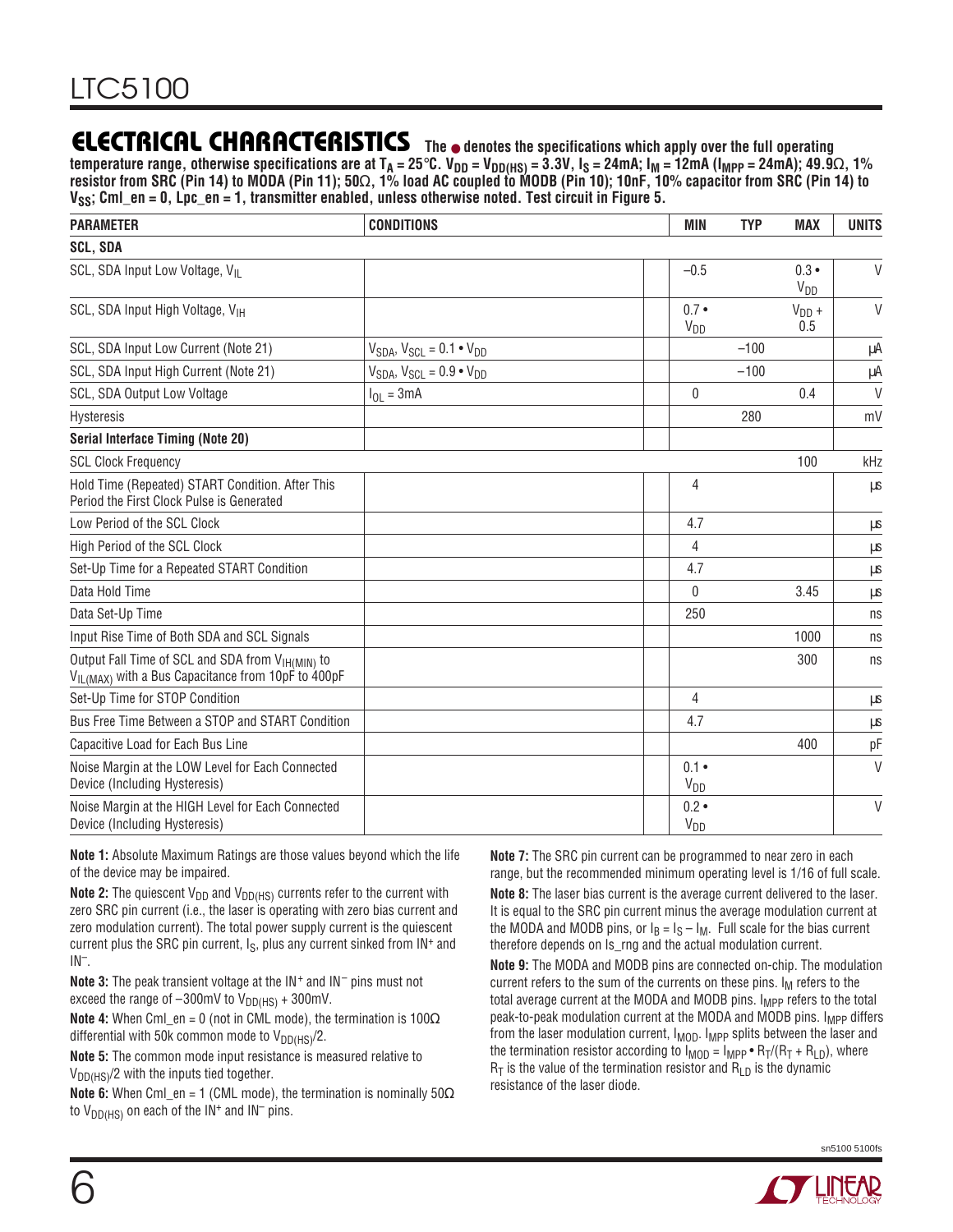## ELECTRICAL CHARACTERISTICS

**The ● denotes the specifications which apply over the full operating temperature range, otherwise specifications are at $T_A$ = 25°C. $V_{DD}$ = $V_{DD(HS)}$ = 3.3V, $I_S$ = 24mA; $I_M$ = 12mA ($I_{MPP}$ = 24mA); 49.9Ω, 1% resistor from SRC (Pin 14) to MODA (Pin 11); 50Ω, 1% load AC coupled to MODB (Pin 10); 10nF, 10% capacitor from SRC (Pin 14) to $V_{SS}$; Cml_en = 0, Lpc_en = 1, transmitter enabled, unless otherwise noted. Test circuit in Figure 5.**

| PARAMETER | CONDITIONS | | MIN | TYP | MAX | UNITS |
|---|---|---|---|---|---|---|
| **SCL, SDA** | | | | | | |
| SCL, SDA Input Low Voltage, $V_{IL}$ | | | –0.5 | | 0.3 • $V_{DD}$ | V |
| SCL, SDA Input High Voltage, $V_{IH}$ | | | 0.7 • $V_{DD}$ | | $V_{DD}$ + 0.5 | V |
| SCL, SDA Input Low Current (Note 21) | $V_{SDA}$, $V_{SCL}$ = 0.1 • $V_{DD}$ | | | –100 | | µA |
| SCL, SDA Input High Current (Note 21) | $V_{SDA}$, $V_{SCL}$ = 0.9 • $V_{DD}$ | | | –100 | | µA |
| SCL, SDA Output Low Voltage | $I_{OL}$ = 3mA | | 0 | | 0.4 | V |
| Hysteresis | | | | 280 | | mV |
| **Serial Interface Timing (Note 20)** | | | | | | |
| SCL Clock Frequency | | | | | 100 | kHz |
| Hold Time (Repeated) START Condition. After This Period the First Clock Pulse is Generated | | | 4 | | | µs |
| Low Period of the SCL Clock | | | 4.7 | | | µs |
| High Period of the SCL Clock | | | 4 | | | µs |
| Set-Up Time for a Repeated START Condition | | | 4.7 | | | µs |
| Data Hold Time | | | 0 | | 3.45 | µs |
| Data Set-Up Time | | | 250 | | | ns |
| Input Rise Time of Both SDA and SCL Signals | | | | | 1000 | ns |
| Output Fall Time of SCL and SDA from $V_{IH(MIN)}$ to $V_{IL(MAX)}$ with a Bus Capacitance from 10pF to 400pF | | | | | 300 | ns |
| Set-Up Time for STOP Condition | | | 4 | | | µs |
| Bus Free Time Between a STOP and START Condition | | | 4.7 | | | µs |
| Capacitive Load for Each Bus Line | | | | | 400 | pF |
| Noise Margin at the LOW Level for Each Connected Device (Including Hysteresis) | | | 0.1 • $V_{DD}$ | | | V |
| Noise Margin at the HIGH Level for Each Connected Device (Including Hysteresis) | | | 0.2 • $V_{DD}$ | | | V |

**Note 1:** Absolute Maximum Ratings are those values beyond which the life of the device may be impaired.

**Note 2:** The quiescent $V_{DD}$ and $V_{DD(HS)}$ currents refer to the current with zero SRC pin current (i.e., the laser is operating with zero bias current and zero modulation current). The total power supply current is the quiescent current plus the SRC pin current, $I_S$, plus any current sinked from $IN^+$ and $IN^–$.

**Note 3:** The peak transient voltage at the $IN^+$ and $IN^–$ pins must not exceed the range of –300mV to $V_{DD(HS)}$ + 300mV.

**Note 4:** When Cml_en = 0 (not in CML mode), the termination is 100Ω differential with 50k common mode to $V_{DD(HS)}/2$.

**Note 5:** The common mode input resistance is measured relative to $V_{DD(HS)}/2$ with the inputs tied together.

**Note 6:** When Cml_en = 1 (CML mode), the termination is nominally 50Ω to $V_{DD(HS)}$ on each of the $IN^+$ and $IN^–$ pins.

**Note 7:** The SRC pin current can be programmed to near zero in each range, but the recommended minimum operating level is 1/16 of full scale.

**Note 8:** The laser bias current is the average current delivered to the laser. It is equal to the SRC pin current minus the average modulation current at the MODA and MODB pins, or $I_B = I_S – I_M$. Full scale for the bias current therefore depends on Is_rng and the actual modulation current.

**Note 9:** The MODA and MODB pins are connected on-chip. The modulation current refers to the sum of the currents on these pins. $I_M$ refers to the total average current at the MODA and MODB pins. $I_{MPP}$ refers to the total peak-to-peak modulation current at the MODA and MODB pins. $I_{MPP}$ differs from the laser modulation current, $I_{MOD}$. $I_{MPP}$ splits between the laser and the termination resistor according to $I_{MOD} = I_{MPP} \bullet R_T/(R_T + R_{LD})$, where $R_T$ is the value of the termination resistor and $R_{LD}$ is the dynamic resistance of the laser diode.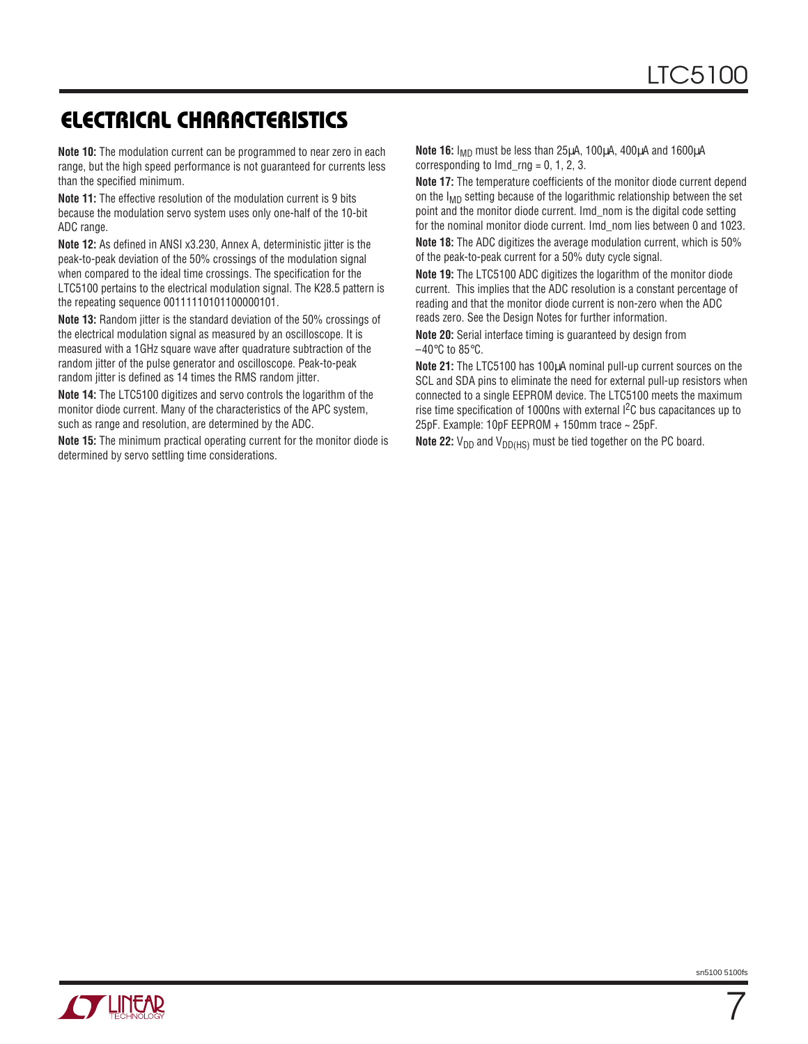## ELECTRICAL CHARACTERISTICS

**Note 10:** The modulation current can be programmed to near zero in each range, but the high speed performance is not guaranteed for currents less than the specified minimum.

**Note 11:** The effective resolution of the modulation current is 9 bits because the modulation servo system uses only one-half of the 10-bit ADC range.

**Note 12:** As defined in ANSI x3.230, Annex A, deterministic jitter is the peak-to-peak deviation of the 50% crossings of the modulation signal when compared to the ideal time crossings. The specification for the LTC5100 pertains to the electrical modulation signal. The K28.5 pattern is the repeating sequence 00111110101100000101.

**Note 13:** Random jitter is the standard deviation of the 50% crossings of the electrical modulation signal as measured by an oscilloscope. It is measured with a 1GHz square wave after quadrature subtraction of the random jitter of the pulse generator and oscilloscope. Peak-to-peak random jitter is defined as 14 times the RMS random jitter.

**Note 14:** The LTC5100 digitizes and servo controls the logarithm of the monitor diode current. Many of the characteristics of the APC system, such as range and resolution, are determined by the ADC.

**Note 15:** The minimum practical operating current for the monitor diode is determined by servo settling time considerations.

**Note 16:** $I_{MD}$ must be less than 25µA, 100µA, 400µA and 1600µA corresponding to Imd_rng = 0, 1, 2, 3.

**Note 17:** The temperature coefficients of the monitor diode current depend on the $I_{MD}$ setting because of the logarithmic relationship between the set point and the monitor diode current. Imd_nom is the digital code setting for the nominal monitor diode current. Imd_nom lies between 0 and 1023.

**Note 18:** The ADC digitizes the average modulation current, which is 50% of the peak-to-peak current for a 50% duty cycle signal.

**Note 19:** The LTC5100 ADC digitizes the logarithm of the monitor diode current. This implies that the ADC resolution is a constant percentage of reading and that the monitor diode current is non-zero when the ADC reads zero. See the Design Notes for further information.

**Note 20:** Serial interface timing is guaranteed by design from –40°C to 85°C.

**Note 21:** The LTC5100 has 100µA nominal pull-up current sources on the SCL and SDA pins to eliminate the need for external pull-up resistors when connected to a single EEPROM device. The LTC5100 meets the maximum rise time specification of 1000ns with external $I^2C$ bus capacitances up to 25pF. Example: 10pF EEPROM + 150mm trace ~ 25pF.

**Note 22:** $V_{DD}$ and $V_{DD(HS)}$ must be tied together on the PC board.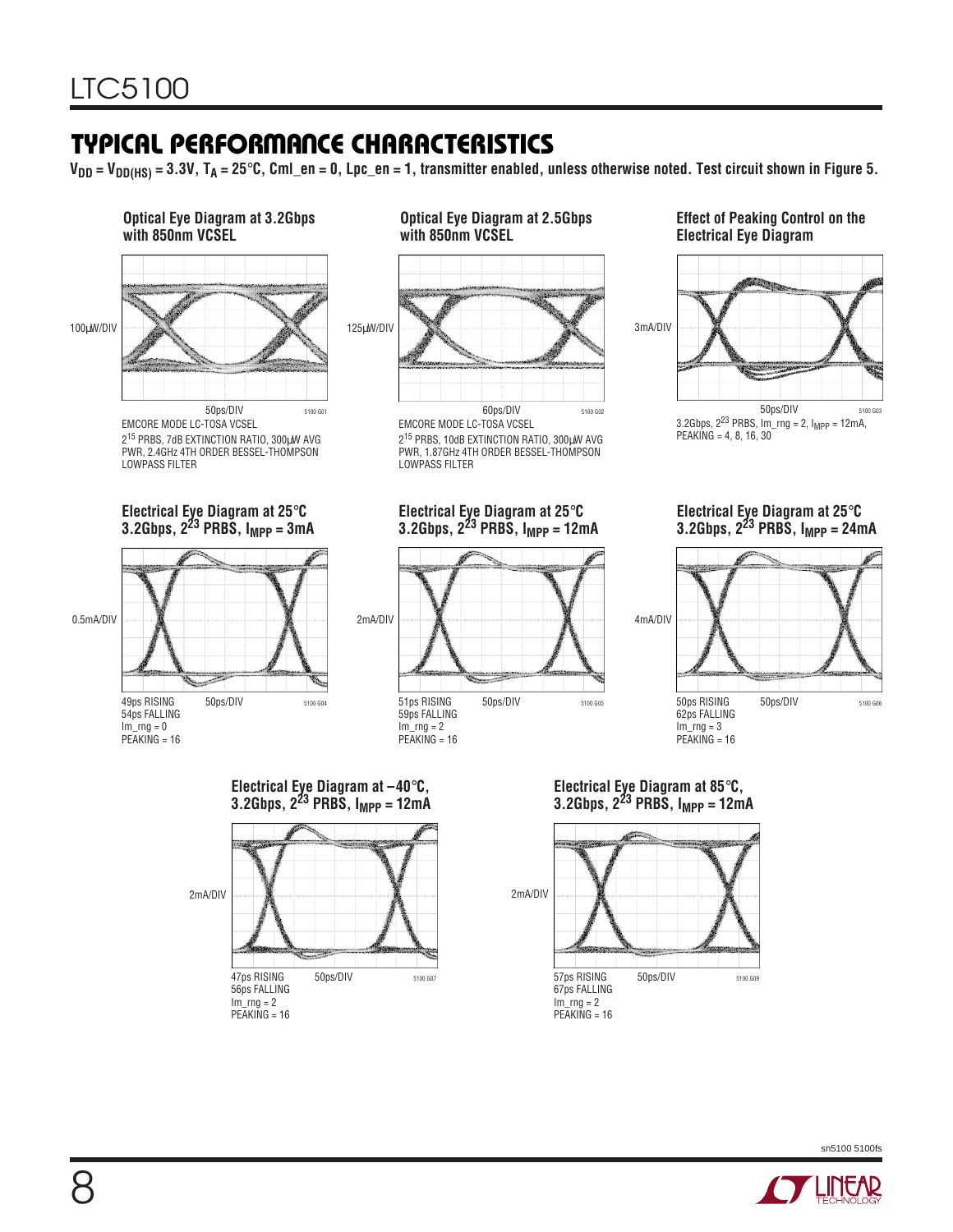## TYPICAL PERFORMANCE CHARACTERISTICS

**$V_{DD} = V_{DD(HS)} = 3.3V$, $T_A = 25°C$, Cml_en = 0, Lpc_en = 1, transmitter enabled, unless otherwise noted. Test circuit shown in Figure 5.**

**Optical Eye Diagram at 3.2Gbps with 850nm VCSEL**

100µW/DIV

50ps/DIV

EMCORE MODE LC-TOSA VCSEL
$2^{15}$ PRBS, 7dB EXTINCTION RATIO, 300µW AVG PWR, 2.4GHz 4TH ORDER BESSEL-THOMPSON LOWPASS FILTER

**Optical Eye Diagram at 2.5Gbps with 850nm VCSEL**

125µW/DIV

60ps/DIV

EMCORE MODE LC-TOSA VCSEL
$2^{15}$ PRBS, 10dB EXTINCTION RATIO, 300µW AVG PWR, 1.87GHz 4TH ORDER BESSEL-THOMPSON LOWPASS FILTER

**Effect of Peaking Control on the Electrical Eye Diagram**

3mA/DIV

50ps/DIV

3.2Gbps, $2^{23}$ PRBS, Im_rng = 2, $I_{MPP}$ = 12mA, PEAKING = 4, 8, 16, 30

**Electrical Eye Diagram at 25°C 3.2Gbps, $2^{23}$ PRBS, $I_{MPP}$ = 3mA**

0.5mA/DIV

50ps/DIV

49ps RISING
54ps FALLING
Im_rng = 0
PEAKING = 16

**Electrical Eye Diagram at 25°C 3.2Gbps, $2^{23}$ PRBS, $I_{MPP}$ = 12mA**

2mA/DIV

50ps/DIV

51ps RISING
59ps FALLING
Im_rng = 2
PEAKING = 16

**Electrical Eye Diagram at 25°C 3.2Gbps, $2^{23}$ PRBS, $I_{MPP}$ = 24mA**

4mA/DIV

50ps/DIV

50ps RISING
62ps FALLING
Im_rng = 3
PEAKING = 16

**Electrical Eye Diagram at –40°C, 3.2Gbps, $2^{23}$ PRBS, $I_{MPP}$ = 12mA**

2mA/DIV

50ps/DIV

47ps RISING
56ps FALLING
Im_rng = 2
PEAKING = 16

**Electrical Eye Diagram at 85°C, 3.2Gbps, $2^{23}$ PRBS, $I_{MPP}$ = 12mA**

2mA/DIV

50ps/DIV

57ps RISING
67ps FALLING
Im_rng = 2
PEAKING = 16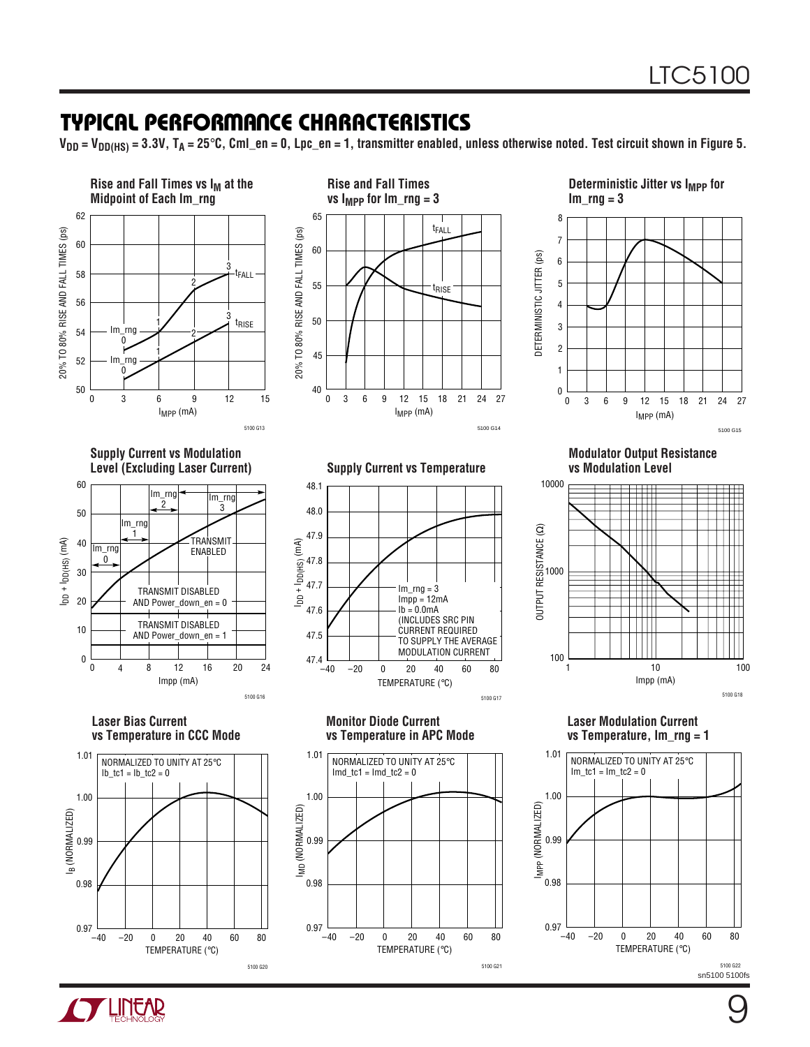## TYPICAL PERFORMANCE CHARACTERISTICS

$V_{DD} = V_{DD(HS)} = 3.3V$, $T_A = 25°C$, Cml_en = 0, Lpc_en = 1, transmitter enabled, unless otherwise noted. Test circuit shown in Figure 5.

**Rise and Fall Times vs $I_M$ at the Midpoint of Each Im_rng**

5100 G13

**Rise and Fall Times vs $I_{MPP}$ for Im_rng = 3**

5100 G14

**Deterministic Jitter vs $I_{MPP}$ for Im_rng = 3**

5100 G15

**Supply Current vs Modulation Level (Excluding Laser Current)**

5100 G16

**Supply Current vs Temperature**

5100 G17

**Modulator Output Resistance vs Modulation Level**

5100 G18

**Laser Bias Current vs Temperature in CCC Mode**

5100 G20

**Monitor Diode Current vs Temperature in APC Mode**

5100 G21

**Laser Modulation Current vs Temperature, Im_rng = 1**

5100 G22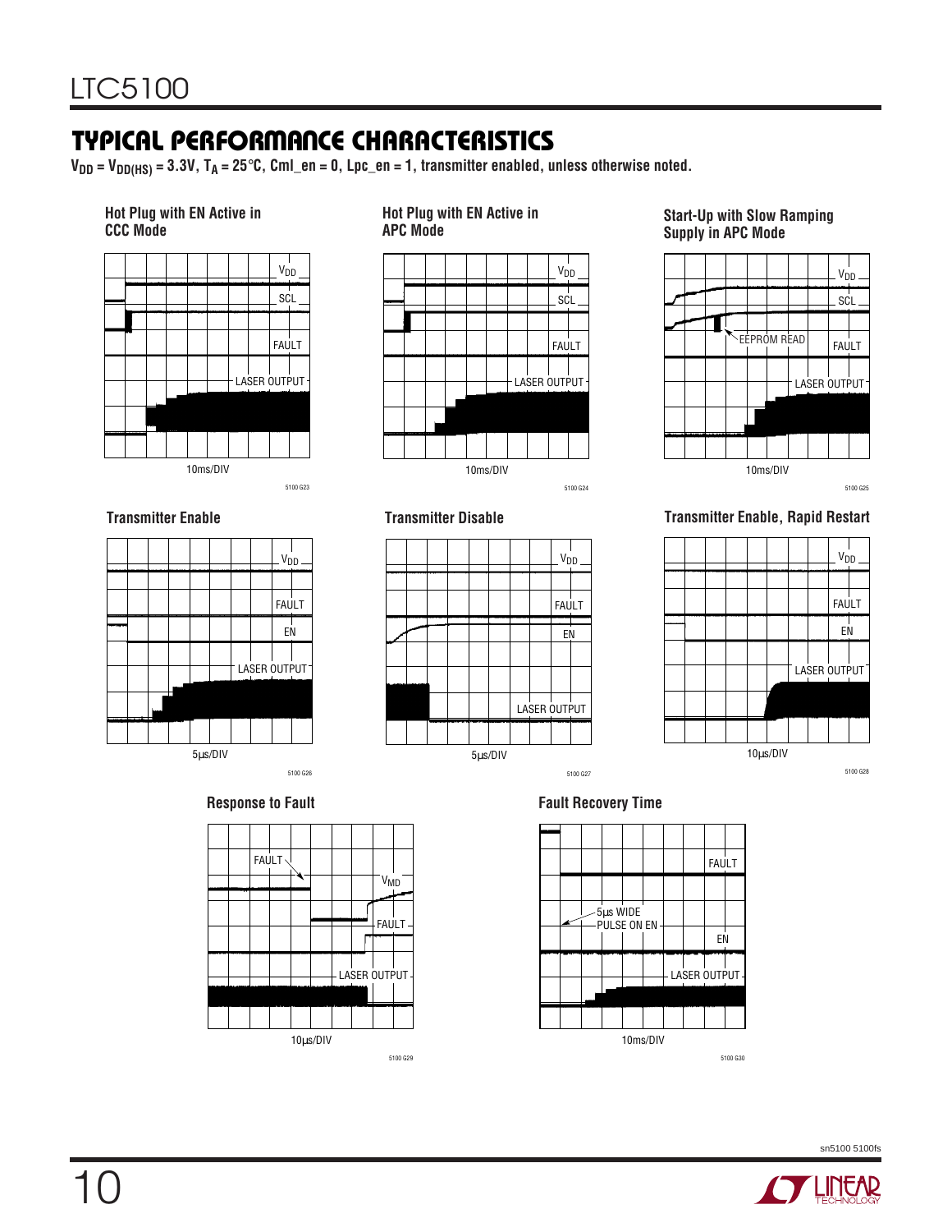## TYPICAL PERFORMANCE CHARACTERISTICS

$V_{DD} = V_{DD(HS)} = 3.3V$, $T_A = 25°C$, Cml_en = 0, Lpc_en = 1, transmitter enabled, unless otherwise noted.

**Hot Plug with EN Active in CCC Mode**

$V_{DD}$

SCL

FAULT

LASER OUTPUT

10ms/DIV

5100 G23

**Hot Plug with EN Active in APC Mode**

$V_{DD}$

SCL

FAULT

LASER OUTPUT

10ms/DIV

5100 G24

**Start-Up with Slow Ramping Supply in APC Mode**

$V_{DD}$

SCL

EEPROM READ

FAULT

LASER OUTPUT

10ms/DIV

5100 G25

**Transmitter Enable**

$V_{DD}$

FAULT

EN

LASER OUTPUT

5μs/DIV

5100 G26

**Transmitter Disable**

$V_{DD}$

FAULT

EN

LASER OUTPUT

5μs/DIV

5100 G27

**Transmitter Enable, Rapid Restart**

$V_{DD}$

FAULT

EN

LASER OUTPUT

10μs/DIV

5100 G28

**Response to Fault**

FAULT

$V_{MD}$

FAULT

LASER OUTPUT

10μs/DIV

5100 G29

**Fault Recovery Time**

FAULT

5μs WIDE PULSE ON EN

EN

LASER OUTPUT

10ms/DIV

5100 G30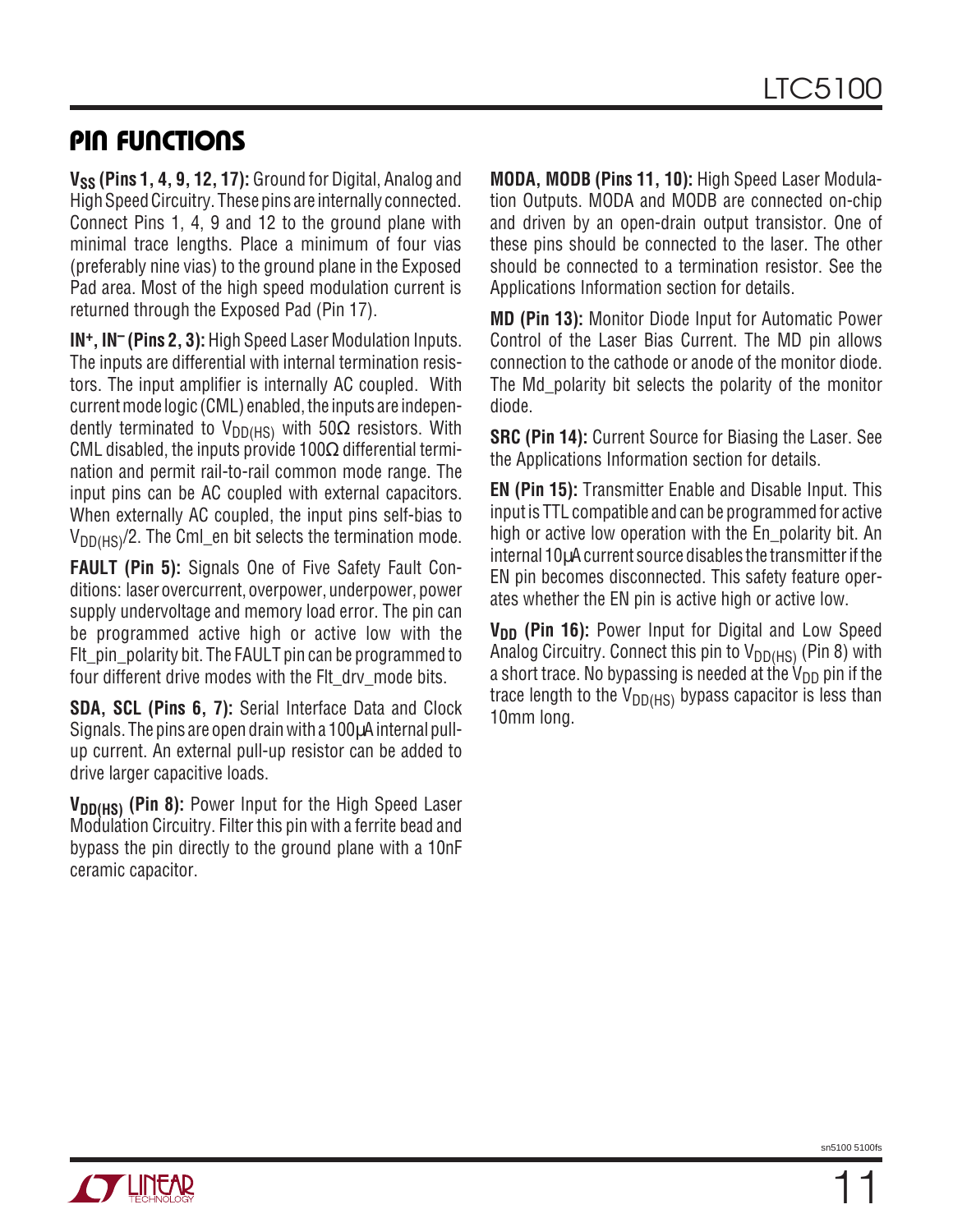## PIN FUNCTIONS

**$V_{SS}$ (Pins 1, 4, 9, 12, 17):** Ground for Digital, Analog and High Speed Circuitry. These pins are internally connected. Connect Pins 1, 4, 9 and 12 to the ground plane with minimal trace lengths. Place a minimum of four vias (preferably nine vias) to the ground plane in the Exposed Pad area. Most of the high speed modulation current is returned through the Exposed Pad (Pin 17).

**$IN^+$, $IN^-$ (Pins 2, 3):** High Speed Laser Modulation Inputs. The inputs are differential with internal termination resistors. The input amplifier is internally AC coupled. With current mode logic (CML) enabled, the inputs are independently terminated to $V_{DD(HS)}$ with 50Ω resistors. With CML disabled, the inputs provide 100Ω differential termination and permit rail-to-rail common mode range. The input pins can be AC coupled with external capacitors. When externally AC coupled, the input pins self-bias to $V_{DD(HS)}/2$. The Cml_en bit selects the termination mode.

**FAULT (Pin 5):** Signals One of Five Safety Fault Conditions: laser overcurrent, overpower, underpower, power supply undervoltage and memory load error. The pin can be programmed active high or active low with the Flt_pin_polarity bit. The FAULT pin can be programmed to four different drive modes with the Flt_drv_mode bits.

**SDA, SCL (Pins 6, 7):** Serial Interface Data and Clock Signals. The pins are open drain with a 100µA internal pull-up current. An external pull-up resistor can be added to drive larger capacitive loads.

**$V_{DD(HS)}$ (Pin 8):** Power Input for the High Speed Laser Modulation Circuitry. Filter this pin with a ferrite bead and bypass the pin directly to the ground plane with a 10nF ceramic capacitor.

**MODA, MODB (Pins 11, 10):** High Speed Laser Modulation Outputs. MODA and MODB are connected on-chip and driven by an open-drain output transistor. One of these pins should be connected to the laser. The other should be connected to a termination resistor. See the Applications Information section for details.

**MD (Pin 13):** Monitor Diode Input for Automatic Power Control of the Laser Bias Current. The MD pin allows connection to the cathode or anode of the monitor diode. The Md_polarity bit selects the polarity of the monitor diode.

**SRC (Pin 14):** Current Source for Biasing the Laser. See the Applications Information section for details.

**EN (Pin 15):** Transmitter Enable and Disable Input. This input is TTL compatible and can be programmed for active high or active low operation with the En_polarity bit. An internal 10µA current source disables the transmitter if the EN pin becomes disconnected. This safety feature operates whether the EN pin is active high or active low.

**$V_{DD}$ (Pin 16):** Power Input for Digital and Low Speed Analog Circuitry. Connect this pin to $V_{DD(HS)}$ (Pin 8) with a short trace. No bypassing is needed at the $V_{DD}$ pin if the trace length to the $V_{DD(HS)}$ bypass capacitor is less than 10mm long.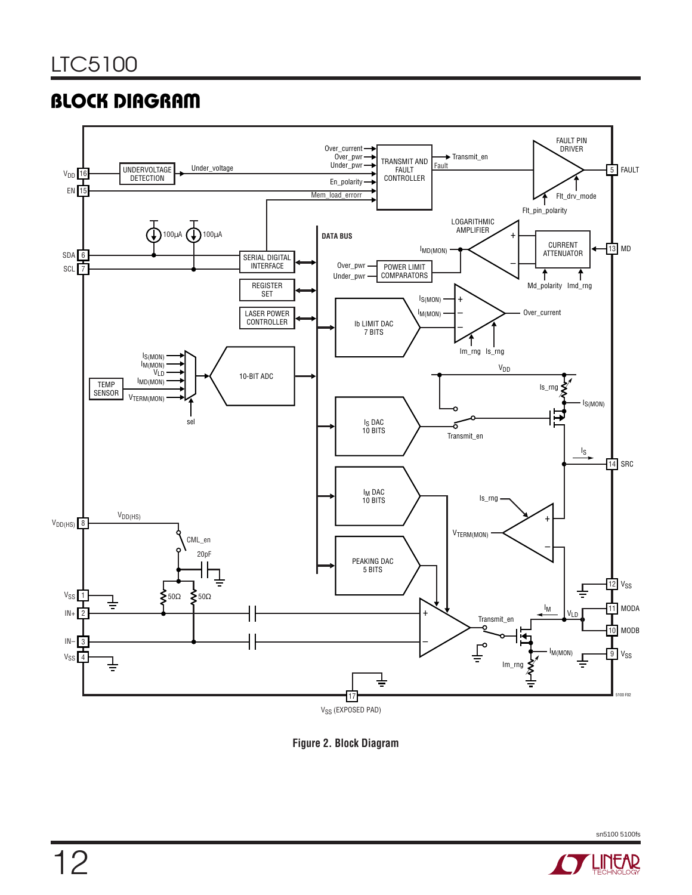## BLOCK DIAGRAM

Figure 2. Block Diagram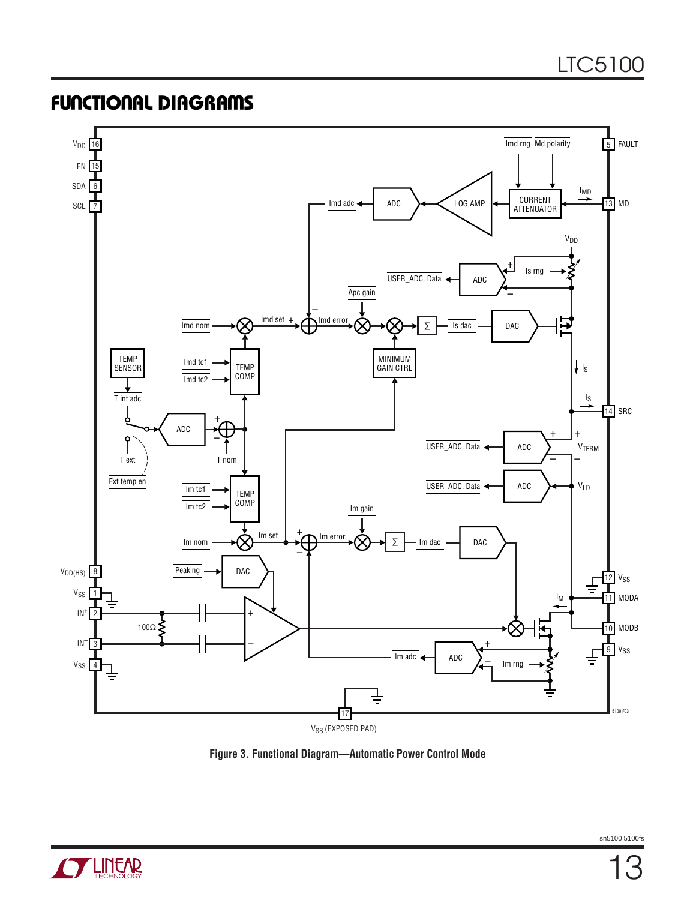## FUNCTIONAL DIAGRAMS

**Figure 3. Functional Diagram—Automatic Power Control Mode**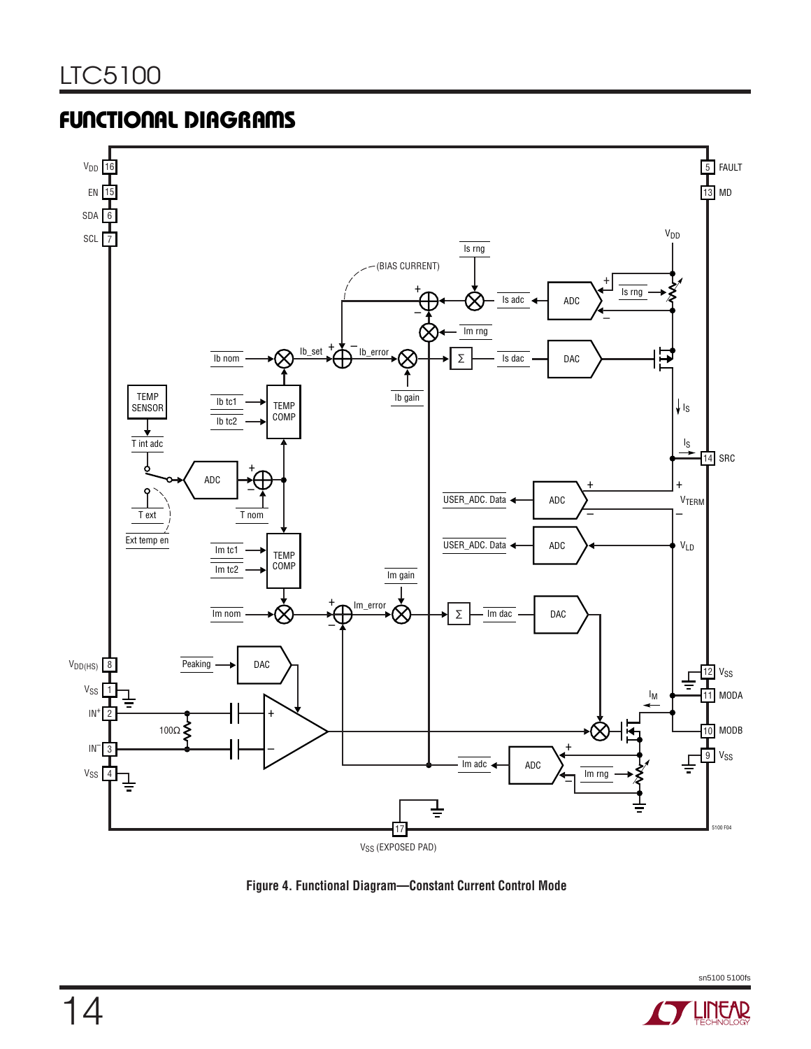## FUNCTIONAL DIAGRAMS

**Figure 4. Functional Diagram—Constant Current Control Mode**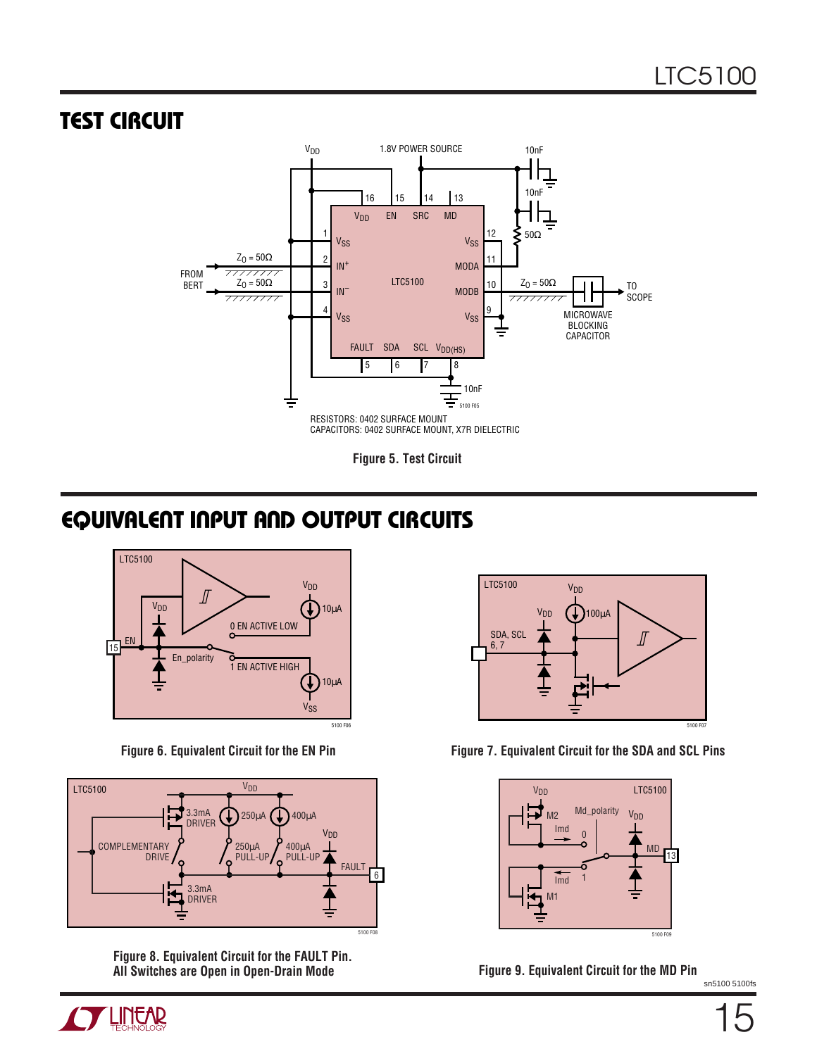## TEST CIRCUIT

RESISTORS: 0402 SURFACE MOUNT
CAPACITORS: 0402 SURFACE MOUNT, X7R DIELECTRIC

**Figure 5. Test Circuit**

## EQUIVALENT INPUT AND OUTPUT CIRCUITS

**Figure 6. Equivalent Circuit for the EN Pin**

**Figure 7. Equivalent Circuit for the SDA and SCL Pins**

**Figure 8. Equivalent Circuit for the FAULT Pin. All Switches are Open in Open-Drain Mode**

**Figure 9. Equivalent Circuit for the MD Pin**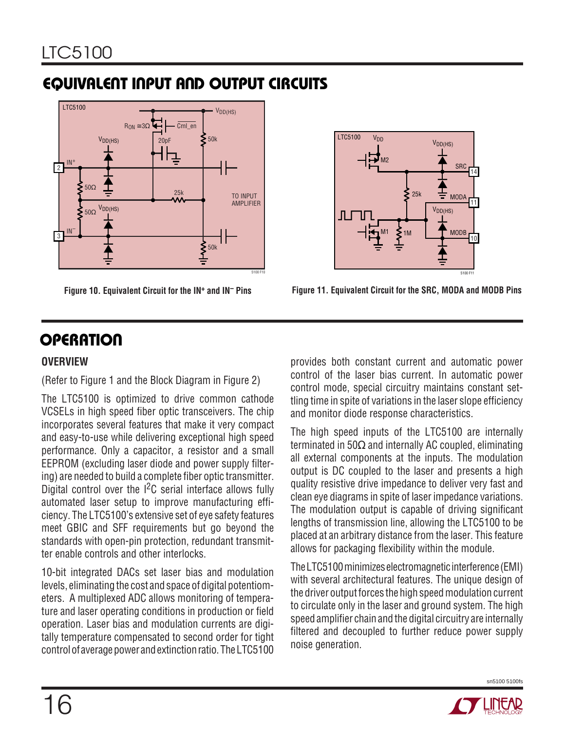## EQUIVALENT INPUT AND OUTPUT CIRCUITS

Figure 10. Equivalent Circuit for the IN+ and IN– Pins

Figure 11. Equivalent Circuit for the SRC, MODA and MODB Pins

## OPERATION

### OVERVIEW

(Refer to Figure 1 and the Block Diagram in Figure 2)

The LTC5100 is optimized to drive common cathode VCSELs in high speed fiber optic transceivers. The chip incorporates several features that make it very compact and easy-to-use while delivering exceptional high speed performance. Only a capacitor, a resistor and a small EEPROM (excluding laser diode and power supply filtering) are needed to build a complete fiber optic transmitter. Digital control over the $I^2C$ serial interface allows fully automated laser setup to improve manufacturing efficiency. The LTC5100's extensive set of eye safety features meet GBIC and SFF requirements but go beyond the standards with open-pin protection, redundant transmitter enable controls and other interlocks.

10-bit integrated DACs set laser bias and modulation levels, eliminating the cost and space of digital potentiometers. A multiplexed ADC allows monitoring of temperature and laser operating conditions in production or field operation. Laser bias and modulation currents are digitally temperature compensated to second order for tight control of average power and extinction ratio. The LTC5100 provides both constant current and automatic power control of the laser bias current. In automatic power control mode, special circuitry maintains constant settling time in spite of variations in the laser slope efficiency and monitor diode response characteristics.

The high speed inputs of the LTC5100 are internally terminated in 50Ω and internally AC coupled, eliminating all external components at the inputs. The modulation output is DC coupled to the laser and presents a high quality resistive drive impedance to deliver very fast and clean eye diagrams in spite of laser impedance variations. The modulation output is capable of driving significant lengths of transmission line, allowing the LTC5100 to be placed at an arbitrary distance from the laser. This feature allows for packaging flexibility within the module.

The LTC5100 minimizes electromagnetic interference (EMI) with several architectural features. The unique design of the driver output forces the high speed modulation current to circulate only in the laser and ground system. The high speed amplifier chain and the digital circuitry are internally filtered and decoupled to further reduce power supply noise generation.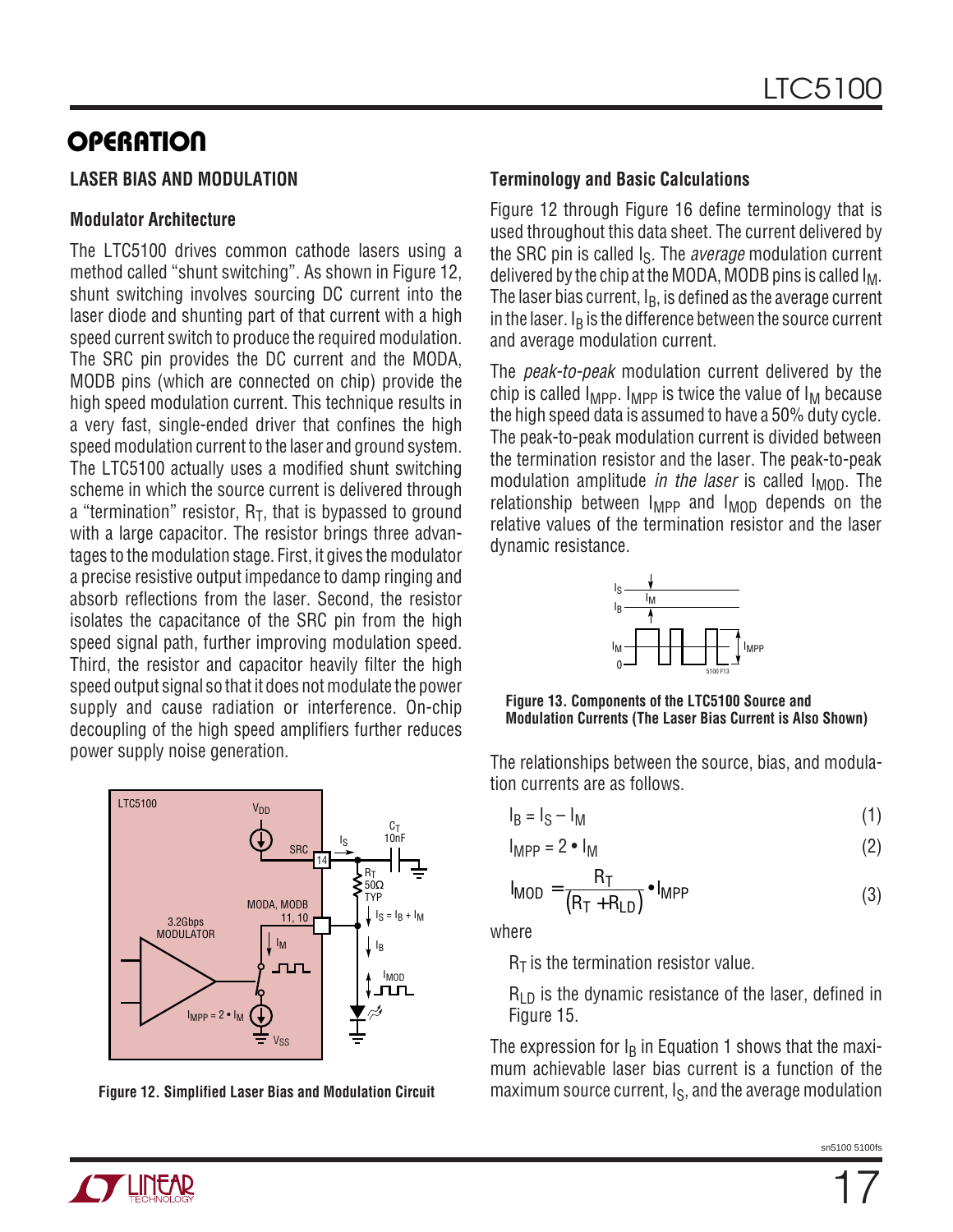## OPERATION

### LASER BIAS AND MODULATION

#### Modulator Architecture

The LTC5100 drives common cathode lasers using a method called "shunt switching". As shown in Figure 12, shunt switching involves sourcing DC current into the laser diode and shunting part of that current with a high speed current switch to produce the required modulation. The SRC pin provides the DC current and the MODA, MODB pins (which are connected on chip) provide the high speed modulation current. This technique results in a very fast, single-ended driver that confines the high speed modulation current to the laser and ground system. The LTC5100 actually uses a modified shunt switching scheme in which the source current is delivered through a "termination" resistor, $R_T$, that is bypassed to ground with a large capacitor. The resistor brings three advantages to the modulator. First, it gives the modulator a precise resistive output impedance to damp ringing and absorb reflections from the laser. Second, the resistor isolates the capacitance of the SRC pin from the high speed signal path, further improving modulation speed. Third, the resistor and capacitor heavily filter the high speed output signal so that it does not modulate the power supply and cause radiation or interference. On-chip decoupling of the high speed amplifiers further reduces power supply noise generation.

**Figure 12. Simplified Laser Bias and Modulation Circuit**

#### Terminology and Basic Calculations

Figure 12 through Figure 16 define terminology that is used throughout this data sheet. The current delivered by the SRC pin is called $I_S$. The *average* modulation current delivered by the chip at the MODA, MODB pins is called $I_M$. The laser bias current, $I_B$, is defined as the average current in the laser. $I_B$ is the difference between the source current and average modulation current.

The *peak-to-peak* modulation current delivered by the chip is called $I_{MPP}$. $I_{MPP}$ is twice the value of $I_M$ because the high speed data is assumed to have a 50% duty cycle. The peak-to-peak modulation current is divided between the termination resistor and the laser. The peak-to-peak modulation amplitude *in the laser* is called $I_{MOD}$. The relationship between $I_{MPP}$ and $I_{MOD}$ depends on the relative values of the termination resistor and the laser dynamic resistance.

**Figure 13. Components of the LTC5100 Source and Modulation Currents (The Laser Bias Current is Also Shown)**

The relationships between the source, bias, and modulation currents are as follows.

$$I_B = I_S - I_M \tag{1}$$

$$I_{MPP} = 2 \bullet I_M \tag{2}$$

$$I_{MOD} = \frac{R_T}{(R_T + R_{LD})} \bullet I_{MPP} \tag{3}$$

where

$R_T$ is the termination resistor value.

$R_{LD}$ is the dynamic resistance of the laser, defined in Figure 15.

The expression for $I_B$ in Equation 1 shows that the maximum achievable laser bias current is a function of the maximum source current, $I_S$, and the average modulation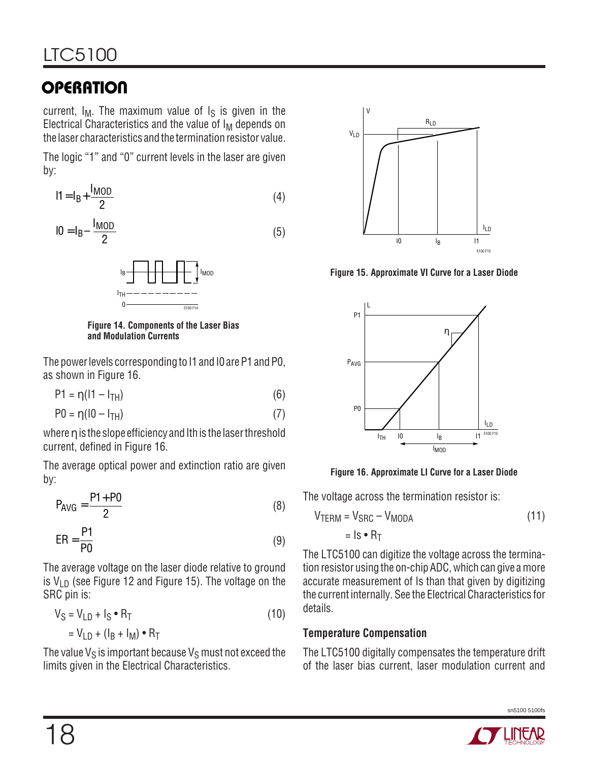## OPERATION

current, $I_M$. The maximum value of $I_S$ is given in the Electrical Characteristics and the value of $I_M$ depends on the laser characteristics and the termination resistor value.

The logic "1" and "0" current levels in the laser are given by:

$$I1 = I_B + \frac{I_{MOD}}{2} \tag{4}$$

$$I0 = I_B - \frac{I_{MOD}}{2} \tag{5}$$

Figure 14. Components of the Laser Bias and Modulation Currents

The power levels corresponding to I1 and I0 are P1 and P0, as shown in Figure 16.

$$P1 = \eta(I1 - I_{TH}) \tag{6}$$

$$P0 = \eta(I0 - I_{TH}) \tag{7}$$

where η is the slope efficiency and Ith is the laser threshold current, defined in Figure 16.

The average optical power and extinction ratio are given by:

$$P_{AVG} = \frac{P1 + P0}{2} \tag{8}$$

$$ER = \frac{P1}{P0} \tag{9}$$

The average voltage on the laser diode relative to ground is $V_{LD}$ (see Figure 12 and Figure 15). The voltage on the SRC pin is:

$$V_S = V_{LD} + I_S \bullet R_T \tag{10}$$

$$= V_{LD} + (I_B + I_M) \bullet R_T$$

The value $V_S$ is important because $V_S$ must not exceed the limits given in the Electrical Characteristics.

Figure 15. Approximate VI Curve for a Laser Diode

Figure 16. Approximate LI Curve for a Laser Diode

The voltage across the termination resistor is:

$$V_{TERM} = V_{SRC} - V_{MODA} \tag{11}$$

$$= Is \bullet R_T$$

The LTC5100 can digitize the voltage across the termination resistor using the on-chip ADC, which can give a more accurate measurement of Is than that given by digitizing the current internally. See the Electrical Characteristics for details.

### Temperature Compensation

The LTC5100 digitally compensates the temperature drift of the laser bias current, laser modulation current and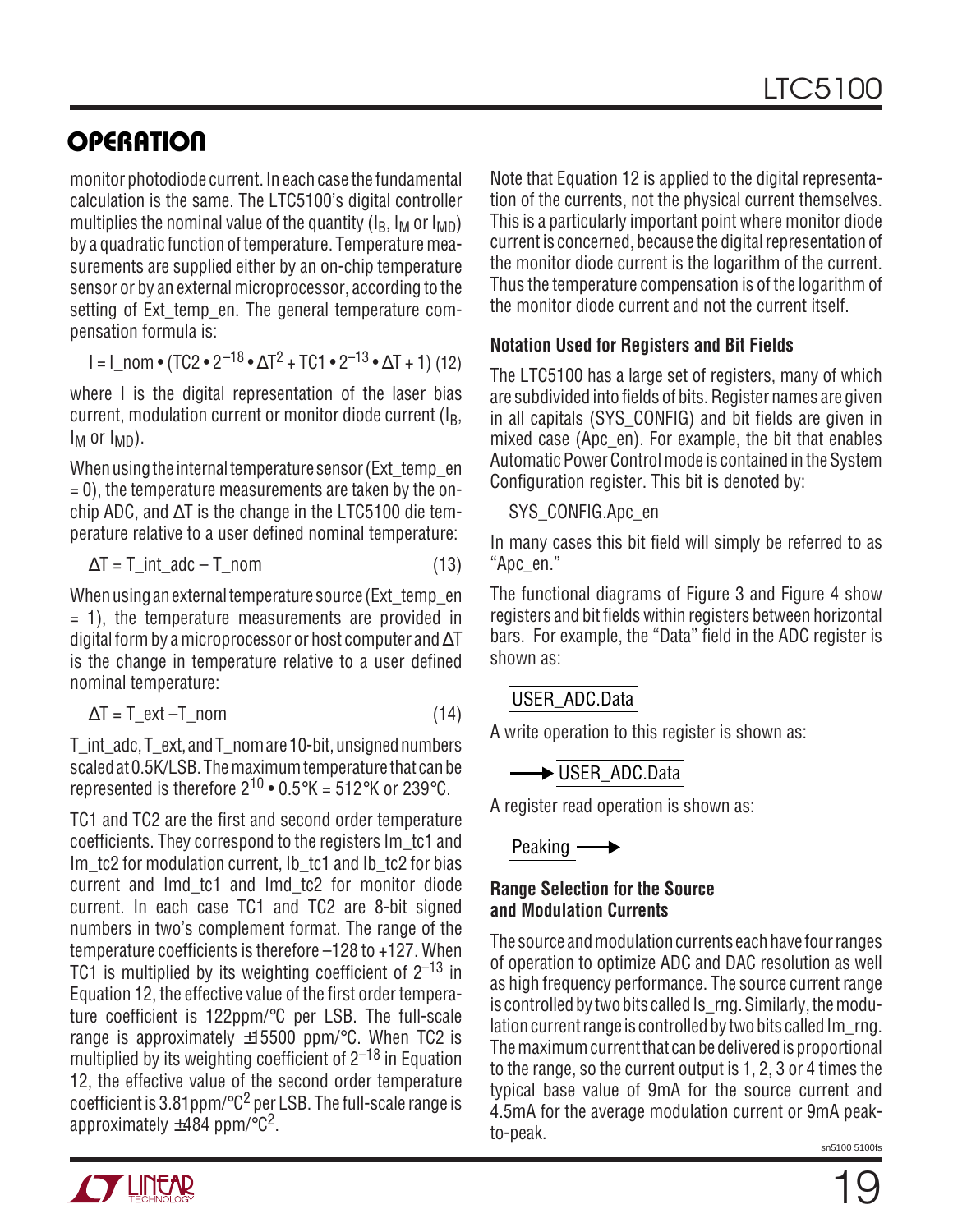## OPERATION

monitor photodiode current. In each case the fundamental calculation is the same. The LTC5100's digital controller multiplies the nominal value of the quantity ($I_B$, $I_M$ or $I_{MD}$) by a quadratic function of temperature. Temperature measurements are supplied either by an on-chip temperature sensor or by an external microprocessor, according to the setting of Ext_temp_en. The general temperature compensation formula is:

$$I = I\_nom \bullet (TC2 \bullet 2^{-18} \bullet \Delta T^2 + TC1 \bullet 2^{-13} \bullet \Delta T + 1) \quad (12)$$

where I is the digital representation of the laser bias current, modulation current or monitor diode current ($I_B$, $I_M$ or $I_{MD}$).

When using the internal temperature sensor (Ext_temp_en = 0), the temperature measurements are taken by the on-chip ADC, and ΔT is the change in the LTC5100 die temperature relative to a user defined nominal temperature:

$$\Delta T = T\_int\_adc - T\_nom \quad (13)$$

When using an external temperature source (Ext_temp_en = 1), the temperature measurements are provided in digital form by a microprocessor or host computer and ΔT is the change in temperature relative to a user defined nominal temperature:

$$\Delta T = T\_ext - T\_nom \quad (14)$$

T_int_adc, T_ext, and T_nom are 10-bit, unsigned numbers scaled at 0.5K/LSB. The maximum temperature that can be represented is therefore $2^{10} \bullet 0.5°K = 512°K$ or 239°C.

TC1 and TC2 are the first and second order temperature coefficients. They correspond to the registers Im_tc1 and Im_tc2 for modulation current, Ib_tc1 and Ib_tc2 for bias current and Imd_tc1 and Imd_tc2 for monitor diode current. In each case TC1 and TC2 are 8-bit signed numbers in two's complement format. The range of the temperature coefficients is therefore –128 to +127. When TC1 is multiplied by its weighting coefficient of $2^{-13}$ in Equation 12, the effective value of the first order temperature coefficient is 122ppm/°C per LSB. The full-scale range is approximately ±15500 ppm/°C. When TC2 is multiplied by its weighting coefficient of $2^{-18}$ in Equation 12, the effective value of the second order temperature coefficient is 3.81ppm/°C$^2$ per LSB. The full-scale range is approximately ±484 ppm/°C$^2$.

Note that Equation 12 is applied to the digital representation of the currents, not the physical current themselves. This is a particularly important point where monitor diode current is concerned, because the digital representation of the monitor diode current is the logarithm of the current. Thus the temperature compensation is of the logarithm of the monitor diode current and not the current itself.

### Notation Used for Registers and Bit Fields

The LTC5100 has a large set of registers, many of which are subdivided into fields of bits. Register names are given in all capitals (SYS_CONFIG) and bit fields are given in mixed case (Apc_en). For example, the bit that enables Automatic Power Control mode is contained in the System Configuration register. This bit is denoted by:

SYS_CONFIG.Apc_en

In many cases this bit field will simply be referred to as "Apc_en."

The functional diagrams of Figure 3 and Figure 4 show registers and bit fields within registers between horizontal bars. For example, the "Data" field in the ADC register is shown as:

USER_ADC.Data

A write operation to this register is shown as:

→ USER_ADC.Data

A register read operation is shown as:

Peaking →

### Range Selection for the Source and Modulation Currents

The source and modulation currents each have four ranges of operation to optimize ADC and DAC resolution as well as high frequency performance. The source current range is controlled by two bits called Is_rng. Similarly, the modulation current range is controlled by two bits called Im_rng. The maximum current that can be delivered is proportional to the range, so the current output is 1, 2, 3 or 4 times the typical base value of 9mA for the source current and 4.5mA for the average modulation current or 9mA peak-to-peak.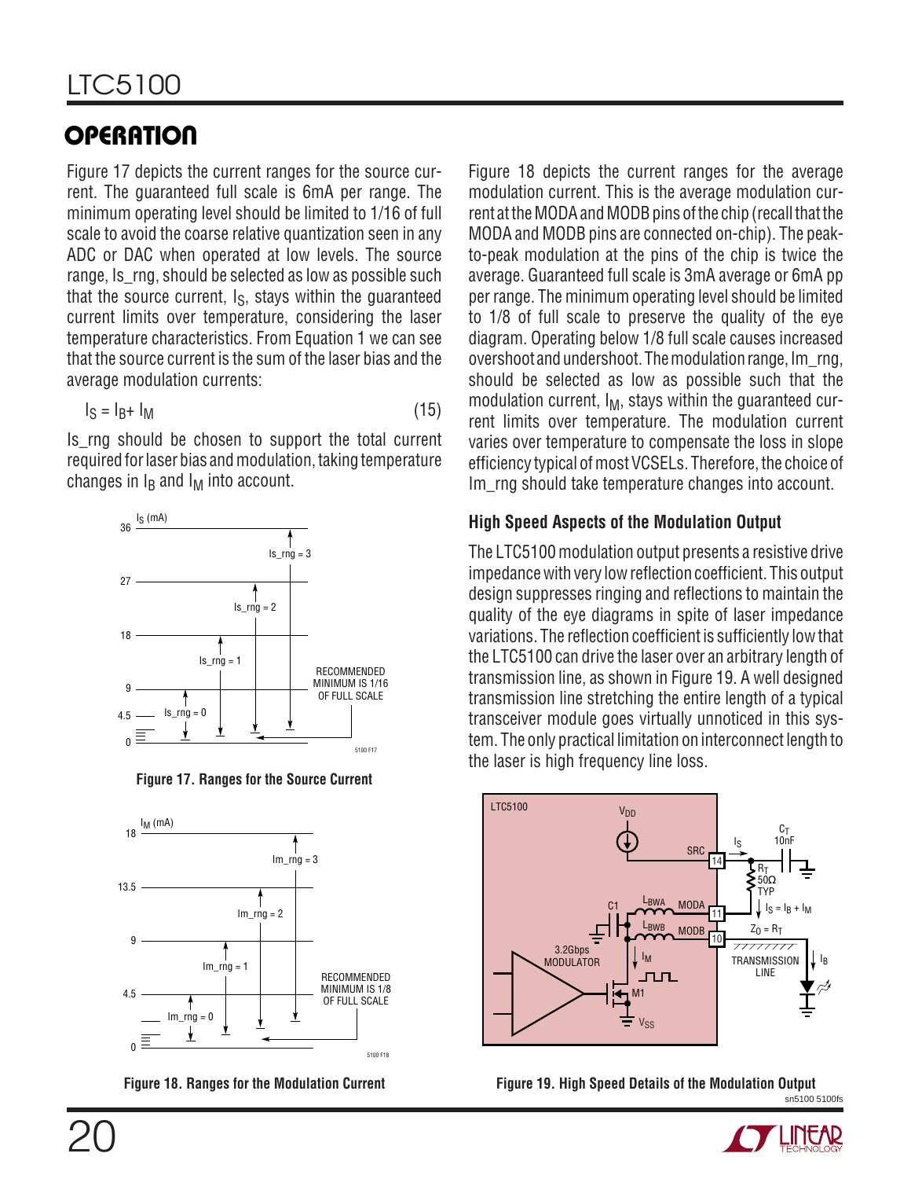## OPERATION

Figure 17 depicts the current ranges for the source current. The guaranteed full scale is 6mA per range. The minimum operating level should be limited to 1/16 of full scale to avoid the coarse relative quantization seen in any ADC or DAC when operated at low levels. The source range, Is_rng, should be selected as low as possible such that the source current, $I_S$, stays within the guaranteed current limits over temperature, considering the laser temperature characteristics. From Equation 1 we can see that the source current is the sum of the laser bias and the average modulation currents:

$$I_S = I_B + I_M \quad (15)$$

Is_rng should be chosen to support the total current required for laser bias and modulation, taking temperature changes in $I_B$ and $I_M$ into account.

Figure 17. Ranges for the Source Current

Figure 18. Ranges for the Modulation Current

Figure 18 depicts the current ranges for the average modulation current. This is the average modulation current at the MODA and MODB pins of the chip (recall that the MODA and MODB pins are connected on-chip). The peak-to-peak modulation at the pins of the chip is twice the average. Guaranteed full scale is 3mA average or 6mA pp per range. The minimum operating level should be limited to 1/8 of full scale to preserve the quality of the eye diagram. Operating below 1/8 full scale causes increased overshoot and undershoot. The modulation range, Im_rng, should be selected as low as possible such that the modulation current, $I_M$, stays within the guaranteed current limits over temperature. The modulation current varies over temperature to compensate the loss in slope efficiency typical of most VCSELs. Therefore, the choice of Im_rng should take temperature changes into account.

### High Speed Aspects of the Modulation Output

The LTC5100 modulation output presents a resistive drive impedance with very low reflection coefficient. This output design suppresses ringing and reflections to maintain the quality of the eye diagrams in spite of laser impedance variations. The reflection coefficient is sufficiently low that the LTC5100 can drive the laser over an arbitrary length of transmission line, as shown in Figure 19. A well designed transmission line stretching the entire length of a typical transceiver module goes virtually unnoticed in this system. The only practical limitation on interconnect length to the laser is high frequency line loss.

Figure 19. High Speed Details of the Modulation Output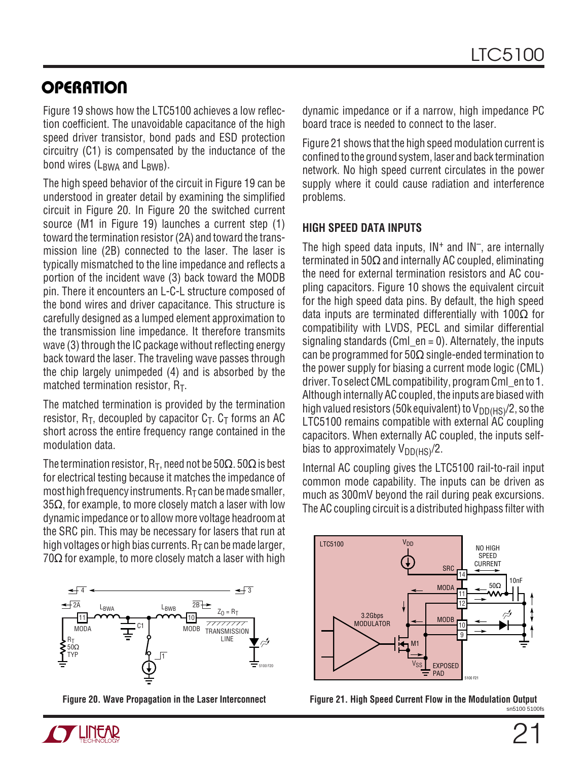## OPERATION

Figure 19 shows how the LTC5100 achieves a low reflection coefficient. The unavoidable capacitance of the high speed driver transistor, bond pads and ESD protection circuitry (C1) is compensated by the inductance of the bond wires ($L_{BWA}$ and $L_{BWB}$).

The high speed behavior of the circuit in Figure 19 can be understood in greater detail by examining the simplified circuit in Figure 20. In Figure 20 the switched current source (M1 in Figure 19) launches a current step (1) toward the termination resistor (2A) and toward the transmission line (2B) connected to the laser. The laser is typically mismatched to the line impedance and reflects a portion of the incident wave (3) back toward the MODB pin. There it encounters an L-C-L structure composed of the bond wires and driver capacitance. This structure is carefully designed as a lumped element approximation to the transmission line impedance. It therefore transmits wave (3) through the IC package without reflecting energy back toward the laser. The traveling wave passes through the chip largely unimpeded (4) and is absorbed by the matched termination resistor, $R_T$.

The matched termination is provided by the termination resistor, $R_T$, decoupled by capacitor $C_T$. $C_T$ forms an AC short across the entire frequency range contained in the modulation data.

The termination resistor, $R_T$, need not be 50Ω. 50Ω is best for electrical testing because it matches the impedance of most high frequency instruments. $R_T$ can be made smaller, 35Ω, for example, to more closely match a laser with low dynamic impedance or to allow more voltage headroom at the SRC pin. This may be necessary for lasers that run at high voltages or high bias currents. $R_T$ can be made larger, 70Ω for example, to more closely match a laser with high dynamic impedance or if a narrow, high impedance PC board trace is needed to connect to the laser.

Figure 20. Wave Propagation in the Laser Interconnect

Figure 21 shows that the high speed modulation current is confined to the ground system, laser and back termination network. No high speed current circulates in the power supply where it could cause radiation and interference problems.

Figure 21. High Speed Current Flow in the Modulation Output

### HIGH SPEED DATA INPUTS

The high speed data inputs, $IN^+$ and $IN^–$, are internally terminated in 50Ω and internally AC coupled, eliminating the need for external termination resistors and AC coupling capacitors. Figure 10 shows the equivalent circuit for the high speed data pins. By default, the high speed data inputs are terminated differentially with 100Ω for compatibility with LVDS, PECL and similar differential signaling standards (Cml_en = 0). Alternately, the inputs can be programmed for 50Ω single-ended termination to the power supply for biasing a current mode logic (CML) driver. To select CML compatibility, program Cml_en to 1. Although internally AC coupled, the inputs are biased with high valued resistors (50k equivalent) to $V_{DD(HS)}/2$, so the LTC5100 remains compatible with external AC coupling capacitors. When externally AC coupled, the inputs self-bias to approximately $V_{DD(HS)}/2$.

Internal AC coupling gives the LTC5100 rail-to-rail input common mode capability. The inputs can be driven as much as 300mV beyond the rail during peak excursions. The AC coupling circuit is a distributed highpass filter with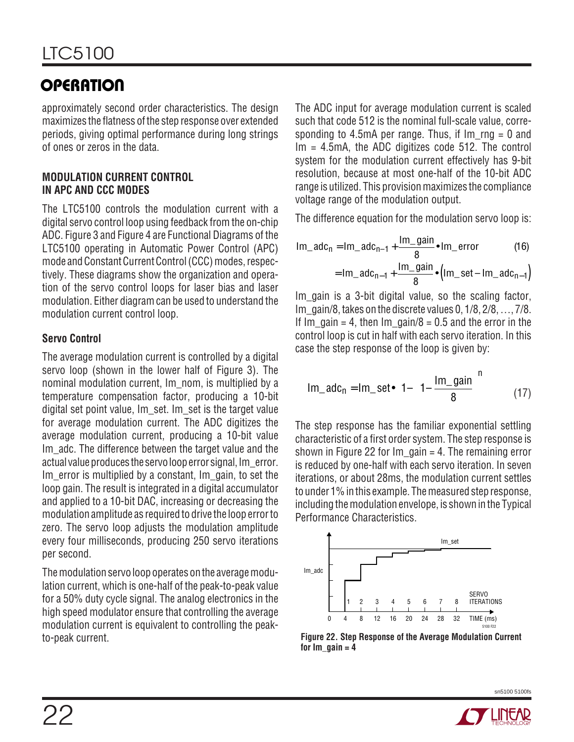## OPERATION

approximately second order characteristics. The design maximizes the flatness of the step response over extended periods, giving optimal performance during long strings of ones or zeros in the data.

### MODULATION CURRENT CONTROL IN APC AND CCC MODES

The LTC5100 controls the modulation current with a digital servo control loop using feedback from the on-chip ADC. Figure 3 and Figure 4 are Functional Diagrams of the LTC5100 operating in Automatic Power Control (APC) mode and Constant Current Control (CCC) modes, respectively. These diagrams show the organization and operation of the servo control loops for laser bias and laser modulation. Either diagram can be used to understand the modulation current control loop.

#### Servo Control

The average modulation current is controlled by a digital servo loop (shown in the lower half of Figure 3). The nominal modulation current, Im_nom, is multiplied by a temperature compensation factor, producing a 10-bit digital set point value, Im_set. Im_set is the target value for average modulation current. The ADC digitizes the average modulation current, producing a 10-bit value Im_adc. The difference between the target value and the actual value produces the servo loop error signal, Im_error. Im_error is multiplied by a constant, Im_gain, to set the loop gain. The result is integrated in a digital accumulator and applied to a 10-bit DAC, increasing or decreasing the modulation amplitude as required to drive the loop error to zero. The servo loop adjusts the modulation amplitude every four milliseconds, producing 250 servo iterations per second.

The modulation servo loop operates on the average modulation current, which is one-half of the peak-to-peak value for a 50% duty cycle signal. The analog electronics in the high speed modulator ensure that controlling the average modulation current is equivalent to controlling the peak-to-peak current.

The ADC input for average modulation current is scaled such that code 512 is the nominal full-scale value, corresponding to 4.5mA per range. Thus, if Im_rng = 0 and Im = 4.5mA, the ADC digitizes code 512. The control system for the modulation current effectively has 9-bit resolution, because at most one-half of the 10-bit ADC range is utilized. This provision maximizes the compliance voltage range of the modulation output.

The difference equation for the modulation servo loop is:

$$\begin{aligned} Im\_adc_n &= Im\_adc_{n-1} + \frac{Im\_gain}{8} \cdot Im\_error \\ &= Im\_adc_{n-1} + \frac{Im\_gain}{8} \cdot \left(Im\_set - Im\_adc_{n-1}\right) \end{aligned} \qquad (16)$$

Im_gain is a 3-bit digital value, so the scaling factor, Im_gain/8, takes on the discrete values 0, 1/8, 2/8, …, 7/8. If Im_gain = 4, then Im_gain/8 = 0.5 and the error in the control loop is cut in half with each servo iteration. In this case the step response of the loop is given by:

$$Im\_adc_n = Im\_set \cdot \left[1 - \left(1 - \frac{Im\_gain}{8}\right)^n\right] \qquad (17)$$

The step response has the familiar exponential settling characteristic of a first order system. The step response is shown in Figure 22 for Im_gain = 4. The remaining error is reduced by one-half with each servo iteration. In seven iterations, or about 28ms, the modulation current settles to under 1% in this example. The measured step response, including the modulation envelope, is shown in the Typical Performance Characteristics.

**Figure 22. Step Response of the Average Modulation Current for Im_gain = 4**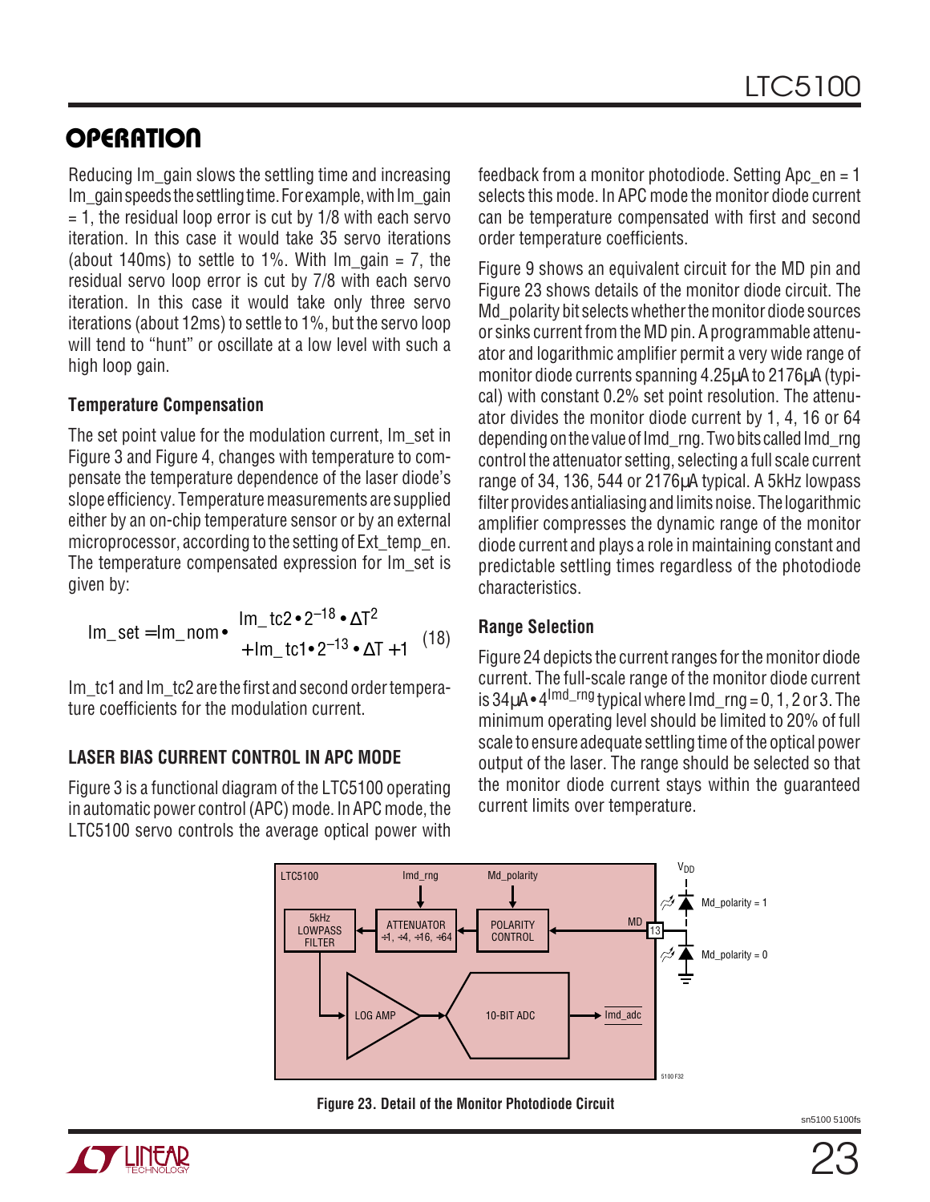## OPERATION

Reducing Im_gain slows the settling time and increasing Im_gain speeds the settling time. For example, with Im_gain = 1, the residual loop error is cut by 1/8 with each servo iteration. In this case it would take 35 servo iterations (about 140ms) to settle to 1%. With Im_gain = 7, the residual servo loop error is cut by 7/8 with each servo iteration. In this case it would take only three servo iterations (about 12ms) to settle to 1%, but the servo loop will tend to "hunt" or oscillate at a low level with such a high loop gain.

### Temperature Compensation

The set point value for the modulation current, Im_set in Figure 3 and Figure 4, changes with temperature to compensate the temperature dependence of the laser diode's slope efficiency. Temperature measurements are supplied either by an on-chip temperature sensor or by an external microprocessor, according to the setting of Ext_temp_en. The temperature compensated expression for Im_set is given by:

$$Im\_set = Im\_nom \bullet \begin{pmatrix} Im\_tc2 \bullet 2^{-18} \bullet \Delta T^2 \\ + Im\_tc1 \bullet 2^{-13} \bullet \Delta T + 1 \end{pmatrix} \quad (18)$$

Im_tc1 and Im_tc2 are the first and second order temperature coefficients for the modulation current.

## LASER BIAS CURRENT CONTROL IN APC MODE

Figure 3 is a functional diagram of the LTC5100 operating in automatic power control (APC) mode. In APC mode, the LTC5100 servo controls the average optical power with feedback from a monitor photodiode. Setting Apc_en = 1 selects this mode. In APC mode the monitor diode current can be temperature compensated with first and second order temperature coefficients.

Figure 9 shows an equivalent circuit for the MD pin and Figure 23 shows details of the monitor diode circuit. The Md_polarity bit selects whether the monitor diode sources or sinks current from the MD pin. A programmable attenuator and logarithmic amplifier permit a very wide range of monitor diode currents spanning 4.25μA to 2176μA (typical) with constant 0.2% set point resolution. The attenuator divides the monitor diode current by 1, 4, 16 or 64 depending on the value of Imd_rng. Two bits called Imd_rng control the attenuator setting, selecting a full scale current range of 34, 136, 544 or 2176μA typical. A 5kHz lowpass filter provides antialiasing and limits noise. The logarithmic amplifier compresses the dynamic range of the monitor diode current and plays a role in maintaining constant and predictable settling times regardless of the photodiode characteristics.

### Range Selection

Figure 24 depicts the current ranges for the monitor diode current. The full-scale range of the monitor diode current is $34\mu A \bullet 4^{Imd\_rng}$ typical where Imd_rng = 0, 1, 2 or 3. The minimum operating level should be limited to 20% of full scale to ensure adequate settling time of the optical power output of the laser. The range should be selected so that the monitor diode current stays within the guaranteed current limits over temperature.

**Figure 23. Detail of the Monitor Photodiode Circuit**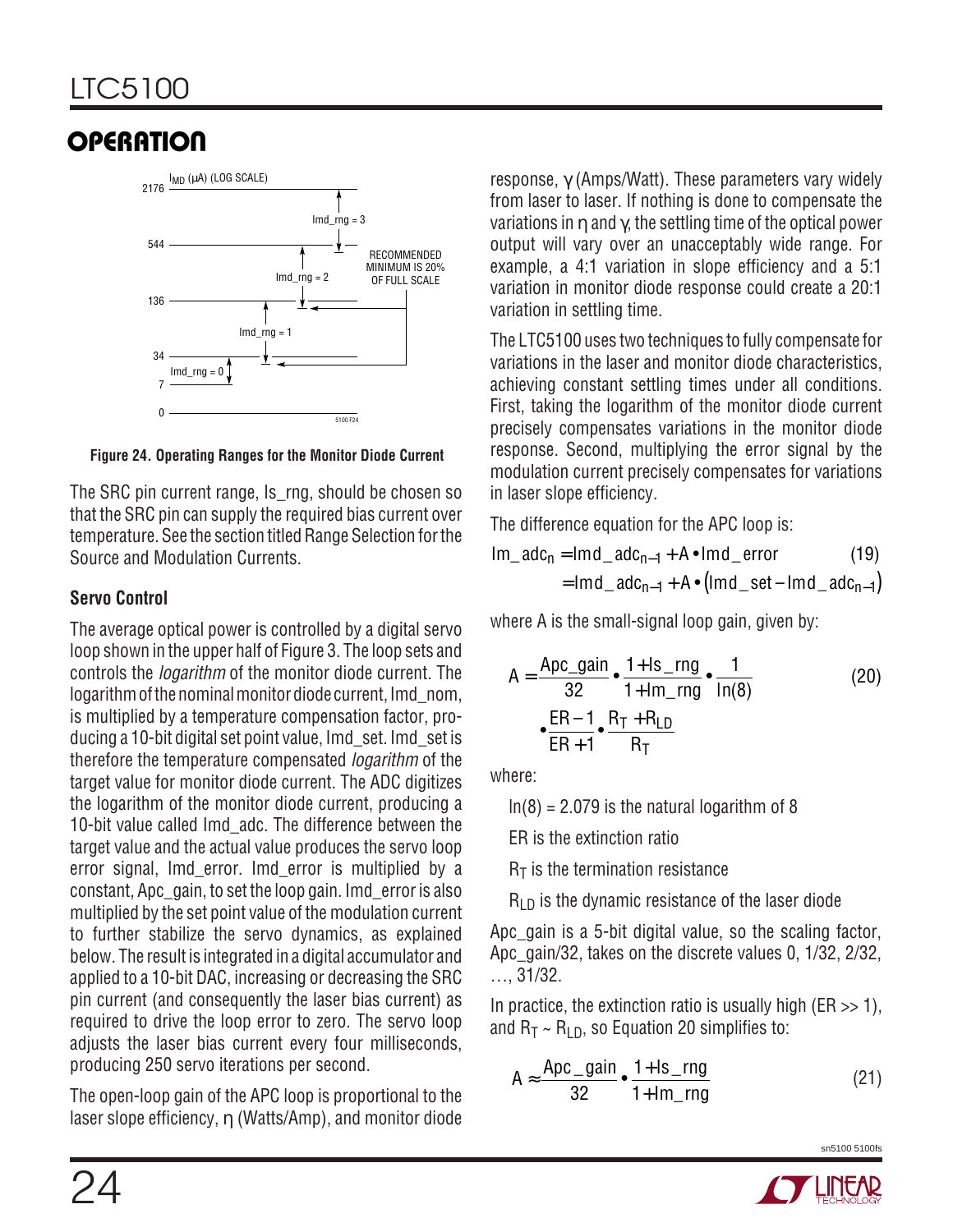## OPERATION

Figure 24. Operating Ranges for the Monitor Diode Current

The SRC pin current range, Is_rng, should be chosen so that the SRC pin can supply the required bias current over temperature. See the section titled Range Selection for the Source and Modulation Currents.

### Servo Control

The average optical power is controlled by a digital servo loop shown in the upper half of Figure 3. The loop sets and controls the *logarithm* of the monitor diode current. The logarithm of the nominal monitor diode current, Imd_nom, is multiplied by a temperature compensation factor, producing a 10-bit digital set point value, Imd_set. Imd_set is therefore the temperature compensated *logarithm* of the target value for monitor diode current. The ADC digitizes the logarithm of the monitor diode current, producing a 10-bit value called Imd_adc. The difference between the target value and the actual value produces the servo loop error signal, Imd_error. Imd_error is multiplied by a constant, Apc_gain, to set the loop gain. Imd_error is also multiplied by the set point value of the modulation current to further stabilize the servo dynamics, as explained below. The result is integrated in a digital accumulator and applied to a 10-bit DAC, increasing or decreasing the SRC pin current (and consequently the laser bias current) as required to drive the loop error to zero. The servo loop adjusts the laser bias current every four milliseconds, producing 250 servo iterations per second.

The open-loop gain of the APC loop is proportional to the laser slope efficiency, $\eta$ (Watts/Amp), and monitor diode response, $\gamma$ (Amps/Watt). These parameters vary widely from laser to laser. If nothing is done to compensate the variations in $\eta$ and $\gamma$, the settling time of the optical power output will vary over an unacceptably wide range. For example, a 4:1 variation in slope efficiency and a 5:1 variation in monitor diode response could create a 20:1 variation in settling time.

The LTC5100 uses two techniques to fully compensate for variations in the laser and monitor diode characteristics, achieving constant settling times under all conditions. First, taking the logarithm of the monitor diode current precisely compensates variations in the monitor diode response. Second, multiplying the error signal by the modulation current precisely compensates for variations in laser slope efficiency.

The difference equation for the APC loop is:

$$\begin{aligned} Im\_adc_n &= Imd\_adc_{n-1} + A \bullet Imd\_error \\ &= Imd\_adc_{n-1} + A \bullet \left(Imd\_set - Imd\_adc_{n-1}\right) \end{aligned} \quad (19)$$

where A is the small-small-signal loop gain, given by:

$$A = \frac{Apc\_gain}{32} \bullet \frac{1+Is\_rng}{1+Im\_rng} \bullet \frac{1}{\ln(8)} \bullet \frac{ER-1}{ER+1} \bullet \frac{R_T + R_{LD}}{R_T} \quad (20)$$

where:

$\ln(8) = 2.079$ is the natural logarithm of 8

ER is the extinction ratio

$R_T$ is the termination resistance

$R_{LD}$ is the dynamic resistance of the laser diode

Apc_gain is a 5-bit digital value, so the scaling factor, Apc_gain/32, takes on the discrete values 0, 1/32, 2/32, …, 31/32.

In practice, the extinction ratio is usually high (ER >> 1), and $R_T \sim R_{LD}$, so Equation 20 simplifies to:

$$A \approx \frac{Apc\_gain}{32} \bullet \frac{1+Is\_rng}{1+Im\_rng} \quad (21)$$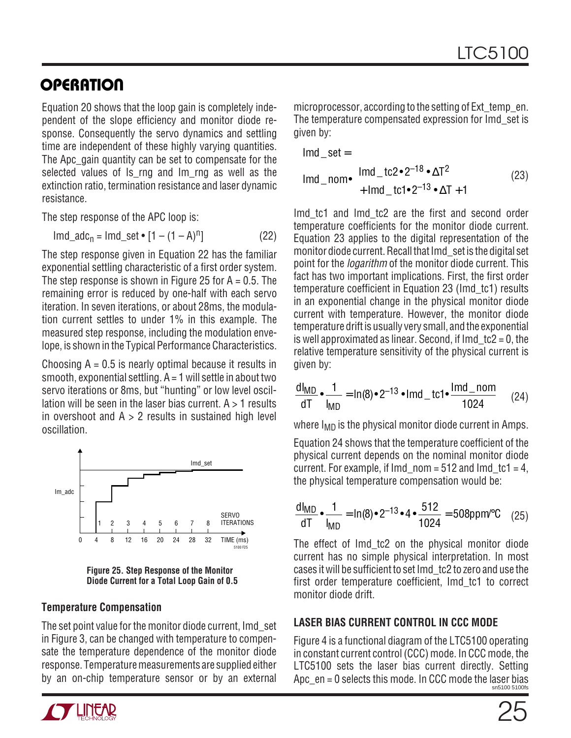## OPERATION

Equation 20 shows that the loop gain is completely independent of the slope efficiency and monitor diode response. Consequently the servo dynamics and settling time are independent of these highly varying quantities. The Apc_gain quantity can be set to compensate for the selected values of Is_rng and Im_rng as well as the extinction ratio, termination resistance and laser dynamic resistance.

The step response of the APC loop is:

$$Imd\_adc_n = Imd\_set \bullet [1 - (1 - A)^n] \quad (22)$$

The step response given in Equation 22 has the familiar exponential settling characteristic of a first order system. The step response is shown in Figure 25 for A = 0.5. The remaining error is reduced by one-half with each servo iteration. In seven iterations, or about 28ms, the modulation current settles to under 1% in this example. The measured step response, including the modulation envelope, is shown in the Typical Performance Characteristics.

Choosing A = 0.5 is nearly optimal because it results in smooth, exponential settling. A = 1 will settle in about two servo iterations or 8ms, but "hunting" or low level oscillation will be seen in the laser bias current. A > 1 results in overshoot and A > 2 results in sustained high level oscillation.

**Figure 25. Step Response of the Monitor Diode Current for a Total Loop Gain of 0.5**

### Temperature Compensation

The set point value for the monitor diode current, Imd_set in Figure 3, can be changed with temperature to compensate the temperature dependence of the monitor diode response. Temperature measurements are supplied either by an on-chip temperature sensor or by an external microprocessor, according to the setting of Ext_temp_en. The temperature compensated expression for Imd_set is given by:

$$Imd\_set = Imd\_nom \bullet \begin{matrix} Imd\_tc2 \bullet 2^{-18} \bullet \Delta T^2 \\ + Imd\_tc1 \bullet 2^{-13} \bullet \Delta T + 1 \end{matrix} \quad (23)$$

Imd_tc1 and Imd_tc2 are the first and second order temperature coefficients for the monitor diode current. Equation 23 applies to the digital representation of the monitor diode current. Recall that Imd_set is the digital set point for the *logarithm* of the monitor diode current. This fact has two important implications. First, the first order temperature coefficient in Equation 23 (Imd_tc1) results in an exponential change in the physical monitor diode current with temperature. However, the monitor diode temperature drift is usually very small, and the exponential is well approximated as linear. Second, if Imd_tc2 = 0, the relative temperature sensitivity of the physical current is given by:

$$\frac{dI_{MD}}{dT} \bullet \frac{1}{I_{MD}} = \ln(8) \bullet 2^{-13} \bullet Imd\_tc1 \bullet \frac{Imd\_nom}{1024} \quad (24)$$

where $I_{MD}$ is the physical monitor diode current in Amps.

Equation 24 shows that the temperature coefficient of the physical current depends on the nominal monitor diode current. For example, if Imd_nom = 512 and Imd_tc1 = 4, the physical temperature compensation would be:

$$\frac{dI_{MD}}{dT} \bullet \frac{1}{I_{MD}} = \ln(8) \bullet 2^{-13} \bullet 4 \bullet \frac{512}{1024} = 508\text{ppm/°C} \quad (25)$$

The effect of Imd_tc2 on the physical monitor diode current has no simple physical interpretation. In most cases it will be sufficient to set Imd_tc2 to zero and use the first order temperature coefficient, Imd_tc1 to correct monitor diode drift.

### LASER BIAS CURRENT CONTROL IN CCC MODE

Figure 4 is a functional diagram of the LTC5100 operating in constant current control (CCC) mode. In CCC mode, the LTC5100 sets the laser bias current directly. Setting Apc_en = 0 selects this mode. In CCC mode the laser bias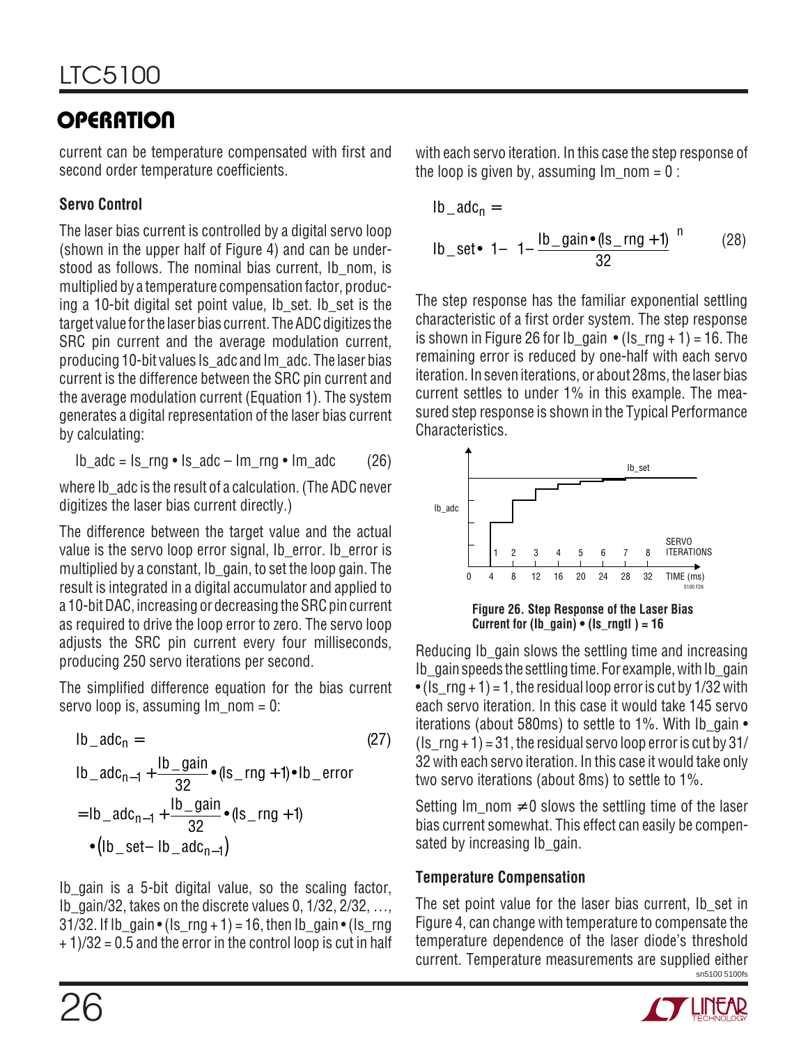## OPERATION

current can be temperature compensated with first and second order temperature coefficients.

### Servo Control

The laser bias current is controlled by a digital servo loop (shown in the upper half of Figure 4) and can be understood as follows. The nominal bias current, Ib_nom, is multiplied by a temperature compensation factor, producing a 10-bit digital set point value, Ib_set. Ib_set is the target value for the laser bias current. The ADC digitizes the SRC pin current and the average modulation current, producing 10-bit values Is_adc and Im_adc. The laser bias current is the difference between the SRC pin current and the average modulation current (Equation 1). The system generates a digital representation of the laser bias current by calculating:

$$Ib\_adc = Is\_rng \cdot Is\_adc - Im\_rng \cdot Im\_adc \qquad (26)$$

where Ib_adc is the result of a calculation. (The ADC never digitizes the laser bias current directly.)

The difference between the target value and the actual value is the servo loop error signal, Ib_error. Ib_error is multiplied by a constant, Ib_gain, to set the loop gain. The result is integrated in a digital accumulator and applied to a 10-bit DAC, increasing or decreasing the SRC pin current as required to drive the loop error to zero. The servo loop adjusts the SRC pin current every four milliseconds, producing 250 servo iterations per second.

The simplified difference equation for the bias current servo loop is, assuming Im_nom = 0:

$$\begin{aligned} Ib\_adc_n &= \qquad\qquad\qquad\qquad\qquad\qquad (27) \\ &Ib\_adc_{n-1} + \frac{Ib\_gain}{32} \cdot (Is\_rng + 1) \cdot Ib\_error \\ &= Ib\_adc_{n-1} + \frac{Ib\_gain}{32} \cdot (Is\_rng + 1) \\ &\quad \cdot \left(Ib\_set - Ib\_adc_{n-1}\right) \end{aligned}$$

Ib_gain is a 5-bit digital value, so the scaling factor, Ib_gain/32, takes on the discrete values 0, 1/32, 2/32, …, 31/32. If Ib_gain • (Is_rng + 1) = 16, then Ib_gain • (Is_rng + 1)/32 = 0.5 and the error in the control loop is cut in half with each servo iteration. In this case the step response of the loop is given by, assuming Im_nom = 0 :

$$Ib\_adc_n = Ib\_set \cdot \left[1 - \left(1 - \frac{Ib\_gain \cdot (Is\_rng + 1)}{32}\right)^n\right] \qquad (28)$$

The step response has the familiar exponential settling characteristic of a first order system. The step response is shown in Figure 26 for Ib_gain • (Is_rng + 1) = 16. The remaining error is reduced by one-half with each servo iteration. In seven iterations, or about 28ms, the laser bias current settles to under 1% in this example. The measured step response is shown in the Typical Performance Characteristics.

**Figure 26. Step Response of the Laser Bias Current for (Ib_gain) • (Is_rngtl ) = 16**

Reducing Ib_gain slows the settling time and increasing Ib_gain speeds the settling time. For example, with Ib_gain • (Is_rng + 1) = 1, the residual loop error is cut by 1/32 with each servo iteration. In this case it would take 145 servo iterations (about 580ms) to settle to 1%. With Ib_gain • (Is_rng + 1) = 31, the residual servo loop error is cut by 31/32 with each servo iteration. In this case it would take only two servo iterations (about 8ms) to settle to 1%.

Setting Im_nom ≠ 0 slows the settling time of the laser bias current somewhat. This effect can easily be compensated by increasing Ib_gain.

### Temperature Compensation

The set point value for the laser bias current, Ib_set in Figure 4, can change with temperature to compensate the temperature dependence of the laser diode's threshold current. Temperature measurements are supplied either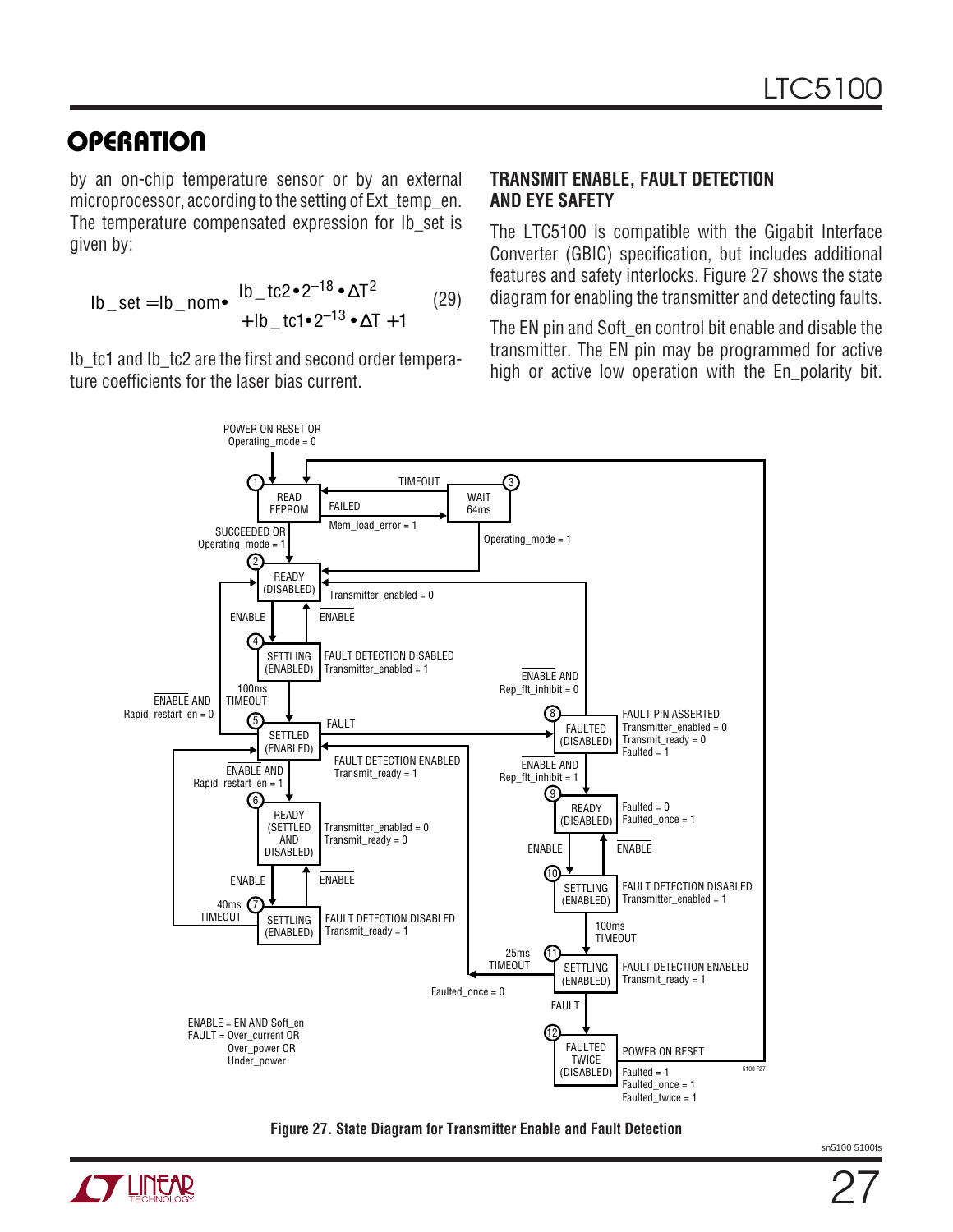## OPERATION

by an on-chip temperature sensor or by an external microprocessor, according to the setting of Ext_temp_en. The temperature compensated expression for Ib_set is given by:

$$Ib\_set = Ib\_nom \bullet \left( \begin{array}{l} Ib\_tc2 \bullet 2^{-18} \bullet \Delta T^2 \\ + Ib\_tc1 \bullet 2^{-13} \bullet \Delta T + 1 \end{array} \right) \quad (29)$$

Ib_tc1 and Ib_tc2 are the first and second order temperature coefficients for the laser bias current.

### TRANSMIT ENABLE, FAULT DETECTION AND EYE SAFETY

The LTC5100 is compatible with the Gigabit Interface Converter (GBIC) specification, but includes additional features and safety interlocks. Figure 27 shows the state diagram for enabling the transmitter and detecting faults.

The EN pin and Soft_en control bit enable and disable the transmitter. The EN pin may be programmed for active high or active low operation with the En_polarity bit.

POWER ON RESET OR Operating_mode = 0

1 READ EEPROM — FAILED, Mem_load_error = 1 → 3 WAIT 64ms; TIMEOUT → 1; SUCCEEDED OR Operating_mode = 1 → 2; Operating_mode = 1 (from 3) → 2

2 READY (DISABLED) — Transmitter_enabled = 0

4 SETTLING (ENABLED) — FAULT DETECTION DISABLED, Transmitter_enabled = 1

5 SETTLED (ENABLED) — FAULT DETECTION ENABLED, Transmit_ready = 1

6 READY (SETTLED AND DISABLED) — Transmitter_enabled = 0, Transmit_ready = 0

7 SETTLING (ENABLED) — FAULT DETECTION DISABLED, Transmit_ready = 1

8 FAULTED (DISABLED) — FAULT PIN ASSERTED, Transmitter_enabled = 0, Transmit_ready = 0, Faulted = 1

9 READY (DISABLED) — Faulted = 0, Faulted_once = 1

10 SETTLING (ENABLED) — FAULT DETECTION DISABLED, Transmitter_enabled = 1

11 SETTLING (ENABLED) — FAULT DETECTION ENABLED, Transmit_ready = 1

12 FAULTED TWICE (DISABLED) — POWER ON RESET, Faulted = 1, Faulted_once = 1, Faulted_twice = 1

Transitions: 2 → 4: ENABLE; 4 → 2: $\overline{\text{ENABLE}}$; 4 → 5: 100ms TIMEOUT; $\overline{\text{ENABLE}}$ AND Rapid_restart_en = 0: 5 → 2; $\overline{\text{ENABLE}}$ AND Rapid_restart_en = 1: 5 → 6; 6 → 7: ENABLE; 7 → 6: $\overline{\text{ENABLE}}$; 7 → 5: 40ms TIMEOUT; 5 → 8: FAULT; 8 → 2: $\overline{\text{ENABLE}}$ AND Rep_flt_inhibit = 0; 8 → 9: $\overline{\text{ENABLE}}$ AND Rep_flt_inhibit = 1; 9 → 10: ENABLE; 10 → 9: $\overline{\text{ENABLE}}$; 10 → 11: 100ms TIMEOUT; 11 → 5: 25ms TIMEOUT, Faulted_once = 0; 11 → 12: FAULT; 12 → 1: POWER ON RESET

ENABLE = EN AND Soft_en
FAULT = Over_current OR Over_power OR Under_power

**Figure 27. State Diagram for Transmitter Enable and Fault Detection**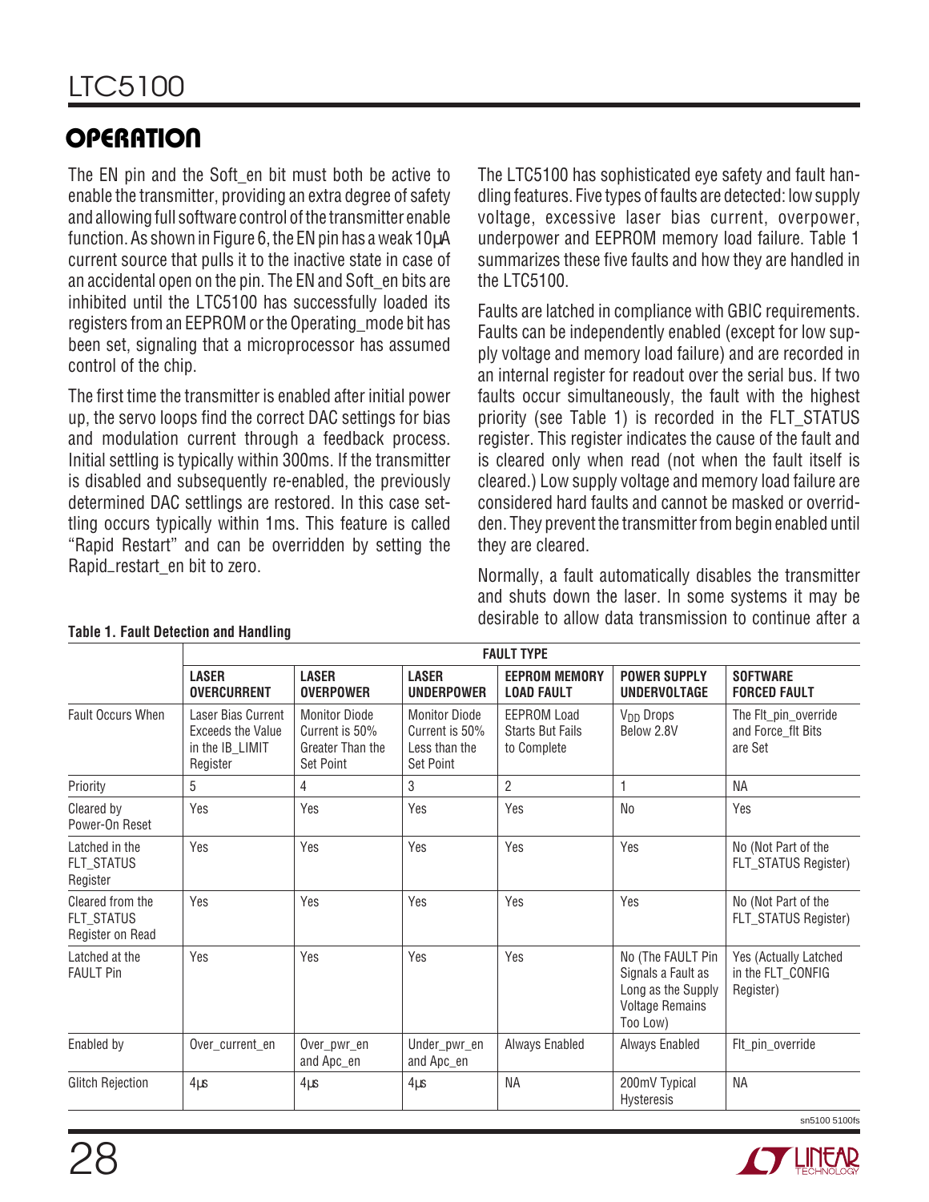## OPERATION

The EN pin and the Soft_en bit must both be active to enable the transmitter, providing an extra degree of safety and allowing full software control of the transmitter enable function. As shown in Figure 6, the EN pin has a weak 10µA current source that pulls it to the inactive state in case of an accidental open on the pin. The EN and Soft_en bits are inhibited until the LTC5100 has successfully loaded its registers from an EEPROM or the Operating_mode bit has been set, signaling that a microprocessor has assumed control of the chip.

The first time the transmitter is enabled after initial power up, the servo loops find the correct DAC settings for bias and modulation current through a feedback process. Initial settling is typically within 300ms. If the transmitter is disabled and subsequently re-enabled, the previously determined DAC settlings are restored. In this case settling occurs typically within 1ms. This feature is called "Rapid Restart" and can be overridden by setting the Rapid_restart_en bit to zero.

The LTC5100 has sophisticated eye safety and fault handling features. Five types of faults are detected: low supply voltage, excessive laser bias current, overpower, underpower and EEPROM memory load failure. Table 1 summarizes these five faults and how they are handled in the LTC5100.

Faults are latched in compliance with GBIC requirements. Faults can be independently enabled (except for low supply voltage and memory load failure) and are recorded in an internal register for readout over the serial bus. If two faults occur simultaneously, the fault with the highest priority (see Table 1) is recorded in the FLT_STATUS register. This register indicates the cause of the fault and is cleared only when read (not when the fault itself is cleared.) Low supply voltage and memory load failure are considered hard faults and cannot be masked or overridden. They prevent the transmitter from begin enabled until they are cleared.

Normally, a fault automatically disables the transmitter and shuts down the laser. In some systems it may be desirable to allow data transmission to continue after a

**Table 1. Fault Detection and Handling**

| | FAULT TYPE | | | | | |
|---|---|---|---|---|---|---|
| | **LASER OVERCURRENT** | **LASER OVERPOWER** | **LASER UNDERPOWER** | **EEPROM MEMORY LOAD FAULT** | **POWER SUPPLY UNDERVOLTAGE** | **SOFTWARE FORCED FAULT** |
| Fault Occurs When | Laser Bias Current Exceeds the Value in the IB_LIMIT Register | Monitor Diode Current is 50% Greater Than the Set Point | Monitor Diode Current is 50% Less than the Set Point | EEPROM Load Starts But Fails to Complete | $V_{DD}$ Drops Below 2.8V | The Flt_pin_override and Force_flt Bits are Set |
| Priority | 5 | 4 | 3 | 2 | 1 | NA |
| Cleared by Power-On Reset | Yes | Yes | Yes | Yes | No | Yes |
| Latched in the FLT_STATUS Register | Yes | Yes | Yes | Yes | Yes | No (Not Part of the FLT_STATUS Register) |
| Cleared from the FLT_STATUS Register on Read | Yes | Yes | Yes | Yes | Yes | No (Not Part of the FLT_STATUS Register) |
| Latched at the FAULT Pin | Yes | Yes | Yes | Yes | No (The FAULT Pin Signals a Fault as Long as the Supply Voltage Remains Too Low) | Yes (Actually Latched in the FLT_CONFIG Register) |
| Enabled by | Over_current_en | Over_pwr_en and Apc_en | Under_pwr_en and Apc_en | Always Enabled | Always Enabled | Flt_pin_override |
| Glitch Rejection | 4µs | 4µs | 4µs | NA | 200mV Typical Hysteresis | NA |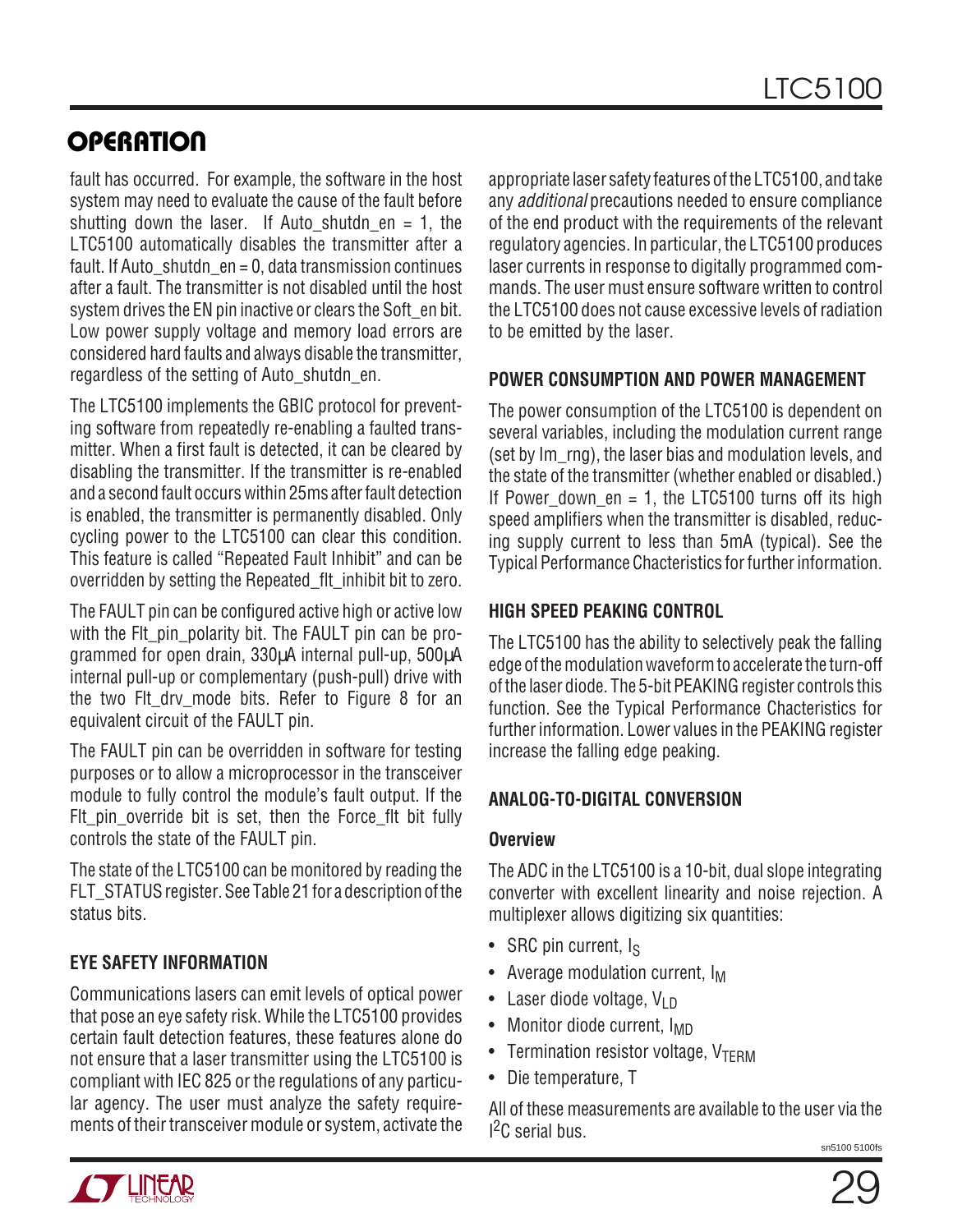## OPERATION

fault has occurred. For example, the software in the host system may need to evaluate the cause of the fault before shutting down the laser. If Auto_shutdn_en = 1, the LTC5100 automatically disables the transmitter after a fault. If Auto_shutdn_en = 0, data transmission continues after a fault. The transmitter is not disabled until the host system drives the EN pin inactive or clears the Soft_en bit. Low power supply voltage and memory load errors are considered hard faults and always disable the transmitter, regardless of the setting of Auto_shutdn_en.

The LTC5100 implements the GBIC protocol for preventing software from repeatedly re-enabling a faulted transmitter. When a first fault is detected, it can be cleared by disabling the transmitter. If the transmitter is re-enabled and a second fault occurs within 25ms after fault detection is enabled, the transmitter is permanently disabled. Only cycling power to the LTC5100 can clear this condition. This feature is called "Repeated Fault Inhibit" and can be overridden by setting the Repeated_flt_inhibit bit to zero.

The FAULT pin can be configured active high or active low with the Flt_pin_polarity bit. The FAULT pin can be programmed for open drain, 330µA internal pull-up, 500µA internal pull-up or complementary (push-pull) drive with the two Flt_drv_mode bits. Refer to Figure 8 for an equivalent circuit of the FAULT pin.

The FAULT pin can be overridden in software for testing purposes or to allow a microprocessor in the transceiver module to fully control the module's fault output. If the Flt_pin_override bit is set, then the Force_flt bit fully controls the state of the FAULT pin.

The state of the LTC5100 can be monitored by reading the FLT_STATUS register. See Table 21 for a description of the status bits.

### EYE SAFETY INFORMATION

Communications lasers can emit levels of optical power that pose an eye safety risk. While the LTC5100 provides certain fault detection features, these features alone do not ensure that a laser transmitter using the LTC5100 is compliant with IEC 825 or the regulations of any particular agency. The user must analyze the safety requirements of their transceiver module or system, activate the appropriate laser safety features of the LTC5100, and take any *additional* precautions needed to ensure compliance of the end product with the requirements of the relevant regulatory agencies. In particular, the LTC5100 produces laser currents in response to digitally programmed commands. The user must ensure software written to control the LTC5100 does not cause excessive levels of radiation to be emitted by the laser.

### POWER CONSUMPTION AND POWER MANAGEMENT

The power consumption of the LTC5100 is dependent on several variables, including the modulation current range (set by Im_rng), the laser bias and modulation levels, and the state of the transmitter (whether enabled or disabled.) If Power_down_en = 1, the LTC5100 turns off its high speed amplifiers when the transmitter is disabled, reducing supply current to less than 5mA (typical). See the Typical Performance Chacteristics for further information.

### HIGH SPEED PEAKING CONTROL

The LTC5100 has the ability to selectively peak the falling edge of the modulation waveform to accelerate the turn-off of the laser diode. The 5-bit PEAKING register controls this function. See the Typical Performance Chacteristics for further information. Lower values in the PEAKING register increase the falling edge peaking.

### ANALOG-TO-DIGITAL CONVERSION

#### Overview

The ADC in the LTC5100 is a 10-bit, dual slope integrating converter with excellent linearity and noise rejection. A multiplexer allows digitizing six quantities:

- SRC pin current, $I_S$
- Average modulation current, $I_M$
- Laser diode voltage, $V_{LD}$
- Monitor diode current, $I_{MD}$
- Termination resistor voltage, $V_{TERM}$
- Die temperature, T

All of these measurements are available to the user via the $I^2C$ serial bus.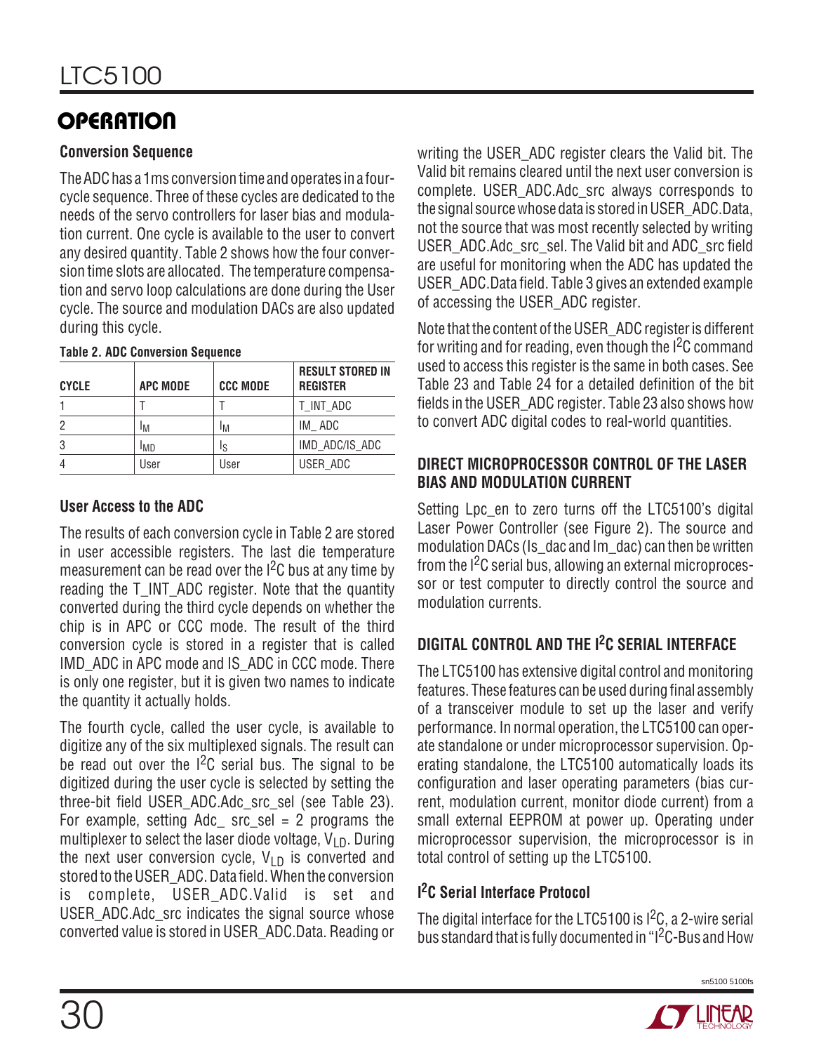## OPERATION

### Conversion Sequence

The ADC has a 1ms conversion time and operates in a four-cycle sequence. Three of these cycles are dedicated to the needs of the servo controllers for laser bias and modulation current. One cycle is available to the user to convert any desired quantity. Table 2 shows how the four conversion time slots are allocated. The temperature compensation and servo loop calculations are done during the User cycle. The source and modulation DACs are also updated during this cycle.

**Table 2. ADC Conversion Sequence**

| CYCLE | APC MODE | CCC MODE | RESULT STORED IN REGISTER |
|---|---|---|---|
| 1 | T | T | T_INT_ADC |
| 2 | $I_M$ | $I_M$ | IM_ ADC |
| 3 | $I_{MD}$ | $I_S$ | IMD_ADC/IS_ADC |
| 4 | User | User | USER_ADC |

### User Access to the ADC

The results of each conversion cycle in Table 2 are stored in user accessible registers. The last die temperature measurement can be read over the I$^2$C bus at any time by reading the T_INT_ADC register. Note that the quantity converted during the third cycle depends on whether the chip is in APC or CCC mode. The result of the third conversion cycle is stored in a register that is called IMD_ADC in APC mode and IS_ADC in CCC mode. There is only one register, but it is given two names to indicate the quantity it actually holds.

The fourth cycle, called the user cycle, is available to digitize any of the six multiplexed signals. The result can be read out over the I$^2$C serial bus. The signal to be digitized during the user cycle is selected by setting the three-bit field USER_ADC.Adc_src_sel (see Table 23). For example, setting Adc_ src_sel = 2 programs the multiplexer to select the laser diode voltage, $V_{LD}$. During the next user conversion cycle, $V_{LD}$ is converted and stored to the USER_ADC. Data field. When the conversion is complete, USER_ADC.Valid is set and USER_ADC.Adc_src indicates the signal source whose converted value is stored in USER_ADC.Data. Reading or writing the USER_ADC register clears the Valid bit. The Valid bit remains cleared until the next user conversion is complete. USER_ADC.Adc_src always corresponds to the signal source whose data is stored in USER_ADC.Data, not the source that was most recently selected by writing USER_ADC.Adc_src_sel. The Valid bit and ADC_src field are useful for monitoring when the ADC has updated the USER_ADC.Data field. Table 3 gives an extended example of accessing the USER_ADC register.

Note that the content of the USER_ADC register is different for writing and for reading, even though the I$^2$C command used to access this register is the same in both cases. See Table 23 and Table 24 for a detailed definition of the bit fields in the USER_ADC register. Table 23 also shows how to convert ADC digital codes to real-world quantities.

## DIRECT MICROPROCESSOR CONTROL OF THE LASER BIAS AND MODULATION CURRENT

Setting Lpc_en to zero turns off the LTC5100's digital Laser Power Controller (see Figure 2). The source and modulation DACs (Is_dac and Im_dac) can then be written from the I$^2$C serial bus, allowing an external microprocessor or test computer to directly control the source and modulation currents.

## DIGITAL CONTROL AND THE I$^2$C SERIAL INTERFACE

The LTC5100 has extensive digital control and monitoring features. These features can be used during final assembly of a transceiver module to set up the laser and verify performance. In normal operation, the LTC5100 can operate standalone or under microprocessor supervision. Operating standalone, the LTC5100 automatically loads its configuration and laser operating parameters (bias current, modulation current, monitor diode current) from a small external EEPROM at power up. Operating under microprocessor supervision, the microprocessor is in total control of setting up the LTC5100.

### I$^2$C Serial Interface Protocol

The digital interface for the LTC5100 is I$^2$C, a 2-wire serial bus standard that is fully documented in "I$^2$C-Bus and How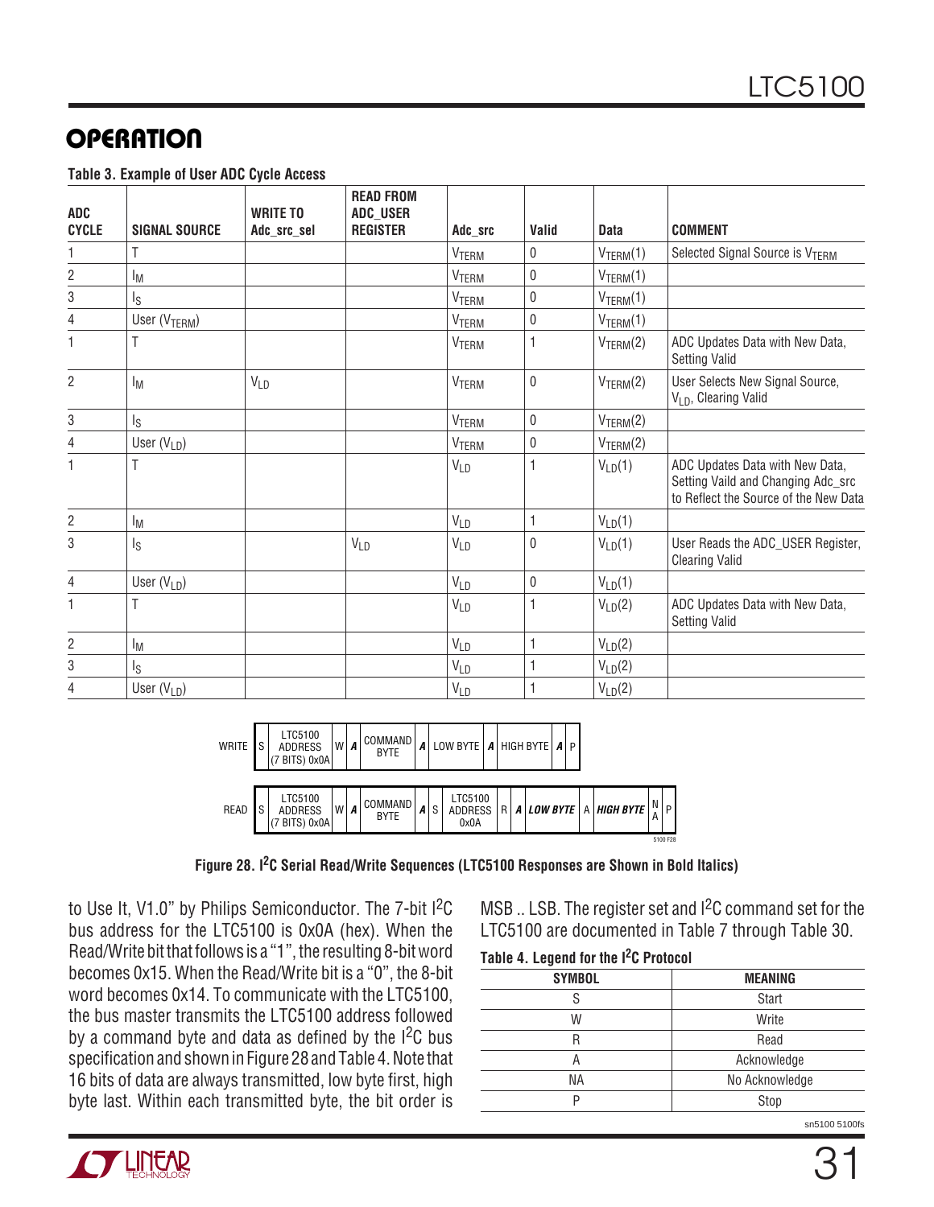## OPERATION

**Table 3. Example of User ADC Cycle Access**

| ADC CYCLE | SIGNAL SOURCE | WRITE TO Adc_src_sel | READ FROM ADC_USER REGISTER | Adc_src | Valid | Data | COMMENT |
|---|---|---|---|---|---|---|---|
| 1 | T | | | $V_{TERM}$ | 0 | $V_{TERM}(1)$ | Selected Signal Source is $V_{TERM}$ |
| 2 | $I_M$ | | | $V_{TERM}$ | 0 | $V_{TERM}(1)$ | |
| 3 | $I_S$ | | | $V_{TERM}$ | 0 | $V_{TERM}(1)$ | |
| 4 | User ($V_{TERM}$) | | | $V_{TERM}$ | 0 | $V_{TERM}(1)$ | |
| 1 | T | | | $V_{TERM}$ | 1 | $V_{TERM}(2)$ | ADC Updates Data with New Data, Setting Valid |
| 2 | $I_M$ | $V_{LD}$ | | $V_{TERM}$ | 0 | $V_{TERM}(2)$ | User Selects New Signal Source, $V_{LD}$, Clearing Valid |
| 3 | $I_S$ | | | $V_{TERM}$ | 0 | $V_{TERM}(2)$ | |
| 4 | User ($V_{LD}$) | | | $V_{TERM}$ | 0 | $V_{TERM}(2)$ | |
| 1 | T | | | $V_{LD}$ | 1 | $V_{LD}(1)$ | ADC Updates Data with New Data, Setting Vaild and Changing Adc_src to Reflect the Source of the New Data |
| 2 | $I_M$ | | | $V_{LD}$ | 1 | $V_{LD}(1)$ | |
| 3 | $I_S$ | | $V_{LD}$ | $V_{LD}$ | 0 | $V_{LD}(1)$ | User Reads the ADC_USER Register, Clearing Valid |
| 4 | User ($V_{LD}$) | | | $V_{LD}$ | 0 | $V_{LD}(1)$ | |
| 1 | T | | | $V_{LD}$ | 1 | $V_{LD}(2)$ | ADC Updates Data with New Data, Setting Valid |
| 2 | $I_M$ | | | $V_{LD}$ | 1 | $V_{LD}(2)$ | |
| 3 | $I_S$ | | | $V_{LD}$ | 1 | $V_{LD}(2)$ | |
| 4 | User ($V_{LD}$) | | | $V_{LD}$ | 1 | $V_{LD}(2)$ | |

| WRITE | S | LTC5100 ADDRESS (7 BITS) 0x0A | W | ***A*** | COMMAND BYTE | ***A*** | LOW BYTE | ***A*** | HIGH BYTE | ***A*** | P | | | | | | | |
|---|---|---|---|---|---|---|---|---|---|---|---|---|---|---|---|---|---|---|
| READ | S | LTC5100 ADDRESS (7 BITS) 0x0A | W | ***A*** | COMMAND BYTE | ***A*** | S | LTC5100 ADDRESS 0x0A | R | ***A*** | ***LOW BYTE*** | A | ***HIGH BYTE*** | NA | P | | | |

**Figure 28. I²C Serial Read/Write Sequences (LTC5100 Responses are Shown in Bold Italics)**

to Use It, V1.0" by Philips Semiconductor. The 7-bit I²C bus address for the LTC5100 is 0x0A (hex). When the Read/Write bit that follows is a "1", the resulting 8-bit word becomes 0x15. When the Read/Write bit is a "0", the 8-bit word becomes 0x14. To communicate with the LTC5100, the bus master transmits the LTC5100 address followed by a command byte and data as defined by the I²C bus specification and shown in Figure 28 and Table 4. Note that 16 bits of data are always transmitted, low byte first, high byte last. Within each transmitted byte, the bit order is MSB .. LSB. The register set and I²C command set for the LTC5100 are documented in Table 7 through Table 30.

**Table 4. Legend for the I²C Protocol**

| SYMBOL | MEANING |
|---|---|
| S | Start |
| W | Write |
| R | Read |
| A | Acknowledge |
| NA | No Acknowledge |
| P | Stop |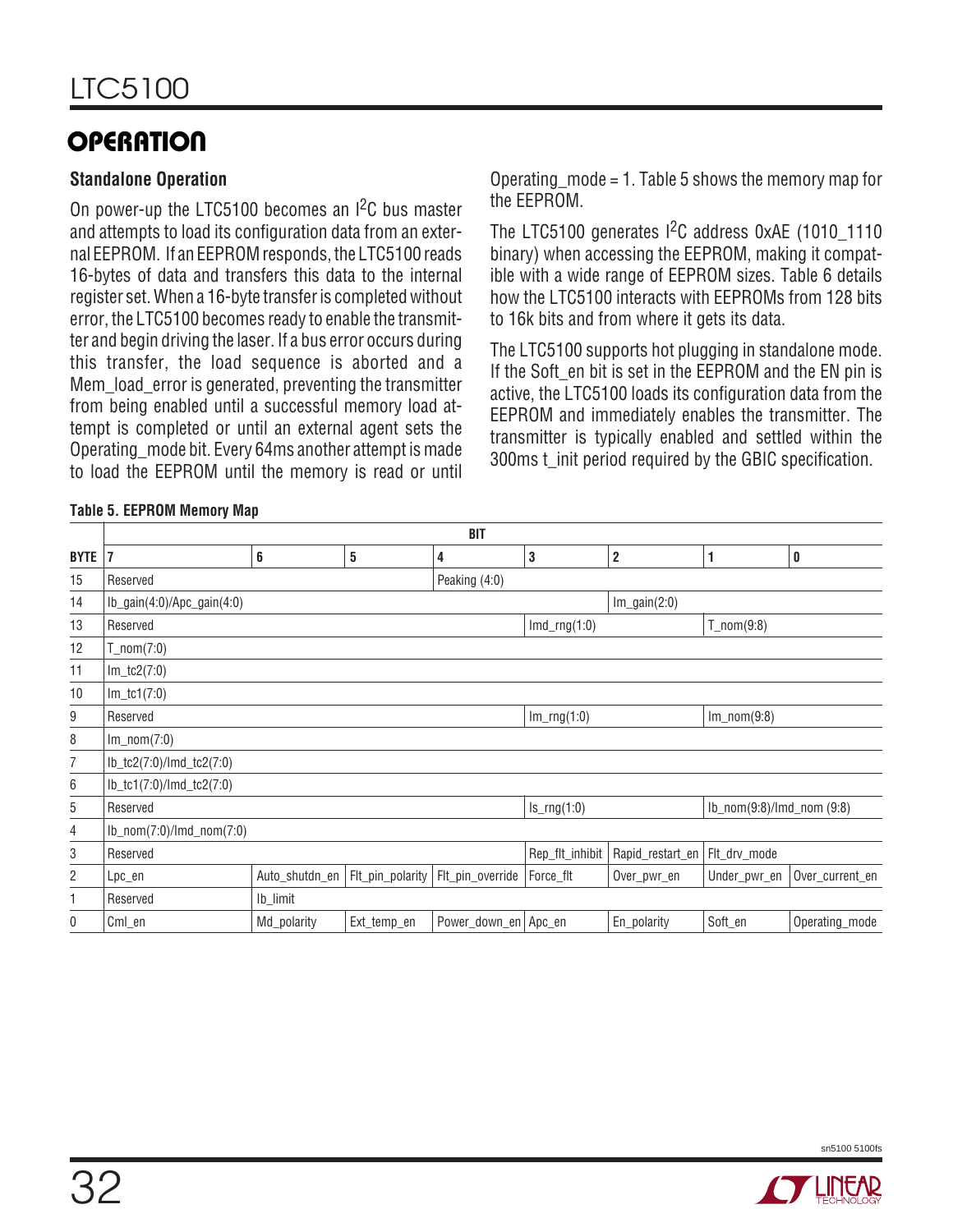## OPERATION

### Standalone Operation

On power-up the LTC5100 becomes an I²C bus master and attempts to load its configuration data from an external EEPROM. If an EEPROM responds, the LTC5100 reads 16-bytes of data and transfers this data to the internal register set. When a 16-byte transfer is completed without error, the LTC5100 becomes ready to enable the transmitter and begin driving the laser. If a bus error occurs during this transfer, the load sequence is aborted and a Mem_load_error is generated, preventing the transmitter from being enabled until a successful memory load attempt is completed or until an external agent sets the Operating_mode bit. Every 64ms another attempt is made to load the EEPROM until the memory is read or until Operating_mode = 1. Table 5 shows the memory map for the EEPROM.

The LTC5100 generates I²C address 0xAE (1010_1110 binary) when accessing the EEPROM, making it compatible with a wide range of EEPROM sizes. Table 6 details how the LTC5100 interacts with EEPROMs from 128 bits to 16k bits and from where it gets its data.

The LTC5100 supports hot plugging in standalone mode. If the Soft_en bit is set in the EEPROM and the EN pin is active, the LTC5100 loads its configuration data from the EEPROM and immediately enables the transmitter. The transmitter is typically enabled and settled within the 300ms t_init period required by the GBIC specification.

**Table 5. EEPROM Memory Map**

| | BIT | | | | | | | |
|---|---|---|---|---|---|---|---|---|
| **BYTE** | **7** | **6** | **5** | **4** | **3** | **2** | **1** | **0** |
| 15 | Reserved | | | Peaking (4:0) | | | | |
| 14 | Ib_gain(4:0)/Apc_gain(4:0) | | | | | Im_gain(2:0) | | |
| 13 | Reserved | | | | Imd_rng(1:0) | | T_nom(9:8) | |
| 12 | T_nom(7:0) | | | | | | | |
| 11 | Im_tc2(7:0) | | | | | | | |
| 10 | Im_tc1(7:0) | | | | | | | |
| 9 | Reserved | | | | Im_rng(1:0) | | Im_nom(9:8) | |
| 8 | Im_nom(7:0) | | | | | | | |
| 7 | Ib_tc2(7:0)/Imd_tc2(7:0) | | | | | | | |
| 6 | Ib_tc1(7:0)/Imd_tc2(7:0) | | | | | | | |
| 5 | Reserved | | | | Is_rng(1:0) | | Ib_nom(9:8)/Imd_nom (9:8) | |
| 4 | Ib_nom(7:0)/Imd_nom(7:0) | | | | | | | |
| 3 | Reserved | | | | Rep_flt_inhibit | Rapid_restart_en | Flt_drv_mode | |
| 2 | Lpc_en | Auto_shutdn_en | Flt_pin_polarity | Flt_pin_override | Force_flt | Over_pwr_en | Under_pwr_en | Over_current_en |
| 1 | Reserved | Ib_limit | | | | | | |
| 0 | Cml_en | Md_polarity | Ext_temp_en | Power_down_en | Apc_en | En_polarity | Soft_en | Operating_mode |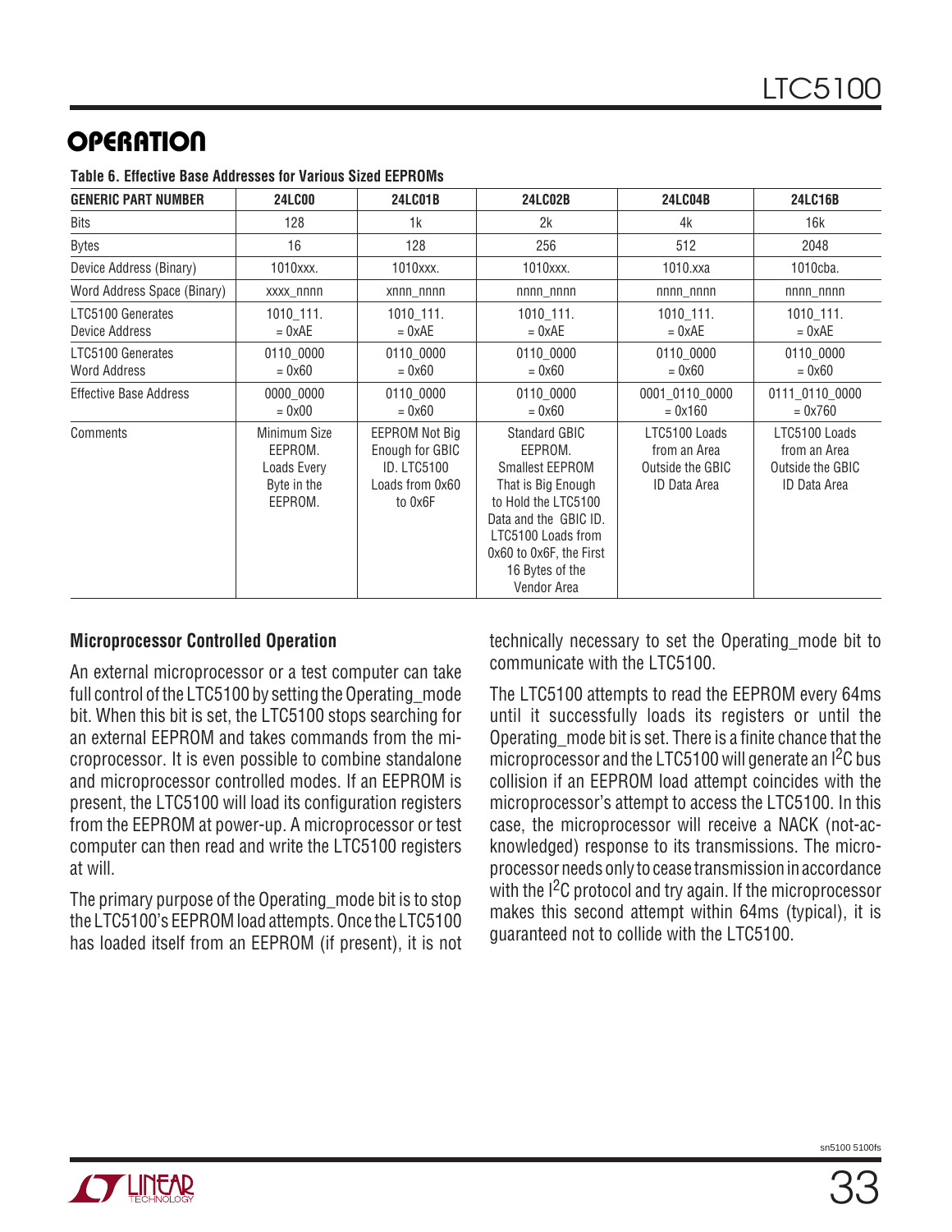## OPERATION

**Table 6. Effective Base Addresses for Various Sized EEPROMs**

| GENERIC PART NUMBER | 24LC00 | 24LC01B | 24LC02B | 24LC04B | 24LC16B |
|---|---|---|---|---|---|
| Bits | 128 | 1k | 2k | 4k | 16k |
| Bytes | 16 | 128 | 256 | 512 | 2048 |
| Device Address (Binary) | 1010xxx. | 1010xxx. | 1010xxx. | 1010.xxa | 1010cba. |
| Word Address Space (Binary) | xxxx_nnnn | xnnn_nnnn | nnnn_nnnn | nnnn_nnnn | nnnn_nnnn |
| LTC5100 Generates Device Address | 1010_111. = 0xAE | 1010_111. = 0xAE | 1010_111. = 0xAE | 1010_111. = 0xAE | 1010_111. = 0xAE |
| LTC5100 Generates Word Address | 0110_0000 = 0x60 | 0110_0000 = 0x60 | 0110_0000 = 0x60 | 0110_0000 = 0x60 | 0110_0000 = 0x60 |
| Effective Base Address | 0000_0000 = 0x00 | 0110_0000 = 0x60 | 0110_0000 = 0x60 | 0001_0110_0000 = 0x160 | 0111_0110_0000 = 0x760 |
| Comments | Minimum Size EEPROM. Loads Every Byte in the EEPROM. | EEPROM Not Big Enough for GBIC ID. LTC5100 Loads from 0x60 to 0x6F | Standard GBIC EEPROM. Smallest EEPROM That is Big Enough to Hold the LTC5100 Data and the GBIC ID. LTC5100 Loads from 0x60 to 0x6F, the First 16 Bytes of the Vendor Area | LTC5100 Loads from an Area Outside the GBIC ID Data Area | LTC5100 Loads from an Area Outside the GBIC ID Data Area |

### Microprocessor Controlled Operation

An external microprocessor or a test computer can take full control of the LTC5100 by setting the Operating_mode bit. When this bit is set, the LTC5100 stops searching for an external EEPROM and takes commands from the microprocessor. It is even possible to combine standalone and microprocessor controlled modes. If an EEPROM is present, the LTC5100 will load its configuration registers from the EEPROM at power-up. A microprocessor or test computer can then read and write the LTC5100 registers at will.

The primary purpose of the Operating_mode bit is to stop the LTC5100's EEPROM load attempts. Once the LTC5100 has loaded itself from an EEPROM (if present), it is not technically necessary to set the Operating_mode bit to communicate with the LTC5100.

The LTC5100 attempts to read the EEPROM every 64ms until it successfully loads its registers or until the Operating_mode bit is set. There is a finite chance that the microprocessor and the LTC5100 will generate an $I^2C$ bus collision if an EEPROM load attempt coincides with the microprocessor's attempt to access the LTC5100. In this case, the microprocessor will receive a NACK (not-acknowledged) response to its transmissions. The microprocessor needs only to cease transmission in accordance with the $I^2C$ protocol and try again. If the microprocessor makes this second attempt within 64ms (typical), it is guaranteed not to collide with the LTC5100.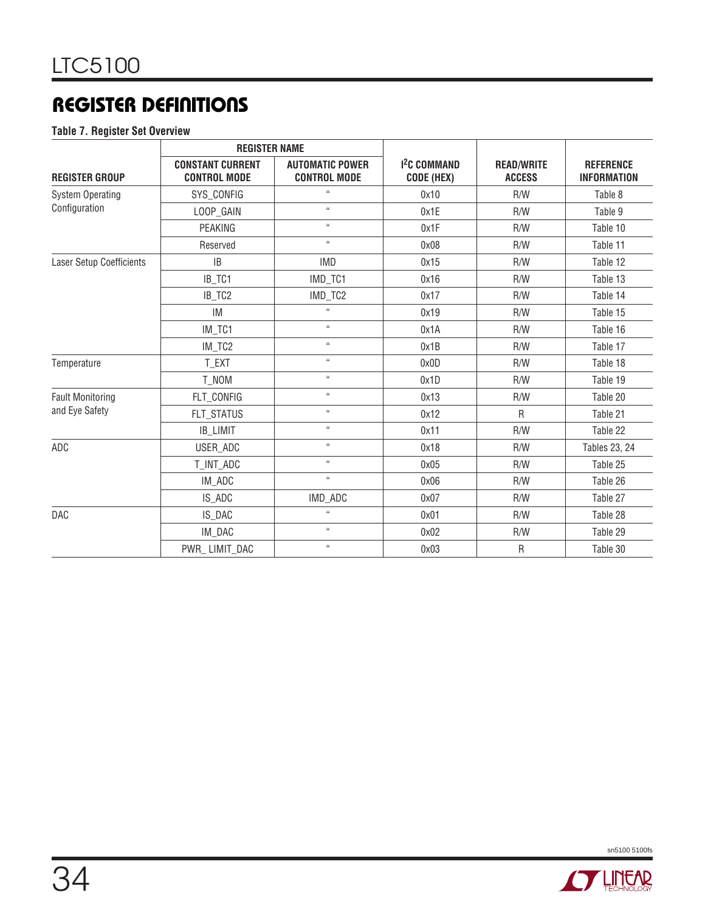## REGISTER DEFINITIONS

**Table 7. Register Set Overview**

| REGISTER GROUP | REGISTER NAME | | I²C COMMAND CODE (HEX) | READ/WRITE ACCESS | REFERENCE INFORMATION |
|---|---|---|---|---|---|
| | CONSTANT CURRENT CONTROL MODE | AUTOMATIC POWER CONTROL MODE | | | |
| System Operating Configuration | SYS_CONFIG | " | 0x10 | R/W | Table 8 |
| | LOOP_GAIN | " | 0x1E | R/W | Table 9 |
| | PEAKING | " | 0x1F | R/W | Table 10 |
| | Reserved | " | 0x08 | R/W | Table 11 |
| Laser Setup Coefficients | IB | IMD | 0x15 | R/W | Table 12 |
| | IB_TC1 | IMD_TC1 | 0x16 | R/W | Table 13 |
| | IB_TC2 | IMD_TC2 | 0x17 | R/W | Table 14 |
| | IM | " | 0x19 | R/W | Table 15 |
| | IM_TC1 | " | 0x1A | R/W | Table 16 |
| | IM_TC2 | " | 0x1B | R/W | Table 17 |
| Temperature | T_EXT | " | 0x0D | R/W | Table 18 |
| | T_NOM | " | 0x1D | R/W | Table 19 |
| Fault Monitoring and Eye Safety | FLT_CONFIG | " | 0x13 | R/W | Table 20 |
| | FLT_STATUS | " | 0x12 | R | Table 21 |
| | IB_LIMIT | " | 0x11 | R/W | Table 22 |
| ADC | USER_ADC | " | 0x18 | R/W | Tables 23, 24 |
| | T_INT_ADC | " | 0x05 | R/W | Table 25 |
| | IM_ADC | " | 0x06 | R/W | Table 26 |
| | IS_ADC | IMD_ADC | 0x07 | R/W | Table 27 |
| DAC | IS_DAC | " | 0x01 | R/W | Table 28 |
| | IM_DAC | " | 0x02 | R/W | Table 29 |
| | PWR_ LIMIT_DAC | " | 0x03 | R | Table 30 |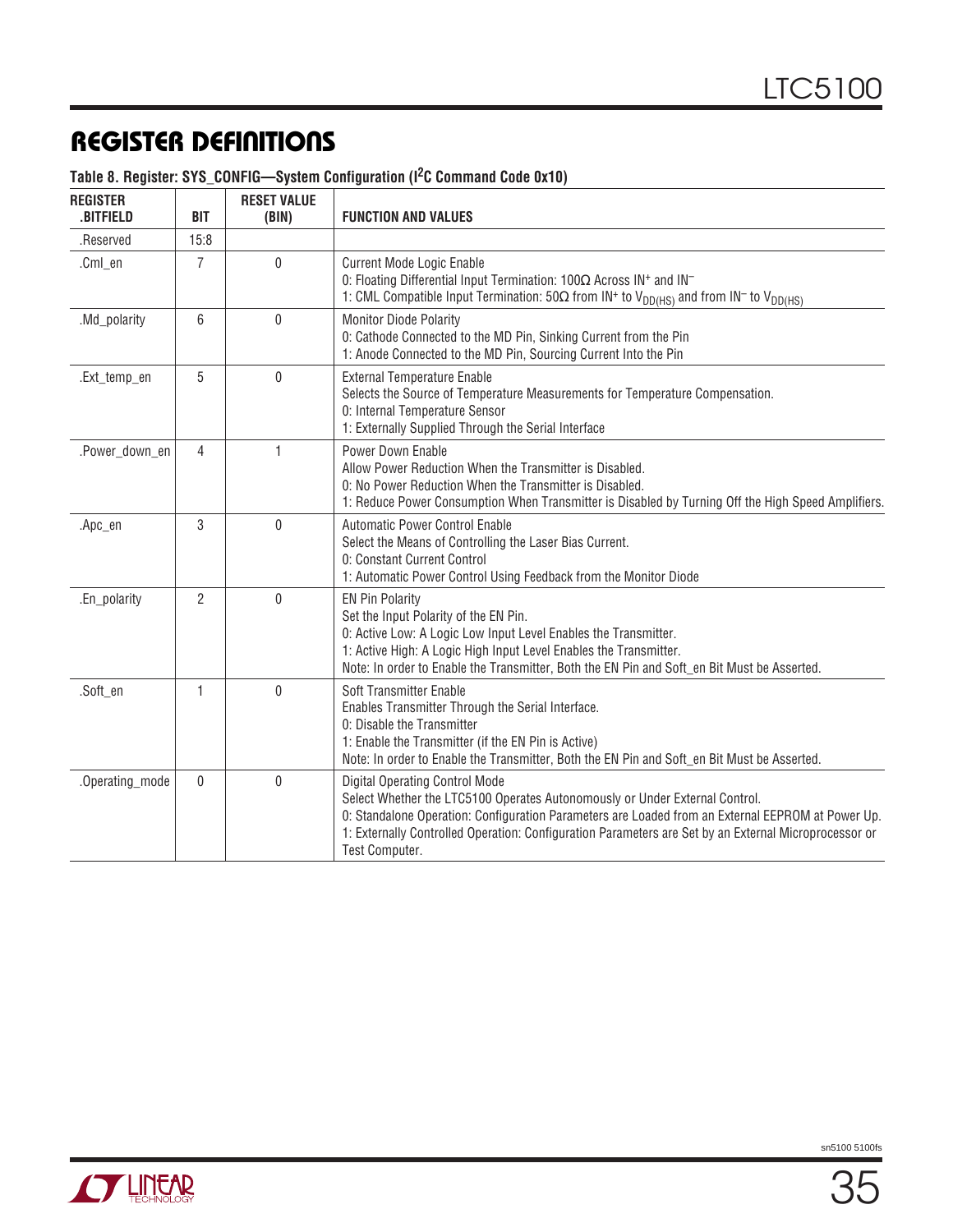## REGISTER DEFINITIONS

**Table 8. Register: SYS_CONFIG—System Configuration (I²C Command Code 0x10)**

| REGISTER .BITFIELD | BIT | RESET VALUE (BIN) | FUNCTION AND VALUES |
|---|---|---|---|
| .Reserved | 15:8 | | |
| .Cml_en | 7 | 0 | Current Mode Logic Enable<br>0: Floating Differential Input Termination: 100Ω Across $IN^+$ and $IN^-$<br>1: CML Compatible Input Termination: 50Ω from $IN^+$ to $V_{DD(HS)}$ and from $IN^-$ to $V_{DD(HS)}$ |
| .Md_polarity | 6 | 0 | Monitor Diode Polarity<br>0: Cathode Connected to the MD Pin, Sinking Current from the Pin<br>1: Anode Connected to the MD Pin, Sourcing Current Into the Pin |
| .Ext_temp_en | 5 | 0 | External Temperature Enable<br>Selects the Source of Temperature Measurements for Temperature Compensation.<br>0: Internal Temperature Sensor<br>1: Externally Supplied Through the Serial Interface |
| .Power_down_en | 4 | 1 | Power Down Enable<br>Allow Power Reduction When the Transmitter is Disabled.<br>0: No Power Reduction When the Transmitter is Disabled.<br>1: Reduce Power Consumption When Transmitter is Disabled by Turning Off the High Speed Amplifiers. |
| .Apc_en | 3 | 0 | Automatic Power Control Enable<br>Select the Means of Controlling the Laser Bias Current.<br>0: Constant Current Control<br>1: Automatic Power Control Using Feedback from the Monitor Diode |
| .En_polarity | 2 | 0 | EN Pin Polarity<br>Set the Input Polarity of the EN Pin.<br>0: Active Low: A Logic Low Input Level Enables the Transmitter.<br>1: Active High: A Logic High Input Level Enables the Transmitter.<br>Note: In order to Enable the Transmitter, Both the EN Pin and Soft_en Bit Must be Asserted. |
| .Soft_en | 1 | 0 | Soft Transmitter Enable<br>Enables Transmitter Through the Serial Interface.<br>0: Disable the Transmitter<br>1: Enable the Transmitter (if the EN Pin is Active)<br>Note: In order to Enable the Transmitter, Both the EN Pin and Soft_en Bit Must be Asserted. |
| .Operating_mode | 0 | 0 | Digital Operating Control Mode<br>Select Whether the LTC5100 Operates Autonomously or Under External Control.<br>0: Standalone Operation: Configuration Parameters are Loaded from an External EEPROM at Power Up.<br>1: Externally Controlled Operation: Configuration Parameters are Set by an External Microprocessor or Test Computer. |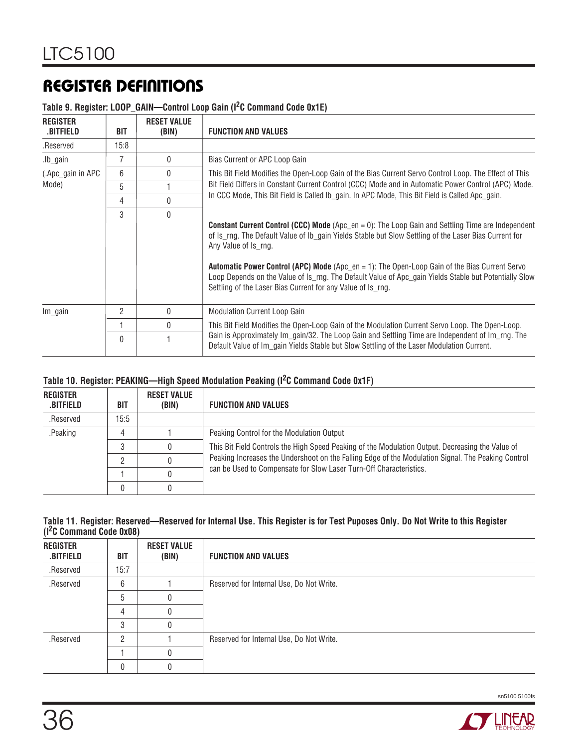## REGISTER DEFINITIONS

**Table 9. Register: LOOP_GAIN—Control Loop Gain (I²C Command Code 0x1E)**

| REGISTER .BITFIELD | BIT | RESET VALUE (BIN) | FUNCTION AND VALUES |
|---|---|---|---|
| .Reserved | 15:8 | | |
| .Ib_gain | 7 | 0 | Bias Current or APC Loop Gain |
| (.Apc_gain in APC Mode) | 6 | 0 | This Bit Field Modifies the Open-Loop Gain of the Bias Current Servo Control Loop. The Effect of This Bit Field Differs in Constant Current Control (CCC) Mode and in Automatic Power Control (APC) Mode. In CCC Mode, This Bit Field is Called Ib_gain. In APC Mode, This Bit Field is Called Apc_gain. |
| | 5 | 1 | |
| | 4 | 0 | |
| | 3 | 0 | **Constant Current Control (CCC) Mode** (Apc_en = 0): The Loop Gain and Settling Time are Independent of Is_rng. The Default Value of Ib_gain Yields Stable but Slow Settling of the Laser Bias Current for Any Value of Is_rng.<br><br>**Automatic Power Control (APC) Mode** (Apc_en = 1): The Open-Loop Gain of the Bias Current Servo Loop Depends on the Value of Is_rng. The Default Value of Apc_gain Yields Stable but Potentially Slow Settling of the Laser Bias Current for any Value of Is_rng. |
| Im_gain | 2 | 0 | Modulation Current Loop Gain |
| | 1 | 0 | This Bit Field Modifies the Open-Loop Gain of the Modulation Current Servo Loop. The Open-Loop. Gain is Approximately Im_gain/32. The Loop Gain and Settling Time are Independent of Im_rng. The Default Value of Im_gain Yields Stable but Slow Settling of the Laser Modulation Current. |
| | 0 | 1 | |

**Table 10. Register: PEAKING—High Speed Modulation Peaking (I²C Command Code 0x1F)**

| REGISTER .BITFIELD | BIT | RESET VALUE (BIN) | FUNCTION AND VALUES |
|---|---|---|---|
| .Reserved | 15:5 | | |
| .Peaking | 4 | 1 | Peaking Control for the Modulation Output |
| | 3 | 0 | This Bit Field Controls the High Speed Peaking of the Modulation Output. Decreasing the Value of Peaking Increases the Undershoot on the Falling Edge of the Modulation Signal. The Peaking Control can be Used to Compensate for Slow Laser Turn-Off Characteristics. |
| | 2 | 0 | |
| | 1 | 0 | |
| | 0 | 0 | |

**Table 11. Register: Reserved—Reserved for Internal Use. This Register is for Test Puposes Only. Do Not Write to this Register (I²C Command Code 0x08)**

| REGISTER .BITFIELD | BIT | RESET VALUE (BIN) | FUNCTION AND VALUES |
|---|---|---|---|
| .Reserved | 15:7 | | |
| .Reserved | 6 | 1 | Reserved for Internal Use, Do Not Write. |
| | 5 | 0 | |
| | 4 | 0 | |
| | 3 | 0 | |
| .Reserved | 2 | 1 | Reserved for Internal Use, Do Not Write. |
| | 1 | 0 | |
| | 0 | 0 | |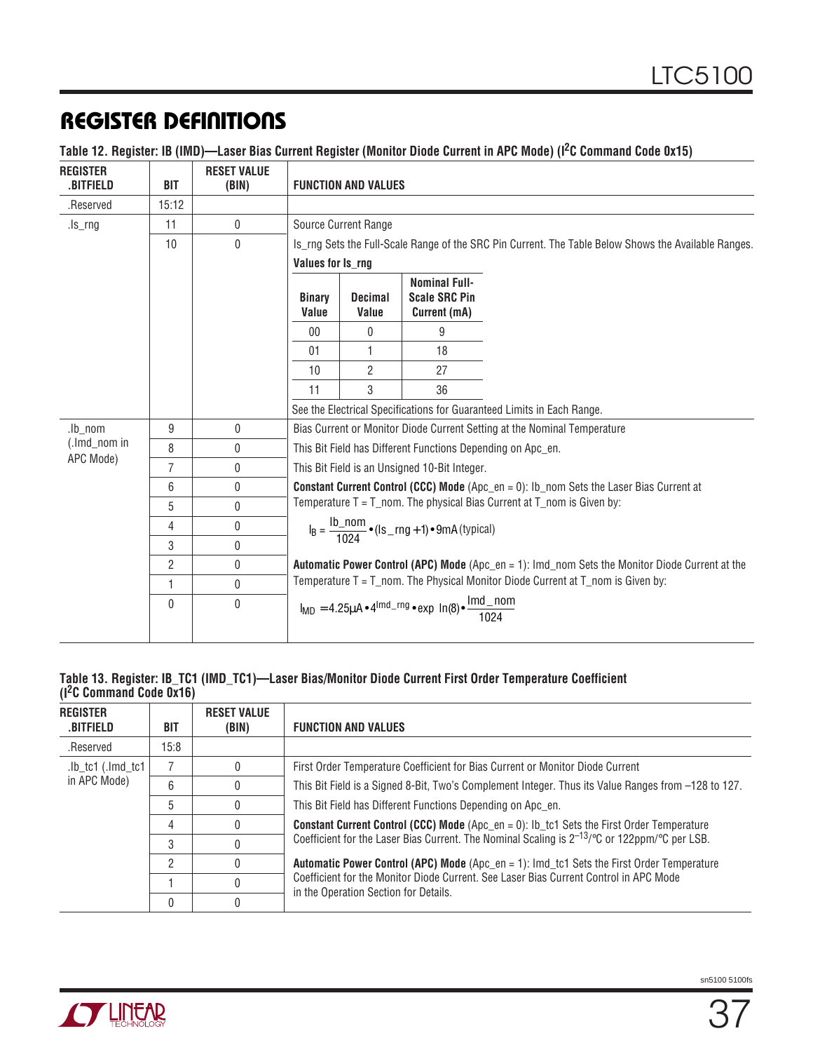## REGISTER DEFINITIONS

**Table 12. Register: IB (IMD)—Laser Bias Current Register (Monitor Diode Current in APC Mode) (I²C Command Code 0x15)**

| REGISTER .BITFIELD | BIT | RESET VALUE (BIN) | FUNCTION AND VALUES |
|---|---|---|---|
| .Reserved | 15:12 | | |
| .Is_rng | 11 | 0 | Source Current Range |
| | 10 | 0 | Is_rng Sets the Full-Scale Range of the SRC Pin Current. The Table Below Shows the Available Ranges. |
| | | | **Values for Is_rng** |
| | | | Binary Value 00, Decimal Value 0: Nominal Full-Scale SRC Pin Current 9mA |
| | | | Binary Value 01, Decimal Value 1: Nominal Full-Scale SRC Pin Current 18mA |
| | | | Binary Value 10, Decimal Value 2: Nominal Full-Scale SRC Pin Current 27mA |
| | | | Binary Value 11, Decimal Value 3: Nominal Full-Scale SRC Pin Current 36mA |
| | | | See the Electrical Specifications for Guaranteed Limits in Each Range. |
| .Ib_nom (.Imd_nom in APC Mode) | 9 | 0 | Bias Current or Monitor Diode Current Setting at the Nominal Temperature |
| | 8 | 0 | This Bit Field has Different Functions Depending on Apc_en. |
| | 7 | 0 | This Bit Field is an Unsigned 10-Bit Integer. |
| | 6 | 0 | **Constant Current Control (CCC) Mode** (Apc_en = 0): Ib_nom Sets the Laser Bias Current at |
| | 5 | 0 | Temperature T = T_nom. The physical Bias Current at T_nom is Given by: |
| | 4 | 0 | $I_B = \frac{Ib\_nom}{1024} \bullet (Is\_rng + 1) \bullet 9mA$ (typical) |
| | 3 | 0 | |
| | 2 | 0 | **Automatic Power Control (APC) Mode** (Apc_en = 1): Imd_nom Sets the Monitor Diode Current at the |
| | 1 | 0 | Temperature T = T_nom. The Physical Monitor Diode Current at T_nom is Given by: |
| | 0 | 0 | $I_{MD} = 4.25\mu A \bullet 4^{Imd\_rng} \bullet \exp\left(\ln(8) \bullet \frac{Imd\_nom}{1024}\right)$ |

**Values for Is_rng**

| Binary Value | Decimal Value | Nominal Full-Scale SRC Pin Current (mA) |
|---|---|---|
| 00 | 0 | 9 |
| 01 | 1 | 18 |
| 10 | 2 | 27 |
| 11 | 3 | 36 |

**Table 13. Register: IB_TC1 (IMD_TC1)—Laser Bias/Monitor Diode Current First Order Temperature Coefficient (I²C Command Code 0x16)**

| REGISTER .BITFIELD | BIT | RESET VALUE (BIN) | FUNCTION AND VALUES |
|---|---|---|---|
| .Reserved | 15:8 | | |
| .Ib_tc1 (.Imd_tc1 in APC Mode) | 7 | 0 | First Order Temperature Coefficient for Bias Current or Monitor Diode Current |
| | 6 | 0 | This Bit Field is a Signed 8-Bit, Two's Complement Integer. Thus its Value Ranges from –128 to 127. |
| | 5 | 0 | This Bit Field has Different Functions Depending on Apc_en. |
| | 4 | 0 | **Constant Current Control (CCC) Mode** (Apc_en = 0): Ib_tc1 Sets the First Order Temperature |
| | 3 | 0 | Coefficient for the Laser Bias Current. The Nominal Scaling is $2^{-13}$/°C or 122ppm/°C per LSB. |
| | 2 | 0 | **Automatic Power Control (APC) Mode** (Apc_en = 1): Imd_tc1 Sets the First Order Temperature |
| | 1 | 0 | Coefficient for the Monitor Diode Current. See Laser Bias Current Control in APC Mode |
| | 0 | 0 | in the Operation Section for Details. |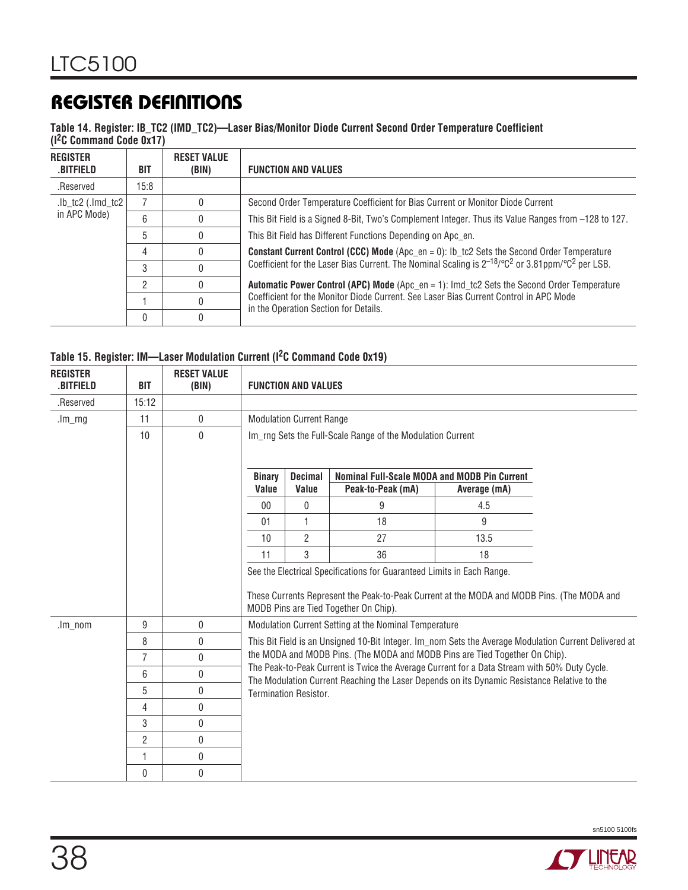## REGISTER DEFINITIONS

**Table 14. Register: IB_TC2 (IMD_TC2)—Laser Bias/Monitor Diode Current Second Order Temperature Coefficient (I²C Command Code 0x17)**

| REGISTER .BITFIELD | BIT | RESET VALUE (BIN) | FUNCTION AND VALUES |
|---|---|---|---|
| .Reserved | 15:8 | | |
| .Ib_tc2 (.Imd_tc2 in APC Mode) | 7 | 0 | Second Order Temperature Coefficient for Bias Current or Monitor Diode Current |
| | 6 | 0 | This Bit Field is a Signed 8-Bit, Two's Complement Integer. Thus its Value Ranges from –128 to 127. |
| | 5 | 0 | This Bit Field has Different Functions Depending on Apc_en. |
| | 4 | 0 | **Constant Current Control (CCC) Mode** (Apc_en = 0): Ib_tc2 Sets the Second Order Temperature Coefficient for the Laser Bias Current. The Nominal Scaling is $2^{-18}$/°C² or 3.81ppm/°C² per LSB. |
| | 3 | 0 | |
| | 2 | 0 | **Automatic Power Control (APC) Mode** (Apc_en = 1): Imd_tc2 Sets the Second Order Temperature Coefficient for the Monitor Diode Current. See Laser Bias Current Control in APC Mode in the Operation Section for Details. |
| | 1 | 0 | |
| | 0 | 0 | |

**Table 15. Register: IM—Laser Modulation Current (I²C Command Code 0x19)**

| REGISTER .BITFIELD | BIT | RESET VALUE (BIN) | FUNCTION AND VALUES |
|---|---|---|---|
| .Reserved | 15:12 | | |
| .Im_rng | 11 | 0 | Modulation Current Range |
| | 10 | 0 | Im_rng Sets the Full-Scale Range of the Modulation Current (see range table below). See the Electrical Specifications for Guaranteed Limits in Each Range. These Currents Represent the Peak-to-Peak Current at the MODA and MODB Pins. (The MODA and MODB Pins are Tied Together On Chip). |
| .Im_nom | 9 | 0 | Modulation Current Setting at the Nominal Temperature |
| | 8 | 0 | This Bit Field is an Unsigned 10-Bit Integer. Im_nom Sets the Average Modulation Current Delivered at the MODA and MODB Pins. (The MODA and MODB Pins are Tied Together On Chip). The Peak-to-Peak Current is Twice the Average Current for a Data Stream with 50% Duty Cycle. The Modulation Current Reaching the Laser Depends on its Dynamic Resistance Relative to the Termination Resistor. |
| | 7 | 0 | |
| | 6 | 0 | |
| | 5 | 0 | |
| | 4 | 0 | |
| | 3 | 0 | |
| | 2 | 0 | |
| | 1 | 0 | |
| | 0 | 0 | |

Im_rng range table:

| Binary Value | Decimal Value | Nominal Full-Scale MODA and MODB Pin Current Peak-to-Peak (mA) | Nominal Full-Scale MODA and MODB Pin Current Average (mA) |
|---|---|---|---|
| 00 | 0 | 9 | 4.5 |
| 01 | 1 | 18 | 9 |
| 10 | 2 | 27 | 13.5 |
| 11 | 3 | 36 | 18 |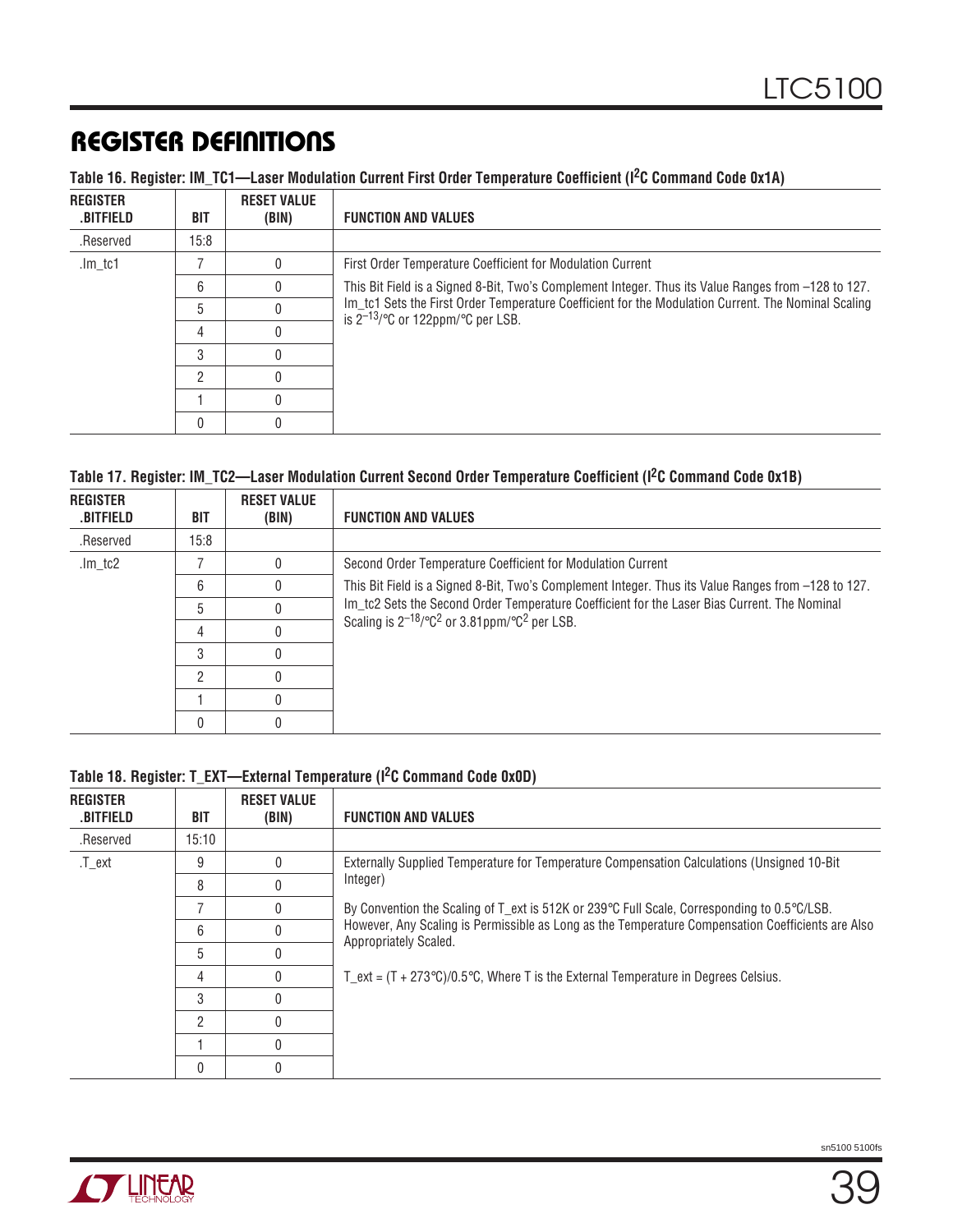## REGISTER DEFINITIONS

**Table 16. Register: IM_TC1—Laser Modulation Current First Order Temperature Coefficient ($I^2C$ Command Code 0x1A)**

| REGISTER .BITFIELD | BIT | RESET VALUE (BIN) | FUNCTION AND VALUES |
|---|---|---|---|
| .Reserved | 15:8 | | |
| .Im_tc1 | 7 | 0 | First Order Temperature Coefficient for Modulation Current |
| | 6 | 0 | This Bit Field is a Signed 8-Bit, Two's Complement Integer. Thus its Value Ranges from –128 to 127. Im_tc1 Sets the First Order Temperature Coefficient for the Modulation Current. The Nominal Scaling is $2^{-13}$/°C or 122ppm/°C per LSB. |
| | 5 | 0 | |
| | 4 | 0 | |
| | 3 | 0 | |
| | 2 | 0 | |
| | 1 | 0 | |
| | 0 | 0 | |

**Table 17. Register: IM_TC2—Laser Modulation Current Second Order Temperature Coefficient ($I^2C$ Command Code 0x1B)**

| REGISTER .BITFIELD | BIT | RESET VALUE (BIN) | FUNCTION AND VALUES |
|---|---|---|---|
| .Reserved | 15:8 | | |
| .Im_tc2 | 7 | 0 | Second Order Temperature Coefficient for Modulation Current |
| | 6 | 0 | This Bit Field is a Signed 8-Bit, Two's Complement Integer. Thus its Value Ranges from –128 to 127. Im_tc2 Sets the Second Order Temperature Coefficient for the Laser Bias Current. The Nominal Scaling is $2^{-18}$/°C$^2$ or 3.81ppm/°C$^2$ per LSB. |
| | 5 | 0 | |
| | 4 | 0 | |
| | 3 | 0 | |
| | 2 | 0 | |
| | 1 | 0 | |
| | 0 | 0 | |

**Table 18. Register: T_EXT—External Temperature ($I^2C$ Command Code 0x0D)**

| REGISTER .BITFIELD | BIT | RESET VALUE (BIN) | FUNCTION AND VALUES |
|---|---|---|---|
| .Reserved | 15:10 | | |
| .T_ext | 9 | 0 | Externally Supplied Temperature for Temperature Compensation Calculations (Unsigned 10-Bit Integer) |
| | 8 | 0 | |
| | 7 | 0 | By Convention the Scaling of T_ext is 512K or 239°C Full Scale, Corresponding to 0.5°C/LSB. However, Any Scaling is Permissible as Long as the Temperature Compensation Coefficients are Also Appropriately Scaled. |
| | 6 | 0 | |
| | 5 | 0 | |
| | 4 | 0 | T_ext = (T + 273°C)/0.5°C, Where T is the External Temperature in Degrees Celsius. |
| | 3 | 0 | |
| | 2 | 0 | |
| | 1 | 0 | |
| | 0 | 0 | |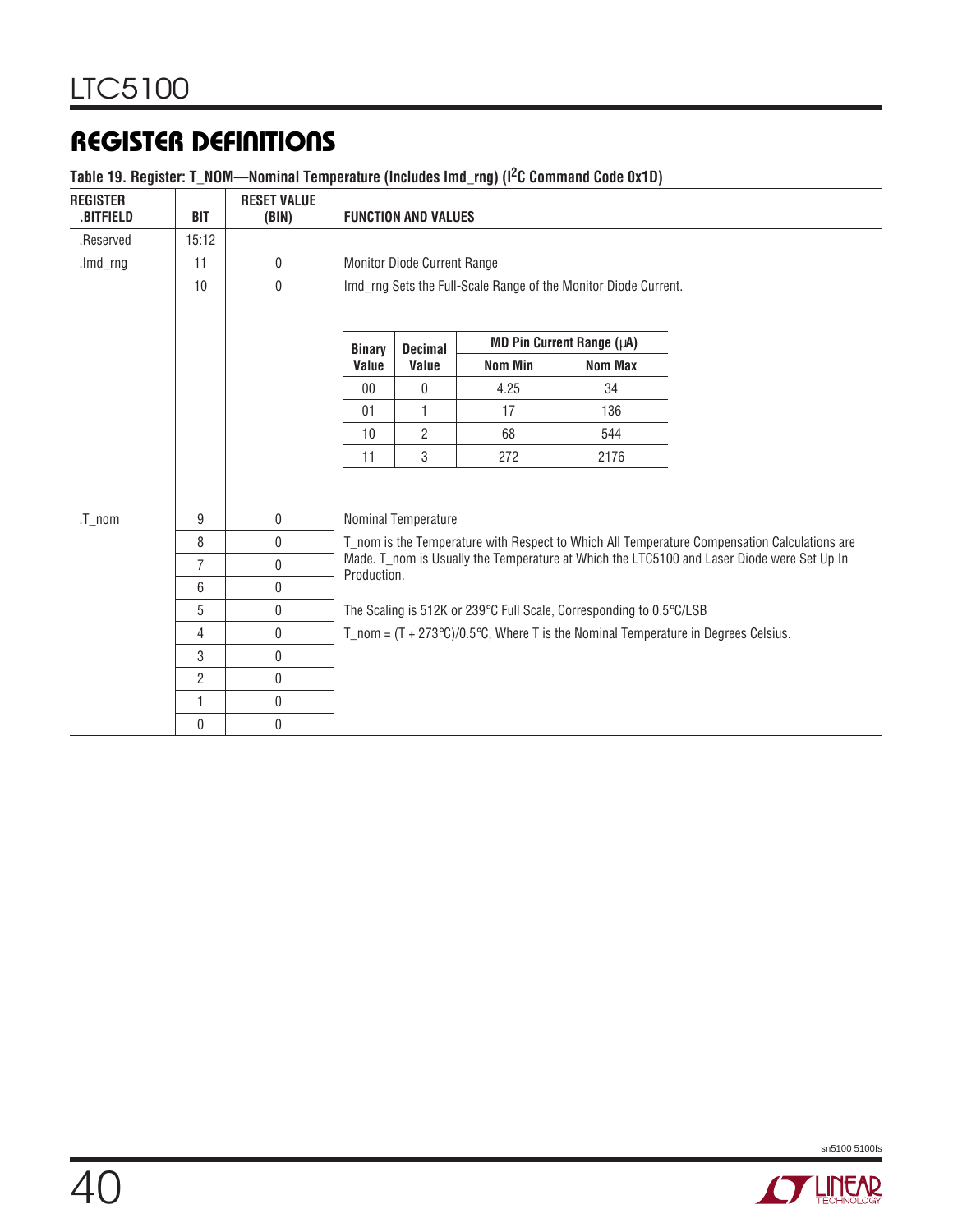## REGISTER DEFINITIONS

**Table 19. Register: T_NOM—Nominal Temperature (Includes Imd_rng) (I²C Command Code 0x1D)**

| REGISTER .BITFIELD | BIT | RESET VALUE (BIN) | FUNCTION AND VALUES |
|---|---|---|---|
| .Reserved | 15:12 | | |
| .Imd_rng | 11 | 0 | Monitor Diode Current Range |
| | 10 | 0 | Imd_rng Sets the Full-Scale Range of the Monitor Diode Current. (see sub-table below) |
| .T_nom | 9 | 0 | Nominal Temperature |
| | 8 | 0 | T_nom is the Temperature with Respect to Which All Temperature Compensation Calculations are Made. T_nom is Usually the Temperature at Which the LTC5100 and Laser Diode were Set Up In Production. |
| | 7 | 0 | |
| | 6 | 0 | |
| | 5 | 0 | The Scaling is 512K or 239°C Full Scale, Corresponding to 0.5°C/LSB |
| | 4 | 0 | T_nom = (T + 273°C)/0.5°C, Where T is the Nominal Temperature in Degrees Celsius. |
| | 3 | 0 | |
| | 2 | 0 | |
| | 1 | 0 | |
| | 0 | 0 | |

Imd_rng values:

| Binary Value | Decimal Value | MD Pin Current Range (µA) Nom Min | MD Pin Current Range (µA) Nom Max |
|---|---|---|---|
| 00 | 0 | 4.25 | 34 |
| 01 | 1 | 17 | 136 |
| 10 | 2 | 68 | 544 |
| 11 | 3 | 272 | 2176 |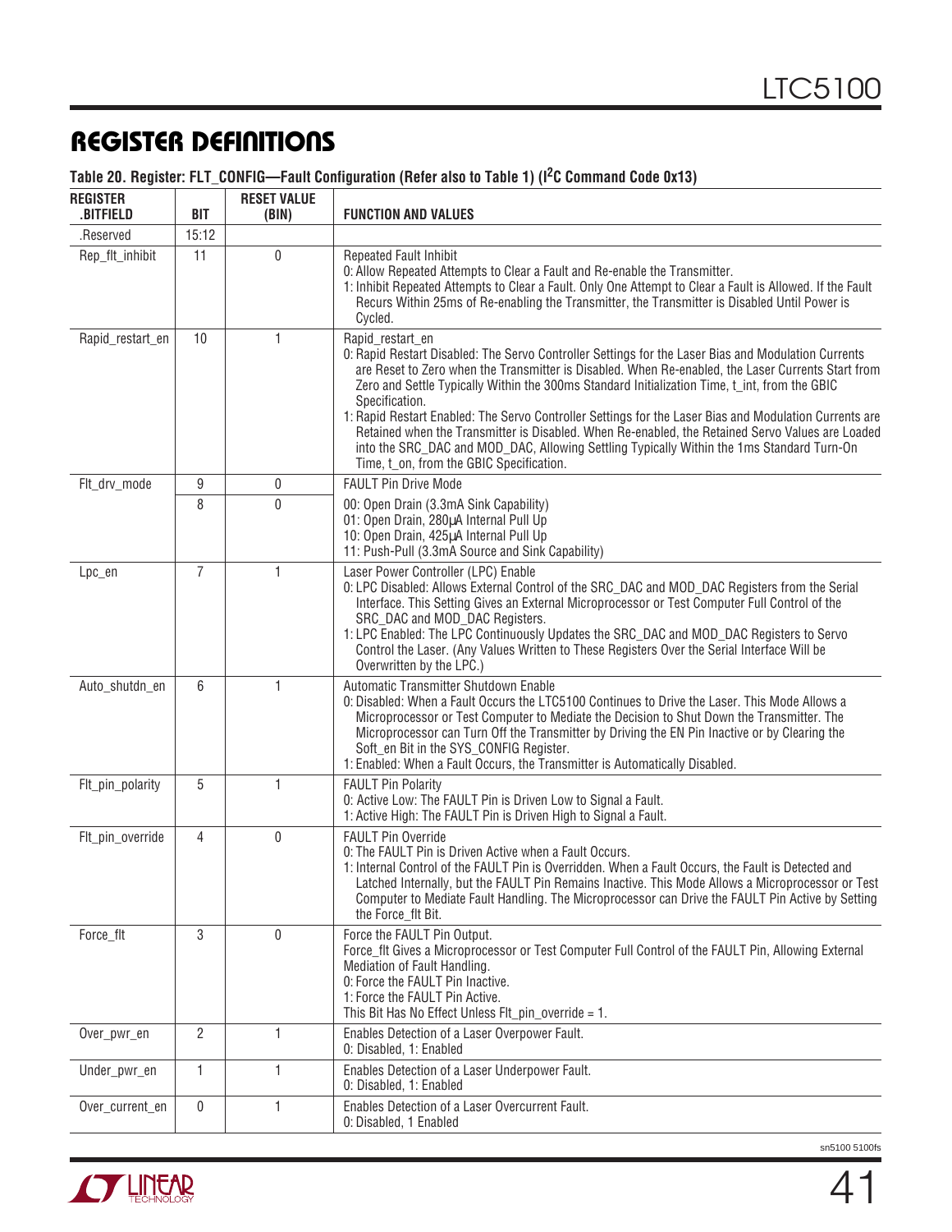## REGISTER DEFINITIONS

**Table 20. Register: FLT_CONFIG—Fault Configuration (Refer also to Table 1) (I²C Command Code 0x13)**

| REGISTER .BITFIELD | BIT | RESET VALUE (BIN) | FUNCTION AND VALUES |
|---|---|---|---|
| .Reserved | 15:12 | | |
| Rep_flt_inhibit | 11 | 0 | Repeated Fault Inhibit<br>0: Allow Repeated Attempts to Clear a Fault and Re-enable the Transmitter.<br>1: Inhibit Repeated Attempts to Clear a Fault. Only One Attempt to Clear a Fault is Allowed. If the Fault Recurs Within 25ms of Re-enabling the Transmitter, the Transmitter is Disabled Until Power is Cycled. |
| Rapid_restart_en | 10 | 1 | Rapid_restart_en<br>0: Rapid Restart Disabled: The Servo Controller Settings for the Laser Bias and Modulation Currents are Reset to Zero when the Transmitter is Disabled. When Re-enabled, the Laser Currents Start from Zero and Settle Typically Within the 300ms Standard Initialization Time, t_int, from the GBIC Specification.<br>1: Rapid Restart Enabled: The Servo Controller Settings for the Laser Bias and Modulation Currents are Retained when the Transmitter is Disabled. When Re-enabled, the Retained Servo Values are Loaded into the SRC_DAC and MOD_DAC, Allowing Settling Typically Within the 1ms Standard Turn-On Time, t_on, from the GBIC Specification. |
| Flt_drv_mode | 9 | 0 | FAULT Pin Drive Mode |
| | 8 | 0 | 00: Open Drain (3.3mA Sink Capability)<br>01: Open Drain, 280μA Internal Pull Up<br>10: Open Drain, 425μA Internal Pull Up<br>11: Push-Pull (3.3mA Source and Sink Capability) |
| Lpc_en | 7 | 1 | Laser Power Controller (LPC) Enable<br>0: LPC Disabled: Allows External Control of the SRC_DAC and MOD_DAC Registers from the Serial Interface. This Setting Gives an External Microprocessor or Test Computer Full Control of the SRC_DAC and MOD_DAC Registers.<br>1: LPC Enabled: The LPC Continuously Updates the SRC_DAC and MOD_DAC Registers to Servo Control the Laser. (Any Values Written to These Registers Over the Serial Interface Will be Overwritten by the LPC.) |
| Auto_shutdn_en | 6 | 1 | Automatic Transmitter Shutdown Enable<br>0: Disabled: When a Fault Occurs the LTC5100 Continues to Drive the Laser. This Mode Allows a Microprocessor or Test Computer to Mediate the Decision to Shut Down the Transmitter. The Microprocessor can Turn Off the Transmitter by Driving the EN Pin Inactive or by Clearing the Soft_en Bit in the SYS_CONFIG Register.<br>1: Enabled: When a Fault Occurs, the Transmitter is Automatically Disabled. |
| Flt_pin_polarity | 5 | 1 | FAULT Pin Polarity<br>0: Active Low: The FAULT Pin is Driven Low to Signal a Fault.<br>1: Active High: The FAULT Pin is Driven High to Signal a Fault. |
| Flt_pin_override | 4 | 0 | FAULT Pin Override<br>0: The FAULT Pin is Driven Active when a Fault Occurs.<br>1: Internal Control of the FAULT Pin is Overridden. When a Fault Occurs, the Fault is Detected and Latched Internally, but the FAULT Pin Remains Inactive. This Mode Allows a Microprocessor or Test Computer to Mediate Fault Handling. The Microprocessor can Drive the FAULT Pin Active by Setting the Force_flt Bit. |
| Force_flt | 3 | 0 | Force the FAULT Pin Output.<br>Force_flt Gives a Microprocessor or Test Computer Full Control of the FAULT Pin, Allowing External Mediation of Fault Handling.<br>0: Force the FAULT Pin Inactive.<br>1: Force the FAULT Pin Active.<br>This Bit Has No Effect Unless Flt_pin_override = 1. |
| Over_pwr_en | 2 | 1 | Enables Detection of a Laser Overpower Fault.<br>0: Disabled, 1: Enabled |
| Under_pwr_en | 1 | 1 | Enables Detection of a Laser Underpower Fault.<br>0: Disabled, 1: Enabled |
| Over_current_en | 0 | 1 | Enables Detection of a Laser Overcurrent Fault.<br>0: Disabled, 1 Enabled |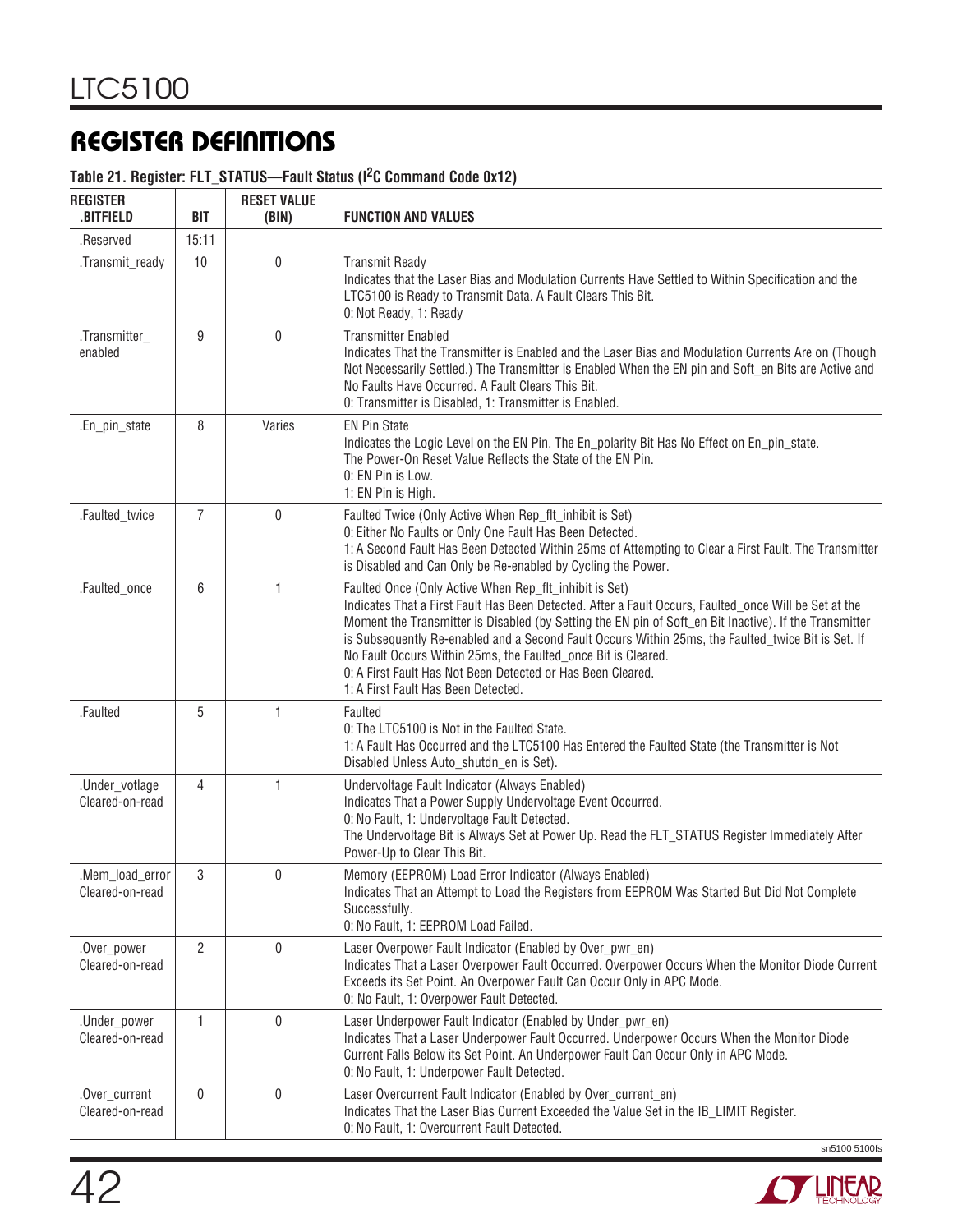## REGISTER DEFINITIONS

**Table 21. Register: FLT_STATUS—Fault Status (I$^2$C Command Code 0x12)**

| REGISTER .BITFIELD | BIT | RESET VALUE (BIN) | FUNCTION AND VALUES |
|---|---|---|---|
| .Reserved | 15:11 | | |
| .Transmit_ready | 10 | 0 | Transmit Ready<br>Indicates that the Laser Bias and Modulation Currents Have Settled to Within Specification and the LTC5100 is Ready to Transmit Data. A Fault Clears This Bit.<br>0: Not Ready, 1: Ready |
| .Transmitter_ enabled | 9 | 0 | Transmitter Enabled<br>Indicates That the Transmitter is Enabled and the Laser Bias and Modulation Currents Are on (Though Not Necessarily Settled.) The Transmitter is Enabled When the EN pin and Soft_en Bits are Active and No Faults Have Occurred. A Fault Clears This Bit.<br>0: Transmitter is Disabled, 1: Transmitter is Enabled. |
| .En_pin_state | 8 | Varies | EN Pin State<br>Indicates the Logic Level on the EN Pin. The En_polarity Bit Has No Effect on En_pin_state. The Power-On Reset Value Reflects the State of the EN Pin.<br>0: EN Pin is Low.<br>1: EN Pin is High. |
| .Faulted_twice | 7 | 0 | Faulted Twice (Only Active When Rep_flt_inhibit is Set)<br>0: Either No Faults or Only One Fault Has Been Detected.<br>1: A Second Fault Has Been Detected Within 25ms of Attempting to Clear a First Fault. The Transmitter is Disabled and Can Only be Re-enabled by Cycling the Power. |
| .Faulted_once | 6 | 1 | Faulted Once (Only Active When Rep_flt_inhibit is Set)<br>Indicates That a First Fault Has Been Detected. After a Fault Occurs, Faulted_once Will be Set at the Moment the Transmitter is Disabled (by Setting the EN pin of Soft_en Bit Inactive). If the Transmitter is Subsequently Re-enabled and a Second Fault Occurs Within 25ms, the Faulted_twice Bit is Set. If No Fault Occurs Within 25ms, the Faulted_once Bit is Cleared.<br>0: A First Fault Has Not Been Detected or Has Been Cleared.<br>1: A First Fault Has Been Detected. |
| .Faulted | 5 | 1 | Faulted<br>0: The LTC5100 is Not in the Faulted State.<br>1: A Fault Has Occurred and the LTC5100 Has Entered the Faulted State (the Transmitter is Not Disabled Unless Auto_shutdn_en is Set). |
| .Under_votlage Cleared-on-read | 4 | 1 | Undervoltage Fault Indicator (Always Enabled)<br>Indicates That a Power Supply Undervoltage Event Occurred.<br>0: No Fault, 1: Undervoltage Fault Detected.<br>The Undervoltage Bit is Always Set at Power Up. Read the FLT_STATUS Register Immediately After Power-Up to Clear This Bit. |
| .Mem_load_error Cleared-on-read | 3 | 0 | Memory (EEPROM) Load Error Indicator (Always Enabled)<br>Indicates That an Attempt to Load the Registers from EEPROM Was Started But Did Not Complete Successfully.<br>0: No Fault, 1: EEPROM Load Failed. |
| .Over_power Cleared-on-read | 2 | 0 | Laser Overpower Fault Indicator (Enabled by Over_pwr_en)<br>Indicates That a Laser Overpower Fault Occurred. Overpower Occurs When the Monitor Diode Current Exceeds its Set Point. An Overpower Fault Can Occur Only in APC Mode.<br>0: No Fault, 1: Overpower Fault Detected. |
| .Under_power Cleared-on-read | 1 | 0 | Laser Underpower Fault Indicator (Enabled by Under_pwr_en)<br>Indicates That a Laser Underpower Fault Occurred. Underpower Occurs When the Monitor Diode Current Falls Below its Set Point. An Underpower Fault Can Occur Only in APC Mode.<br>0: No Fault, 1: Underpower Fault Detected. |
| .Over_current Cleared-on-read | 0 | 0 | Laser Overcurrent Fault Indicator (Enabled by Over_current_en)<br>Indicates That the Laser Bias Current Exceeded the Value Set in the IB_LIMIT Register.<br>0: No Fault, 1: Overcurrent Fault Detected. |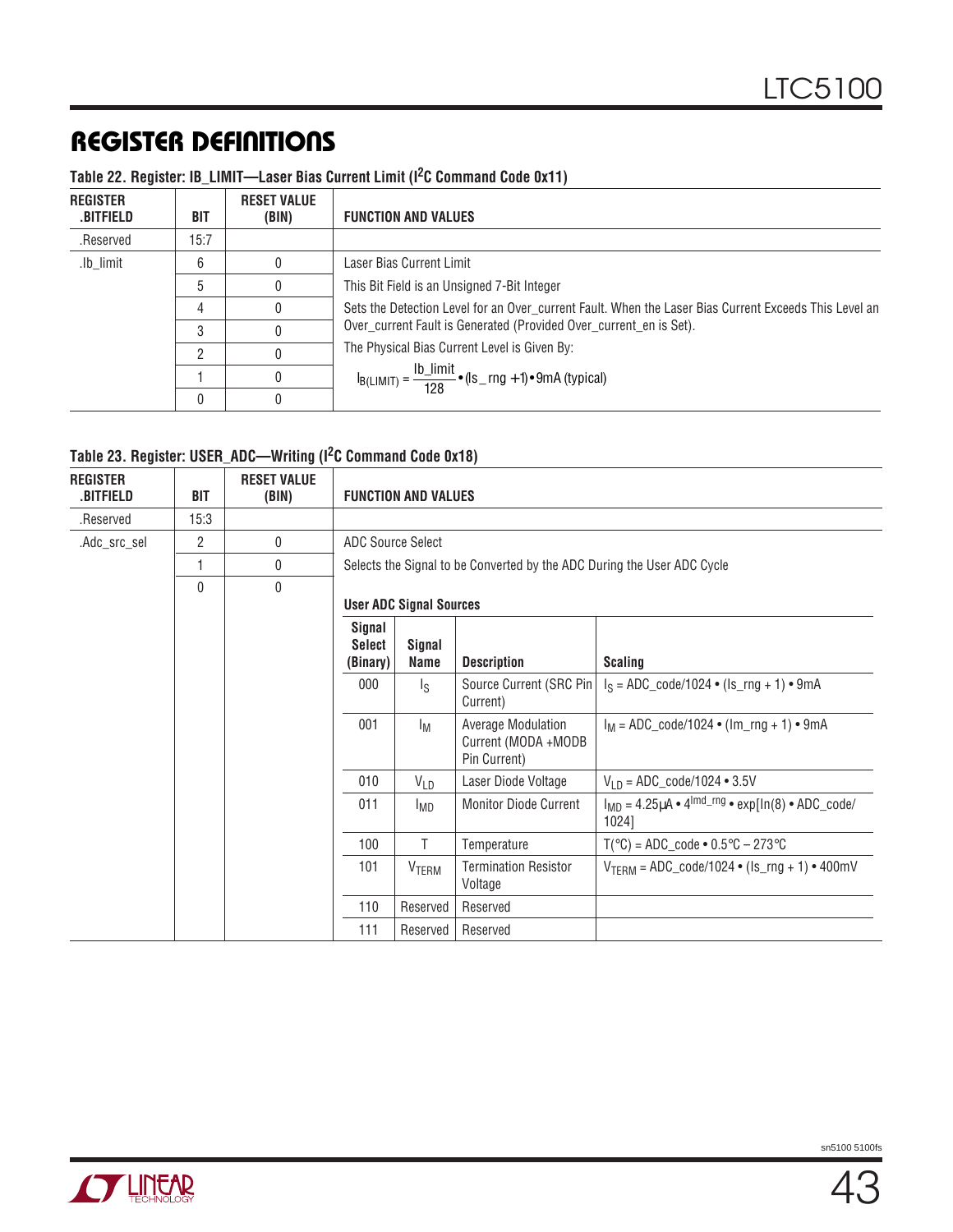## REGISTER DEFINITIONS

**Table 22. Register: IB_LIMIT—Laser Bias Current Limit ($I^2C$ Command Code 0x11)**

| REGISTER .BITFIELD | BIT | RESET VALUE (BIN) | FUNCTION AND VALUES |
|---|---|---|---|
| .Reserved | 15:7 | | |
| .Ib_limit | 6 | 0 | Laser Bias Current Limit |
| | 5 | 0 | This Bit Field is an Unsigned 7-Bit Integer |
| | 4 | 0 | Sets the Detection Level for an Over_current Fault. When the Laser Bias Current Exceeds This Level an Over_current Fault is Generated (Provided Over_current_en is Set). |
| | 3 | 0 | |
| | 2 | 0 | The Physical Bias Current Level is Given By: |
| | 1 | 0 | $I_{B(LIMIT)} = \frac{Ib\_limit}{128} \bullet (Is\_rng + 1) \bullet 9mA$ (typical) |
| | 0 | 0 | |

**Table 23. Register: USER_ADC—Writing ($I^2C$ Command Code 0x18)**

| REGISTER .BITFIELD | BIT | RESET VALUE (BIN) | FUNCTION AND VALUES |
|---|---|---|---|
| .Reserved | 15:3 | | |
| .Adc_src_sel | 2 | 0 | ADC Source Select |
| | 1 | 0 | Selects the Signal to be Converted by the ADC During the User ADC Cycle |
| | 0 | 0 | User ADC Signal Sources (see table below) |

**User ADC Signal Sources**

| Signal Select (Binary) | Signal Name | Description | Scaling |
|---|---|---|---|
| 000 | $I_S$ | Source Current (SRC Pin Current) | $I_S$ = ADC_code/1024 • (Is_rng + 1) • 9mA |
| 001 | $I_M$ | Average Modulation Current (MODA +MODB Pin Current) | $I_M$ = ADC_code/1024 • (Im_rng + 1) • 9mA |
| 010 | $V_{LD}$ | Laser Diode Voltage | $V_{LD}$ = ADC_code/1024 • 3.5V |
| 011 | $I_{MD}$ | Monitor Diode Current | $I_{MD} = 4.25\mu A \bullet 4^{Imd\_rng} \bullet \exp[\ln(8) \bullet ADC\_code/1024]$ |
| 100 | T | Temperature | T(°C) = ADC_code • 0.5°C – 273°C |
| 101 | $V_{TERM}$ | Termination Resistor Voltage | $V_{TERM}$ = ADC_code/1024 • (Is_rng + 1) • 400mV |
| 110 | Reserved | Reserved | |
| 111 | Reserved | Reserved | |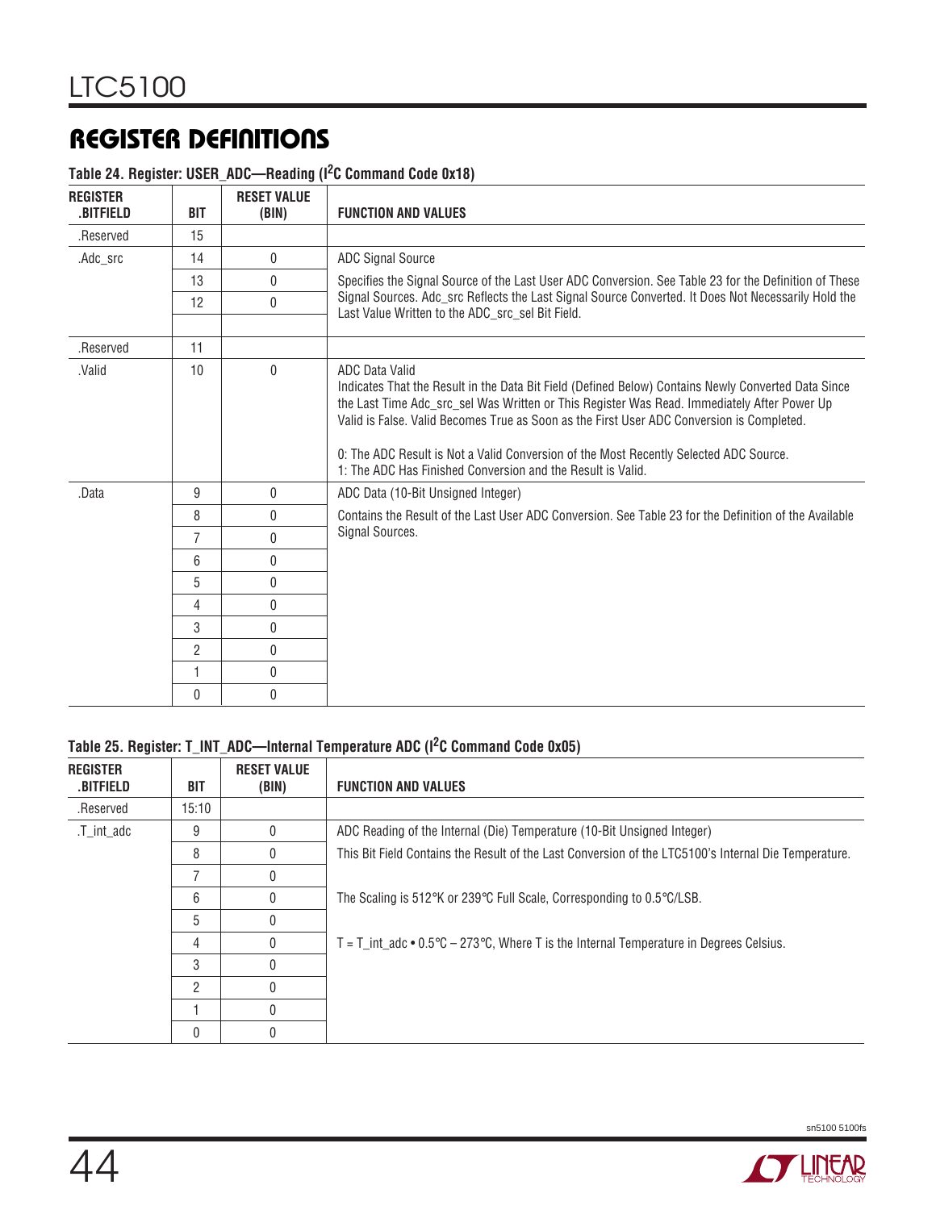## REGISTER DEFINITIONS

**Table 24. Register: USER_ADC—Reading (I[2]C Command Code 0x18)**

| REGISTER .BITFIELD | BIT | RESET VALUE (BIN) | FUNCTION AND VALUES |
|---|---|---|---|
| .Reserved | 15 | | |
| .Adc_src | 14 | 0 | ADC Signal Source |
| | 13 | 0 | Specifies the Signal Source of the Last User ADC Conversion. See Table 23 for the Definition of These Signal Sources. Adc_src Reflects the Last Signal Source Converted. It Does Not Necessarily Hold the Last Value Written to the ADC_src_sel Bit Field. |
| | 12 | 0 | |
| .Reserved | 11 | | |
| .Valid | 10 | 0 | ADC Data Valid<br>Indicates That the Result in the Data Bit Field (Defined Below) Contains Newly Converted Data Since the Last Time Adc_src_sel Was Written or This Register Was Read. Immediately After Power Up Valid is False. Valid Becomes True as Soon as the First User ADC Conversion is Completed.<br><br>0: The ADC Result is Not a Valid Conversion of the Most Recently Selected ADC Source.<br>1: The ADC Has Finished Conversion and the Result is Valid. |
| .Data | 9 | 0 | ADC Data (10-Bit Unsigned Integer) |
| | 8 | 0 | Contains the Result of the Last User ADC Conversion. See Table 23 for the Definition of the Available Signal Sources. |
| | 7 | 0 | |
| | 6 | 0 | |
| | 5 | 0 | |
| | 4 | 0 | |
| | 3 | 0 | |
| | 2 | 0 | |
| | 1 | 0 | |
| | 0 | 0 | |

**Table 25. Register: T_INT_ADC—Internal Temperature ADC (I[2]C Command Code 0x05)**

| REGISTER .BITFIELD | BIT | RESET VALUE (BIN) | FUNCTION AND VALUES |
|---|---|---|---|
| .Reserved | 15:10 | | |
| .T_int_adc | 9 | 0 | ADC Reading of the Internal (Die) Temperature (10-Bit Unsigned Integer) |
| | 8 | 0 | This Bit Field Contains the Result of the Last Conversion of the LTC5100's Internal Die Temperature. |
| | 7 | 0 | |
| | 6 | 0 | The Scaling is 512°K or 239°C Full Scale, Corresponding to 0.5°C/LSB. |
| | 5 | 0 | |
| | 4 | 0 | T = T_int_adc • 0.5°C – 273°C, Where T is the Internal Temperature in Degrees Celsius. |
| | 3 | 0 | |
| | 2 | 0 | |
| | 1 | 0 | |
| | 0 | 0 | |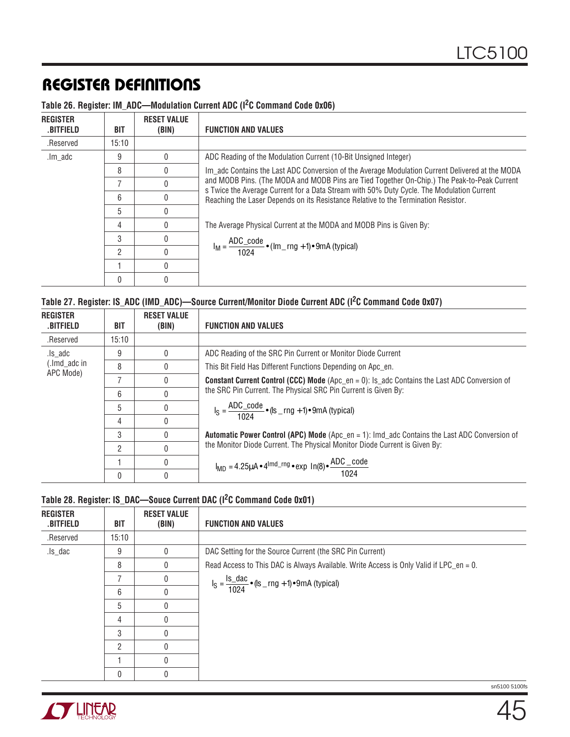## REGISTER DEFINITIONS

**Table 26. Register: IM_ADC—Modulation Current ADC (I²C Command Code 0x06)**

| REGISTER .BITFIELD | BIT | RESET VALUE (BIN) | FUNCTION AND VALUES |
|---|---|---|---|
| .Reserved | 15:10 | | |
| .Im_adc | 9 | 0 | ADC Reading of the Modulation Current (10-Bit Unsigned Integer) |
| | 8 | 0 | Im_adc Contains the Last ADC Conversion of the Average Modulation Current Delivered at the MODA and MODB Pins. (The MODA and MODB Pins are Tied Together On-Chip.) The Peak-to-Peak Current s Twice the Average Current for a Data Stream with 50% Duty Cycle. The Modulation Current Reaching the Laser Depends on its Resistance Relative to the Termination Resistor. |
| | 7 | 0 | |
| | 6 | 0 | |
| | 5 | 0 | |
| | 4 | 0 | The Average Physical Current at the MODA and MODB Pins is Given By: |
| | 3 | 0 | $I_M = \frac{ADC\_code}{1024} \bullet (Im\_rng + 1) \bullet 9mA$ (typical) |
| | 2 | 0 | |
| | 1 | 0 | |
| | 0 | 0 | |

**Table 27. Register: IS_ADC (IMD_ADC)—Source Current/Monitor Diode Current ADC (I²C Command Code 0x07)**

| REGISTER .BITFIELD | BIT | RESET VALUE (BIN) | FUNCTION AND VALUES |
|---|---|---|---|
| .Reserved | 15:10 | | |
| .Is_adc (.Imd_adc in APC Mode) | 9 | 0 | ADC Reading of the SRC Pin Current or Monitor Diode Current |
| | 8 | 0 | This Bit Field Has Different Functions Depending on Apc_en. |
| | 7 | 0 | **Constant Current Control (CCC) Mode** (Apc_en = 0): Is_adc Contains the Last ADC Conversion of the SRC Pin Current. The Physical SRC Pin Current is Given By: |
| | 6 | 0 | |
| | 5 | 0 | $I_S = \frac{ADC\_code}{1024} \bullet (Is\_rng + 1) \bullet 9mA$ (typical) |
| | 4 | 0 | |
| | 3 | 0 | **Automatic Power Control (APC) Mode** (Apc_en = 1): Imd_adc Contains the Last ADC Conversion of the Monitor Diode Current. The Physical Monitor Diode Current is Given By: |
| | 2 | 0 | |
| | 1 | 0 | $I_{MD} = 4.25\mu A \bullet 4^{Imd\_rng} \bullet \exp\left(\ln(8) \bullet \frac{ADC\_code}{1024}\right)$ |
| | 0 | 0 | |

**Table 28. Register: IS_DAC—Souce Current DAC (I²C Command Code 0x01)**

| REGISTER .BITFIELD | BIT | RESET VALUE (BIN) | FUNCTION AND VALUES |
|---|---|---|---|
| .Reserved | 15:10 | | |
| .Is_dac | 9 | 0 | DAC Setting for the Source Current (the SRC Pin Current) |
| | 8 | 0 | Read Access to This DAC is Always Available. Write Access is Only Valid if LPC_en = 0. |
| | 7 | 0 | $I_S = \frac{Is\_dac}{1024} \bullet (Is\_rng + 1) \bullet 9mA$ (typical) |
| | 6 | 0 | |
| | 5 | 0 | |
| | 4 | 0 | |
| | 3 | 0 | |
| | 2 | 0 | |
| | 1 | 0 | |
| | 0 | 0 | |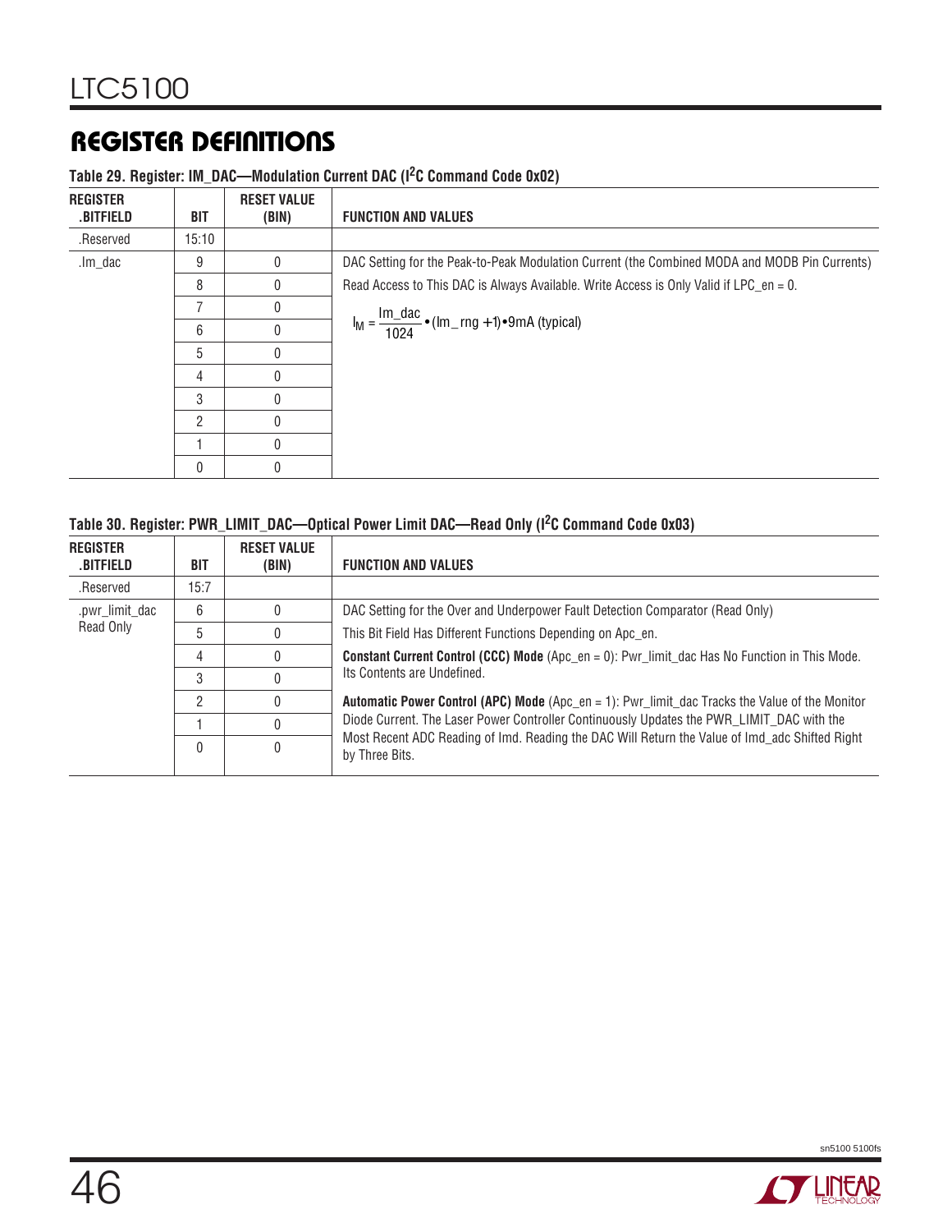## REGISTER DEFINITIONS

**Table 29. Register: IM_DAC—Modulation Current DAC (I²C Command Code 0x02)**

| REGISTER .BITFIELD | BIT | RESET VALUE (BIN) | FUNCTION AND VALUES |
|---|---|---|---|
| .Reserved | 15:10 | | |
| .Im_dac | 9 | 0 | DAC Setting for the Peak-to-Peak Modulation Current (the Combined MODA and MODB Pin Currents) |
| | 8 | 0 | Read Access to This DAC is Always Available. Write Access is Only Valid if LPC_en = 0. |
| | 7 | 0 | $I_M = \frac{\text{Im\_dac}}{1024} \bullet (\text{Im\_rng} + 1) \bullet 9\text{mA}$ (typical) |
| | 6 | 0 | |
| | 5 | 0 | |
| | 4 | 0 | |
| | 3 | 0 | |
| | 2 | 0 | |
| | 1 | 0 | |
| | 0 | 0 | |

**Table 30. Register: PWR_LIMIT_DAC—Optical Power Limit DAC—Read Only (I²C Command Code 0x03)**

| REGISTER .BITFIELD | BIT | RESET VALUE (BIN) | FUNCTION AND VALUES |
|---|---|---|---|
| .Reserved | 15:7 | | |
| .pwr_limit_dac Read Only | 6 | 0 | DAC Setting for the Over and Underpower Fault Detection Comparator (Read Only) |
| | 5 | 0 | This Bit Field Has Different Functions Depending on Apc_en. |
| | 4 | 0 | **Constant Current Control (CCC) Mode** (Apc_en = 0): Pwr_limit_dac Has No Function in This Mode. Its Contents are Undefined. |
| | 3 | 0 | |
| | 2 | 0 | **Automatic Power Control (APC) Mode** (Apc_en = 1): Pwr_limit_dac Tracks the Value of the Monitor Diode Current. The Laser Power Controller Continuously Updates the PWR_LIMIT_DAC with the Most Recent ADC Reading of Imd. Reading the DAC Will Return the Value of Imd_adc Shifted Right by Three Bits. |
| | 1 | 0 | |
| | 0 | 0 | |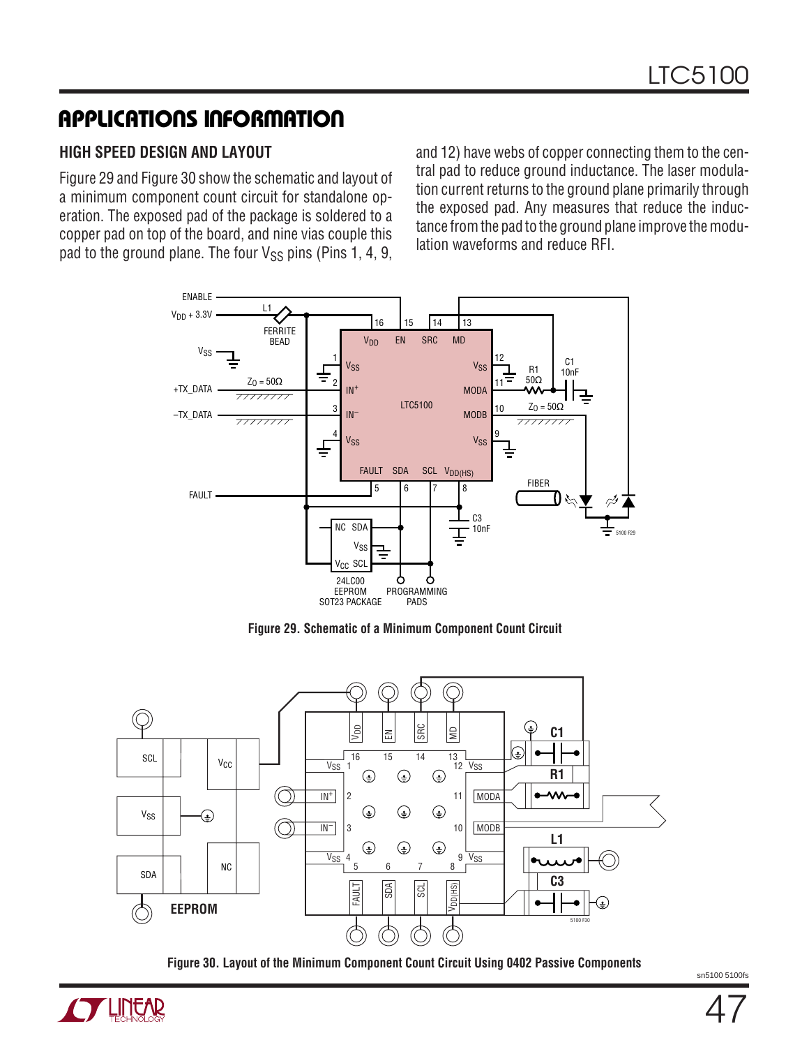## APPLICATIONS INFORMATION

### HIGH SPEED DESIGN AND LAYOUT

Figure 29 and Figure 30 show the schematic and layout of a minimum component count circuit for standalone operation. The exposed pad of the package is soldered to a copper pad on top of the board, and nine vias couple this pad to the ground plane. The four $V_{SS}$ pins (Pins 1, 4, 9, and 12) have webs of copper connecting them to the central pad to reduce ground inductance. The laser modulation current returns to the ground plane primarily through the exposed pad. Any measures that reduce the inductance from the pad to the ground plane improve the modulation waveforms and reduce RFI.

Figure 29. Schematic of a Minimum Component Count Circuit

Figure 30. Layout of the Minimum Component Count Circuit Using 0402 Passive Components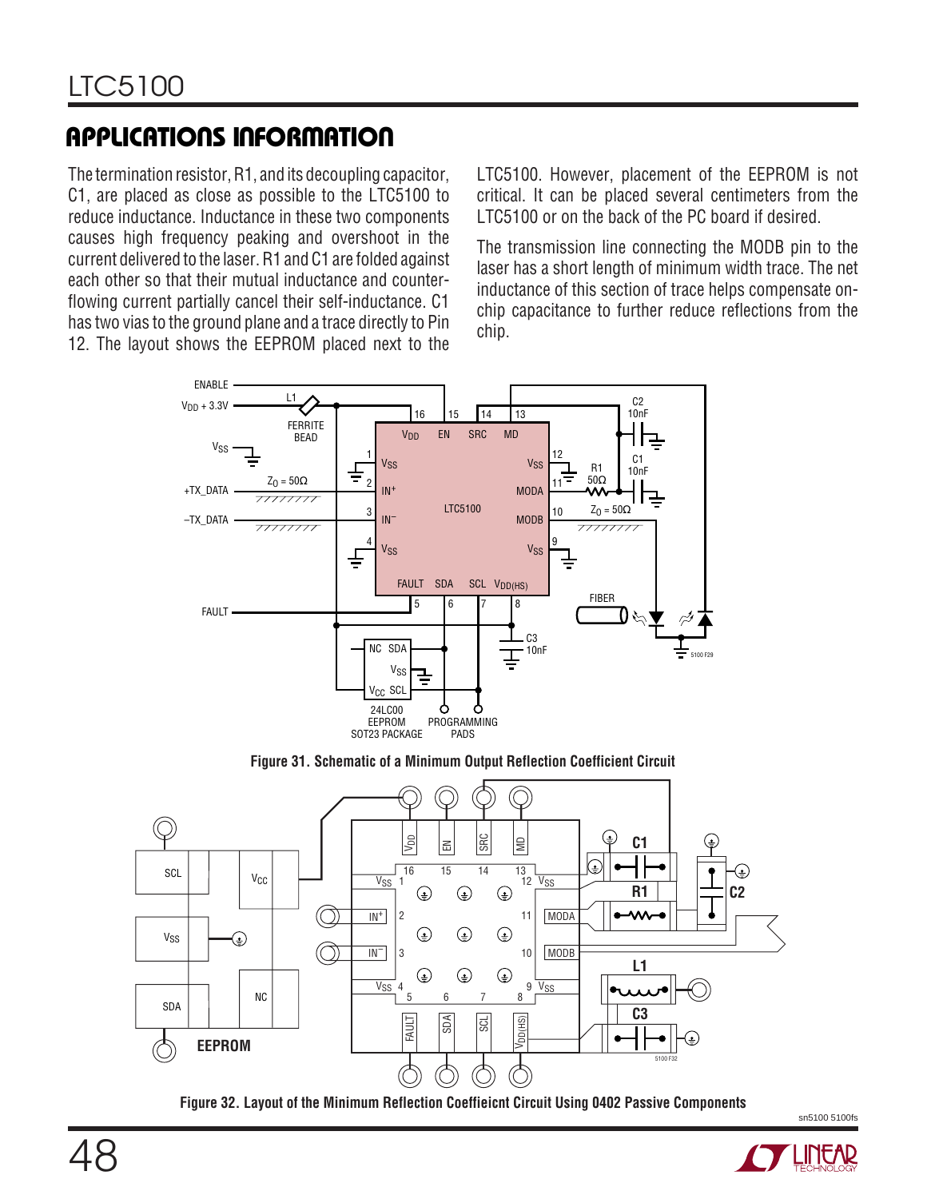## APPLICATIONS INFORMATION

The termination resistor, R1, and its decoupling capacitor, C1, are placed as close as possible to the LTC5100 to reduce inductance. Inductance in these two components causes high frequency peaking and overshoot in the current delivered to the laser. R1 and C1 are folded against each other so that their mutual inductance and counter-flowing current partially cancel their self-inductance. C1 has two vias to the ground plane and a trace directly to Pin 12. The layout shows the EEPROM placed next to the LTC5100. However, placement of the EEPROM is not critical. It can be placed several centimeters from the LTC5100 or on the back of the PC board if desired.

The transmission line connecting the MODB pin to the laser has a short length of minimum width trace. The net inductance of this section of trace helps compensate on-chip capacitance to further reduce reflections from the chip.

**Figure 31. Schematic of a Minimum Output Reflection Coefficient Circuit**

**Figure 32. Layout of the Minimum Reflection Coeffieicnt Circuit Using 0402 Passive Components**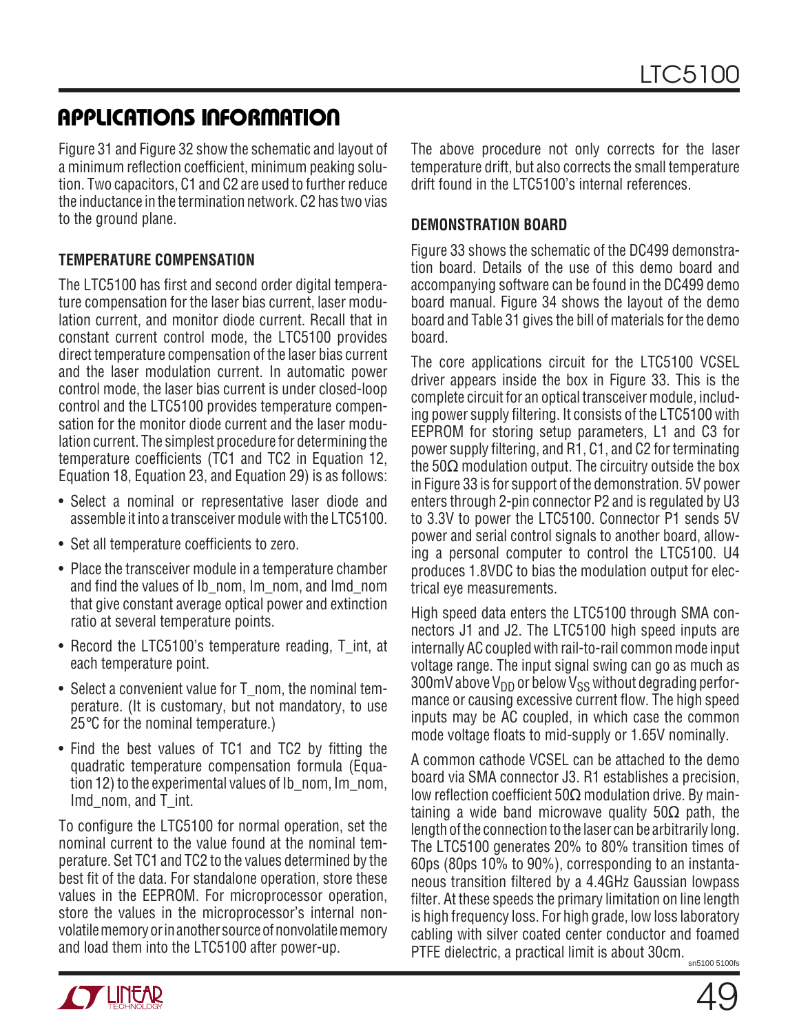## APPLICATIONS INFORMATION

Figure 31 and Figure 32 show the schematic and layout of a minimum reflection coefficient, minimum peaking solution. Two capacitors, C1 and C2 are used to further reduce the inductance in the termination network. C2 has two vias to the ground plane.

### TEMPERATURE COMPENSATION

The LTC5100 has first and second order digital temperature compensation for the laser bias current, laser modulation current, and monitor diode current. Recall that in constant current control mode, the LTC5100 provides direct temperature compensation of the laser bias current and the laser modulation current. In automatic power control mode, the laser bias current is under closed-loop control and the LTC5100 provides temperature compensation for the monitor diode current and the laser modulation current. The simplest procedure for determining the temperature coefficients (TC1 and TC2 in Equation 12, Equation 18, Equation 23, and Equation 29) is as follows:

- Select a nominal or representative laser diode and assemble it into a transceiver module with the LTC5100.
- Set all temperature coefficients to zero.
- Place the transceiver module in a temperature chamber and find the values of Ib_nom, Im_nom, and Imd_nom that give constant average optical power and extinction ratio at several temperature points.
- Record the LTC5100's temperature reading, T_int, at each temperature point.
- Select a convenient value for T_nom, the nominal temperature. (It is customary, but not mandatory, to use 25°C for the nominal temperature.)
- Find the best values of TC1 and TC2 by fitting the quadratic temperature compensation formula (Equation 12) to the experimental values of Ib_nom, Im_nom, Imd_nom, and T_int.

To configure the LTC5100 for normal operation, set the nominal current to the value found at the nominal temperature. Set TC1 and TC2 to the values determined by the best fit of the data. For standalone operation, store these values in the EEPROM. For microprocessor operation, store the values in the microprocessor's internal nonvolatile memory or in another source of nonvolatile memory and load them into the LTC5100 after power-up.

The above procedure not only corrects for the laser temperature drift, but also corrects the small temperature drift found in the LTC5100's internal references.

### DEMONSTRATION BOARD

Figure 33 shows the schematic of the DC499 demonstration board. Details of the use of this demo board and accompanying software can be found in the DC499 demo board manual. Figure 34 shows the layout of the demo board and Table 31 gives the bill of materials for the demo board.

The core applications circuit for the LTC5100 VCSEL driver appears inside the box in Figure 33. This is the complete circuit for an optical transceiver module, including power supply filtering. It consists of the LTC5100 with EEPROM for storing setup parameters, L1 and C3 for power supply filtering, and R1, C1, and C2 for terminating the 50Ω modulation output. The circuitry outside the box in Figure 33 is for support of the demonstration. 5V power enters through 2-pin connector P2 and is regulated by U3 to 3.3V to power the LTC5100. Connector P1 sends 5V power and serial control signals to another board, allowing a personal computer to control the LTC5100. U4 produces 1.8VDC to bias the modulation output for electrical eye measurements.

High speed data enters the LTC5100 through SMA connectors J1 and J2. The LTC5100 high speed inputs are internally AC coupled with rail-to-rail common mode input voltage range. The input signal swing can go as much as 300mV above $V_{DD}$ or below $V_{SS}$ without degrading performance or causing excessive current flow. The high speed inputs may be AC coupled, in which case the common mode voltage floats to mid-supply or 1.65V nominally.

A common cathode VCSEL can be attached to the demo board via SMA connector J3. R1 establishes a precision, low reflection coefficient 50Ω modulation drive. By maintaining a wide band microwave quality 50Ω path, the length of the connection to the laser can be arbitrarily long. The LTC5100 generates 20% to 80% transition times of 60ps (80ps 10% to 90%), corresponding to an instantaneous transition filtered by a 4.4GHz Gaussian lowpass filter. At these speeds the primary limitation on line length is high frequency loss. For high grade, low loss laboratory cabling with silver coated center conductor and foamed PTFE dielectric, a practical limit is about 30cm.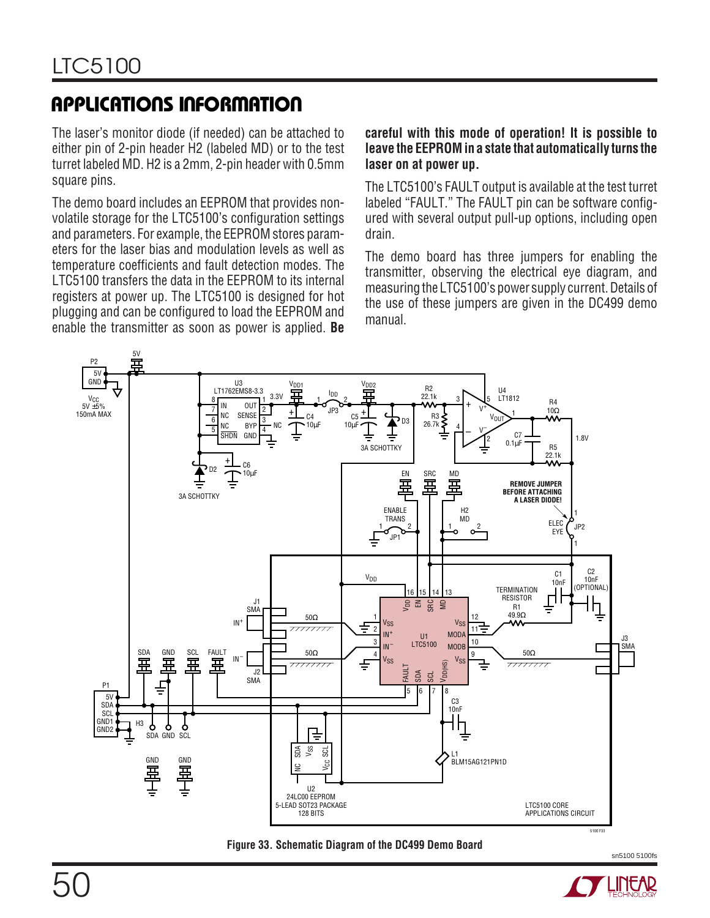## APPLICATIONS INFORMATION

The laser's monitor diode (if needed) can be attached to either pin of 2-pin header H2 (labeled MD) or to the test turret labeled MD. H2 is a 2mm, 2-pin header with 0.5mm square pins.

The demo board includes an EEPROM that provides non-volatile storage for the LTC5100's configuration settings and parameters. For example, the EEPROM stores parameters for the laser bias and modulation levels as well as temperature coefficients and fault detection modes. The LTC5100 transfers the data in the EEPROM to its internal registers at power up. The LTC5100 is designed for hot plugging and can be configured to load the EEPROM and enable the transmitter as soon as power is applied. **Be careful with this mode of operation! It is possible to leave the EEPROM in a state that automatically turns the laser on at power up.**

The LTC5100's FAULT output is available at the test turret labeled "FAULT." The FAULT pin can be software configured with several output pull-up options, including open drain.

The demo board has three jumpers for enabling the transmitter, observing the electrical eye diagram, and measuring the LTC5100's power supply current. Details of the use of these jumpers are given in the DC499 demo manual.

**Figure 33. Schematic Diagram of the DC499 Demo Board**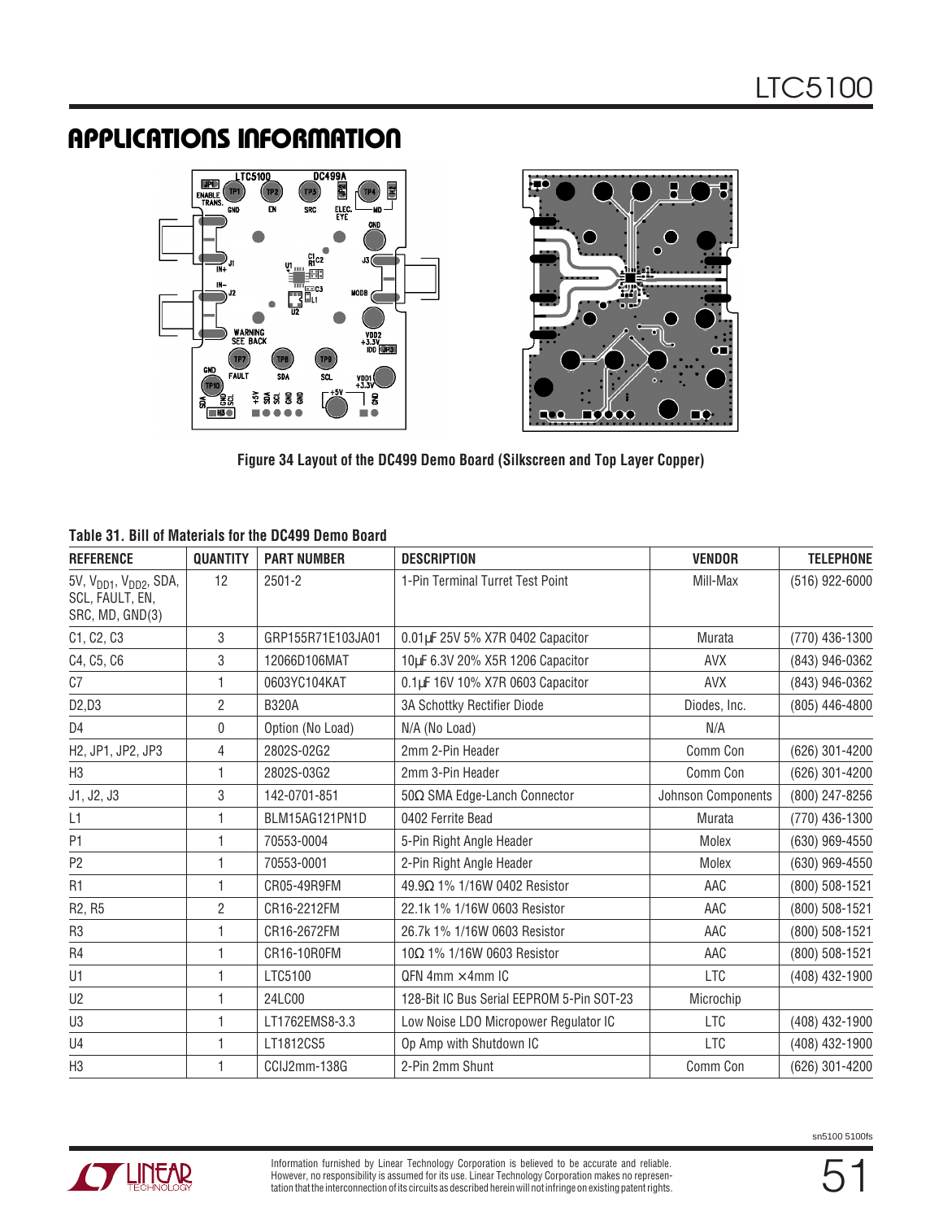## APPLICATIONS INFORMATION

Figure 34 Layout of the DC499 Demo Board (Silkscreen and Top Layer Copper)

**Table 31. Bill of Materials for the DC499 Demo Board**

| REFERENCE | QUANTITY | PART NUMBER | DESCRIPTION | VENDOR | TELEPHONE |
|---|---|---|---|---|---|
| 5V, $V_{DD1}$, $V_{DD2}$, SDA, SCL, FAULT, EN, SRC, MD, GND(3) | 12 | 2501-2 | 1-Pin Terminal Turret Test Point | Mill-Max | (516) 922-6000 |
| C1, C2, C3 | 3 | GRP155R71E103JA01 | 0.01µF 25V 5% X7R 0402 Capacitor | Murata | (770) 436-1300 |
| C4, C5, C6 | 3 | 12066D106MAT | 10µF 6.3V 20% X5R 1206 Capacitor | AVX | (843) 946-0362 |
| C7 | 1 | 0603YC104KAT | 0.1µF 16V 10% X7R 0603 Capacitor | AVX | (843) 946-0362 |
| D2,D3 | 2 | B320A | 3A Schottky Rectifier Diode | Diodes, Inc. | (805) 446-4800 |
| D4 | 0 | Option (No Load) | N/A (No Load) | N/A | |
| H2, JP1, JP2, JP3 | 4 | 2802S-02G2 | 2mm 2-Pin Header | Comm Con | (626) 301-4200 |
| H3 | 1 | 2802S-03G2 | 2mm 3-Pin Header | Comm Con | (626) 301-4200 |
| J1, J2, J3 | 3 | 142-0701-851 | 50Ω SMA Edge-Lanch Connector | Johnson Components | (800) 247-8256 |
| L1 | 1 | BLM15AG121PN1D | 0402 Ferrite Bead | Murata | (770) 436-1300 |
| P1 | 1 | 70553-0004 | 5-Pin Right Angle Header | Molex | (630) 969-4550 |
| P2 | 1 | 70553-0001 | 2-Pin Right Angle Header | Molex | (630) 969-4550 |
| R1 | 1 | CR05-49R9FM | 49.9Ω 1% 1/16W 0402 Resistor | AAC | (800) 508-1521 |
| R2, R5 | 2 | CR16-2212FM | 22.1k 1% 1/16W 0603 Resistor | AAC | (800) 508-1521 |
| R3 | 1 | CR16-2672FM | 26.7k 1% 1/16W 0603 Resistor | AAC | (800) 508-1521 |
| R4 | 1 | CR16-10R0FM | 10Ω 1% 1/16W 0603 Resistor | AAC | (800) 508-1521 |
| U1 | 1 | LTC5100 | QFN 4mm × 4mm IC | LTC | (408) 432-1900 |
| U2 | 1 | 24LC00 | 128-Bit IC Bus Serial EEPROM 5-Pin SOT-23 | Microchip | |
| U3 | 1 | LT1762EMS8-3.3 | Low Noise LDO Micropower Regulator IC | LTC | (408) 432-1900 |
| U4 | 1 | LT1812CS5 | Op Amp with Shutdown IC | LTC | (408) 432-1900 |
| H3 | 1 | CCIJ2mm-138G | 2-Pin 2mm Shunt | Comm Con | (626) 301-4200 |

Information furnished by Linear Technology Corporation is believed to be accurate and reliable. However, no responsibility is assumed for its use. Linear Technology Corporation makes no representation that the interconnection of its circuits as described herein will not infringe on existing patent rights.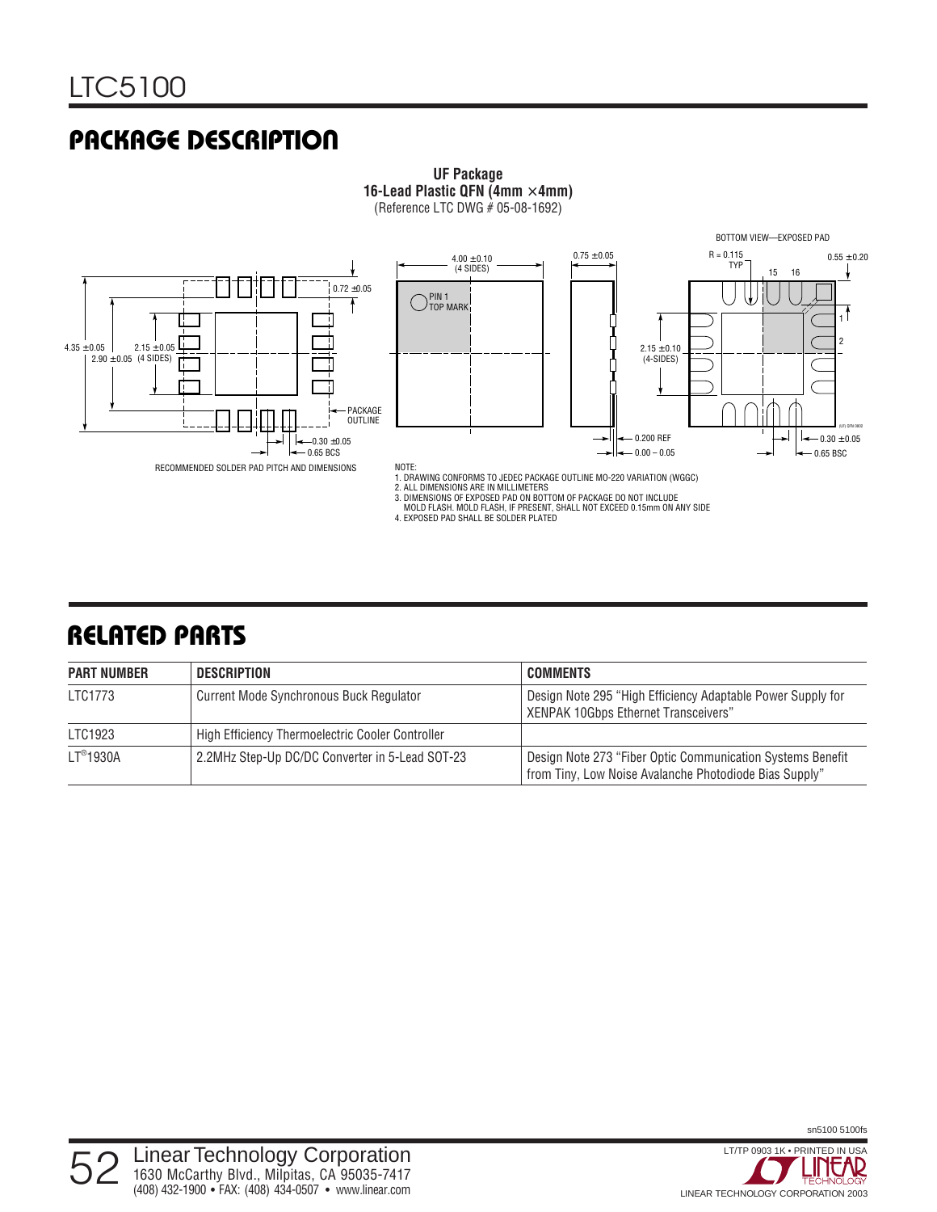## PACKAGE DESCRIPTION

**UF Package**
**16-Lead Plastic QFN (4mm × 4mm)**
(Reference LTC DWG # 05-08-1692)

4.35 ±0.05
2.15 ±0.05
2.90 ±0.05 (4 SIDES)
0.72 ±0.05
PACKAGE OUTLINE
0.30 ±0.05
0.65 BCS
RECOMMENDED SOLDER PAD PITCH AND DIMENSIONS

4.00 ±0.10 (4 SIDES)
PIN 1 TOP MARK
0.75 ±0.05
0.200 REF
0.00 – 0.05
2.15 ±0.10 (4-SIDES)

BOTTOM VIEW—EXPOSED PAD
R = 0.115 TYP
0.55 ±0.20
15 16
1
2
0.30 ±0.05
0.65 BSC

NOTE:
1. DRAWING CONFORMS TO JEDEC PACKAGE OUTLINE MO-220 VARIATION (WGGC)
2. ALL DIMENSIONS ARE IN MILLIMETERS
3. DIMENSIONS OF EXPOSED PAD ON BOTTOM OF PACKAGE DO NOT INCLUDE MOLD FLASH. MOLD FLASH, IF PRESENT, SHALL NOT EXCEED 0.15mm ON ANY SIDE
4. EXPOSED PAD SHALL BE SOLDER PLATED

## RELATED PARTS

| PART NUMBER | DESCRIPTION | COMMENTS |
|---|---|---|
| LTC1773 | Current Mode Synchronous Buck Regulator | Design Note 295 "High Efficiency Adaptable Power Supply for XENPAK 10Gbps Ethernet Transceivers" |
| LTC1923 | High Efficiency Thermoelectric Cooler Controller | |
| LT®1930A | 2.2MHz Step-Up DC/DC Converter in 5-Lead SOT-23 | Design Note 273 "Fiber Optic Communication Systems Benefit from Tiny, Low Noise Avalanche Photodiode Bias Supply" |

Linear Technology Corporation
1630 McCarthy Blvd., Milpitas, CA 95035-7417
(408) 432-1900 • FAX: (408) 434-0507 • www.linear.com

LT/TP 0903 1K • PRINTED IN USA
LINEAR TECHNOLOGY CORPORATION 2003